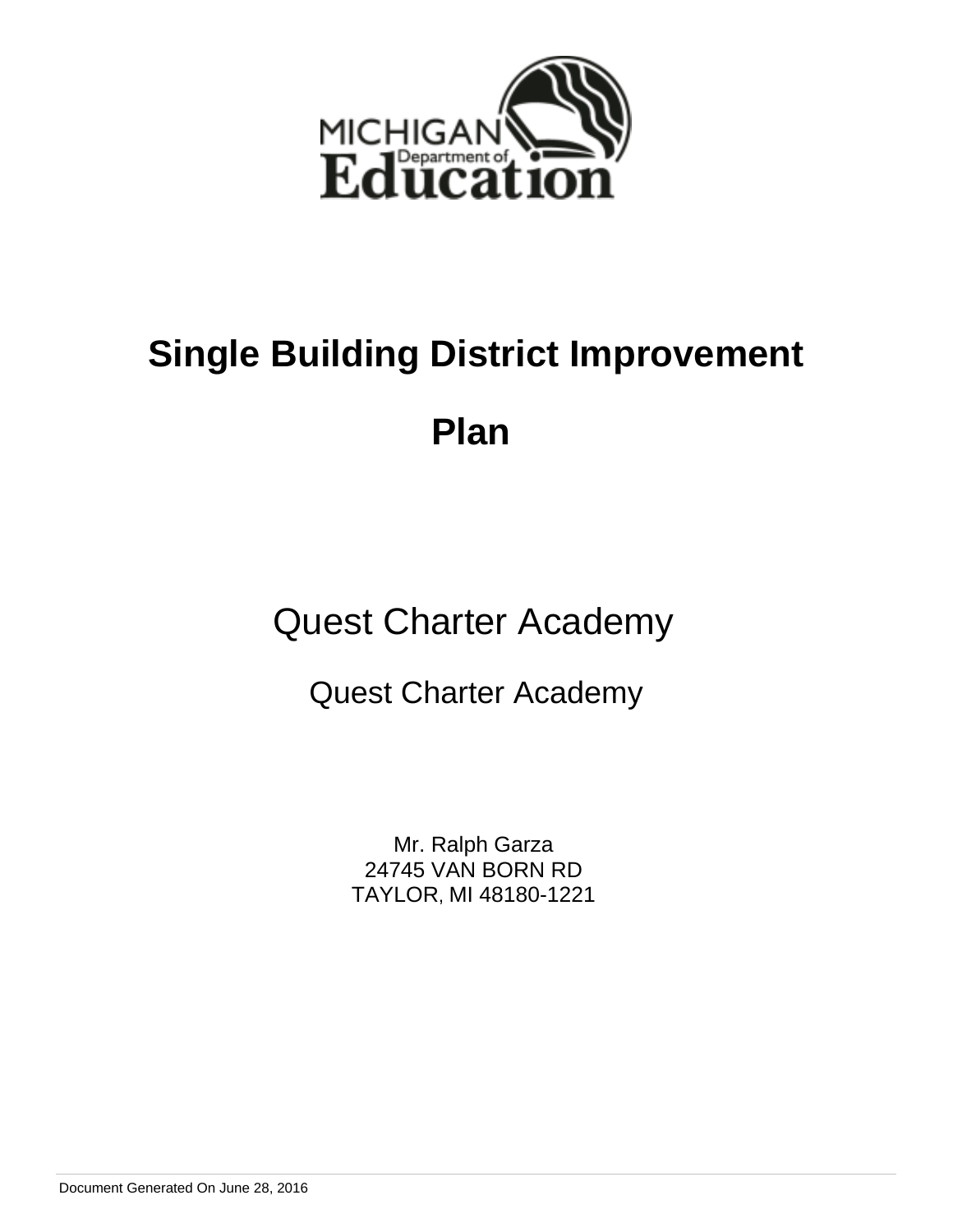MICHIGAN Department of Education

# Single Building District Improvement Plan

## Quest Charter Academy

### Quest Charter Academy

Mr. Ralph Garza
24745 VAN BORN RD
TAYLOR, MI 48180-1221

Document Generated On June 28, 2016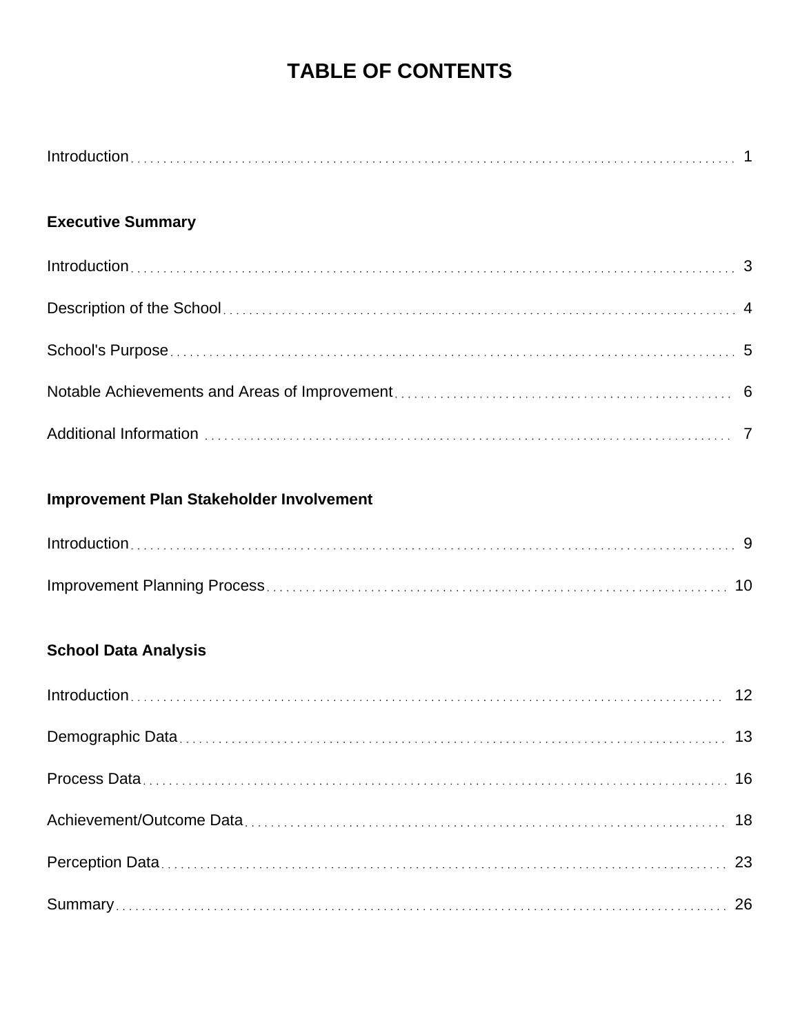# TABLE OF CONTENTS

Introduction . . . . . . . . . . 1

**Executive Summary**

Introduction . . . . . . . . . . 3

Description of the School . . . . . . . . . . 4

School's Purpose . . . . . . . . . . 5

Notable Achievements and Areas of Improvement . . . . . . . . . . 6

Additional Information . . . . . . . . . . 7

**Improvement Plan Stakeholder Involvement**

Introduction . . . . . . . . . . 9

Improvement Planning Process . . . . . . . . . . 10

**School Data Analysis**

Introduction . . . . . . . . . . 12

Demographic Data . . . . . . . . . . 13

Process Data . . . . . . . . . . 16

Achievement/Outcome Data . . . . . . . . . . 18

Perception Data . . . . . . . . . . 23

Summary . . . . . . . . . . 26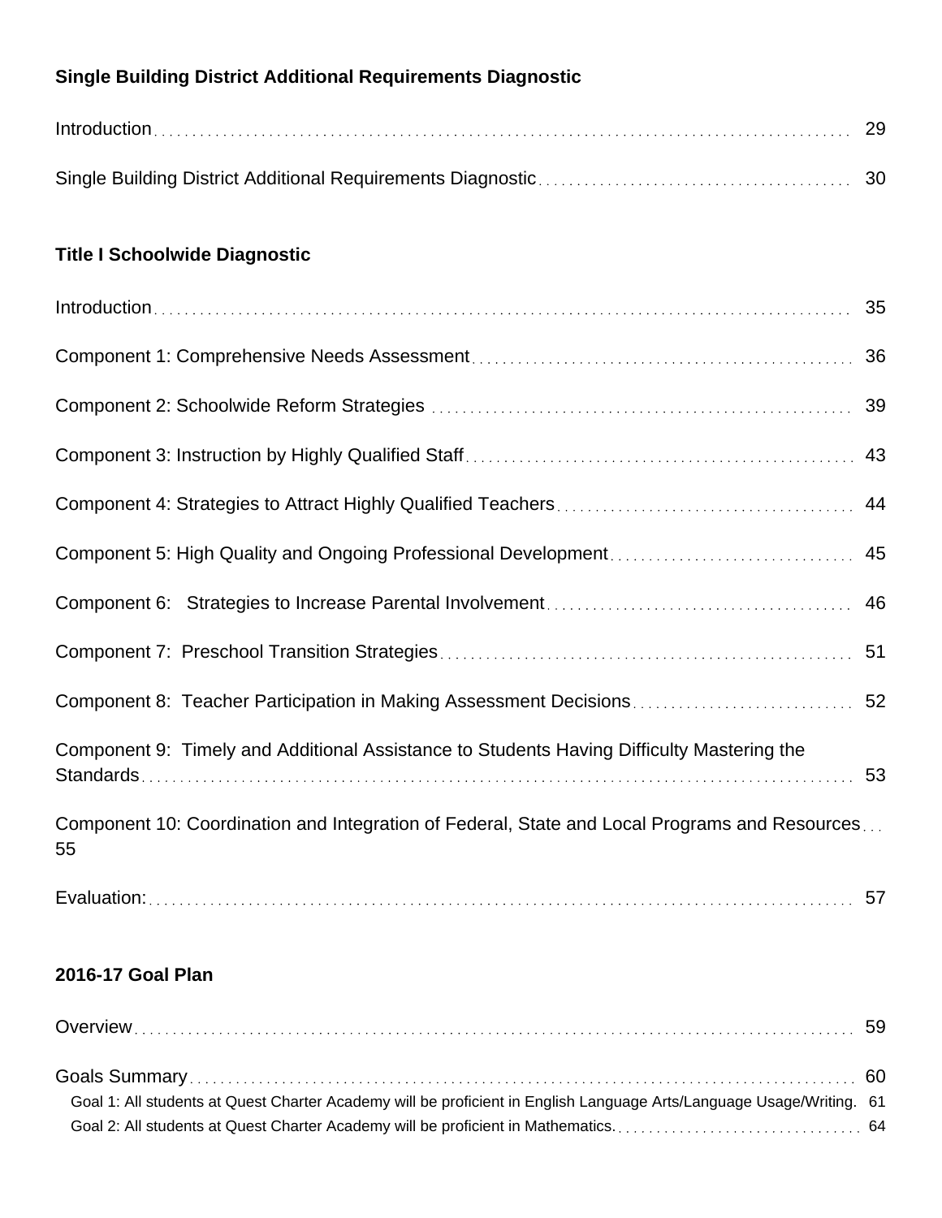**Single Building District Additional Requirements Diagnostic**

Introduction ... 29

Single Building District Additional Requirements Diagnostic ... 30

**Title I Schoolwide Diagnostic**

Introduction ... 35

Component 1: Comprehensive Needs Assessment ... 36

Component 2: Schoolwide Reform Strategies ... 39

Component 3: Instruction by Highly Qualified Staff ... 43

Component 4: Strategies to Attract Highly Qualified Teachers ... 44

Component 5: High Quality and Ongoing Professional Development ... 45

Component 6: Strategies to Increase Parental Involvement ... 46

Component 7: Preschool Transition Strategies ... 51

Component 8: Teacher Participation in Making Assessment Decisions ... 52

Component 9: Timely and Additional Assistance to Students Having Difficulty Mastering the Standards ... 53

Component 10: Coordination and Integration of Federal, State and Local Programs and Resources ... 55

Evaluation: ... 57

**2016-17 Goal Plan**

Overview ... 59

Goals Summary ... 60

- Goal 1: All students at Quest Charter Academy will be proficient in English Language Arts/Language Usage/Writing. 61
- Goal 2: All students at Quest Charter Academy will be proficient in Mathematics. ... 64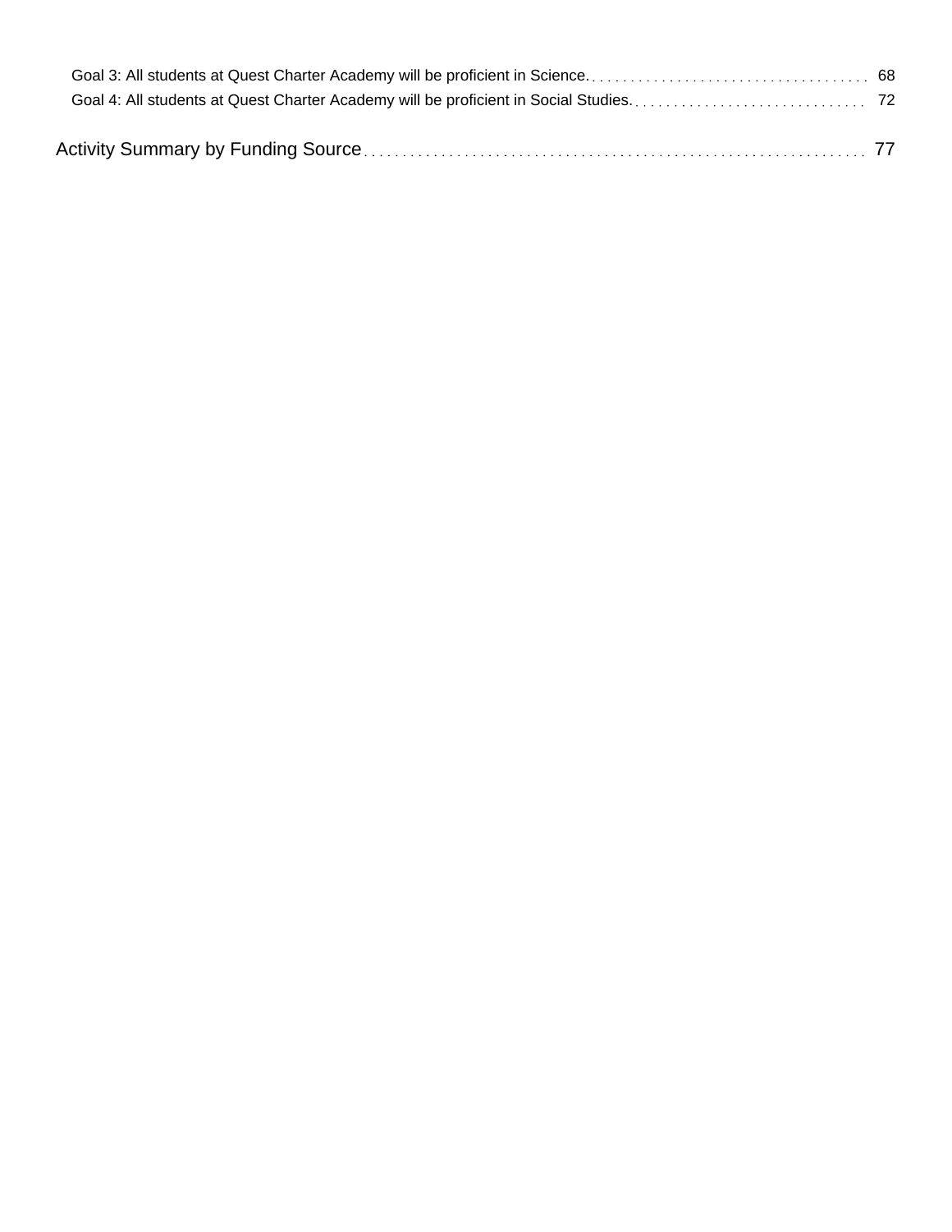Goal 3: All students at Quest Charter Academy will be proficient in Science. . . . . . . . . . . . . . . . . . . . . . . . . . . . . . . . . . . . . . 68

Goal 4: All students at Quest Charter Academy will be proficient in Social Studies. . . . . . . . . . . . . . . . . . . . . . . . . . . . . . . . 72

Activity Summary by Funding Source . . . . . . . . . . . . . . . . . . . . . . . . . . . . . . . . . . . . . . . . . . . . . . . . . . . . . . . . . . . . . . . 77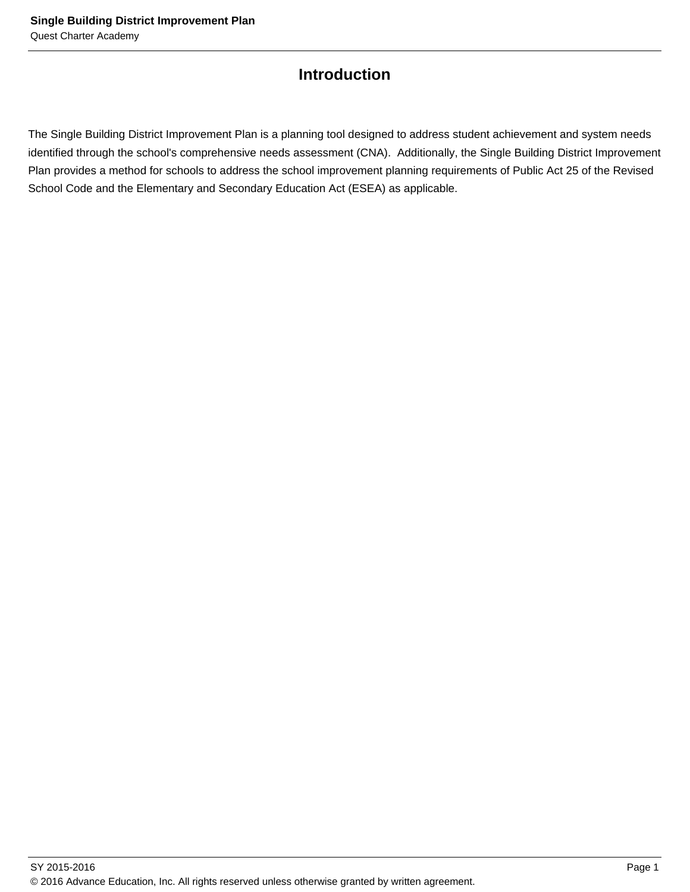# Introduction

The Single Building District Improvement Plan is a planning tool designed to address student achievement and system needs identified through the school's comprehensive needs assessment (CNA).  Additionally, the Single Building District Improvement Plan provides a method for schools to address the school improvement planning requirements of Public Act 25 of the Revised School Code and the Elementary and Secondary Education Act (ESEA) as applicable.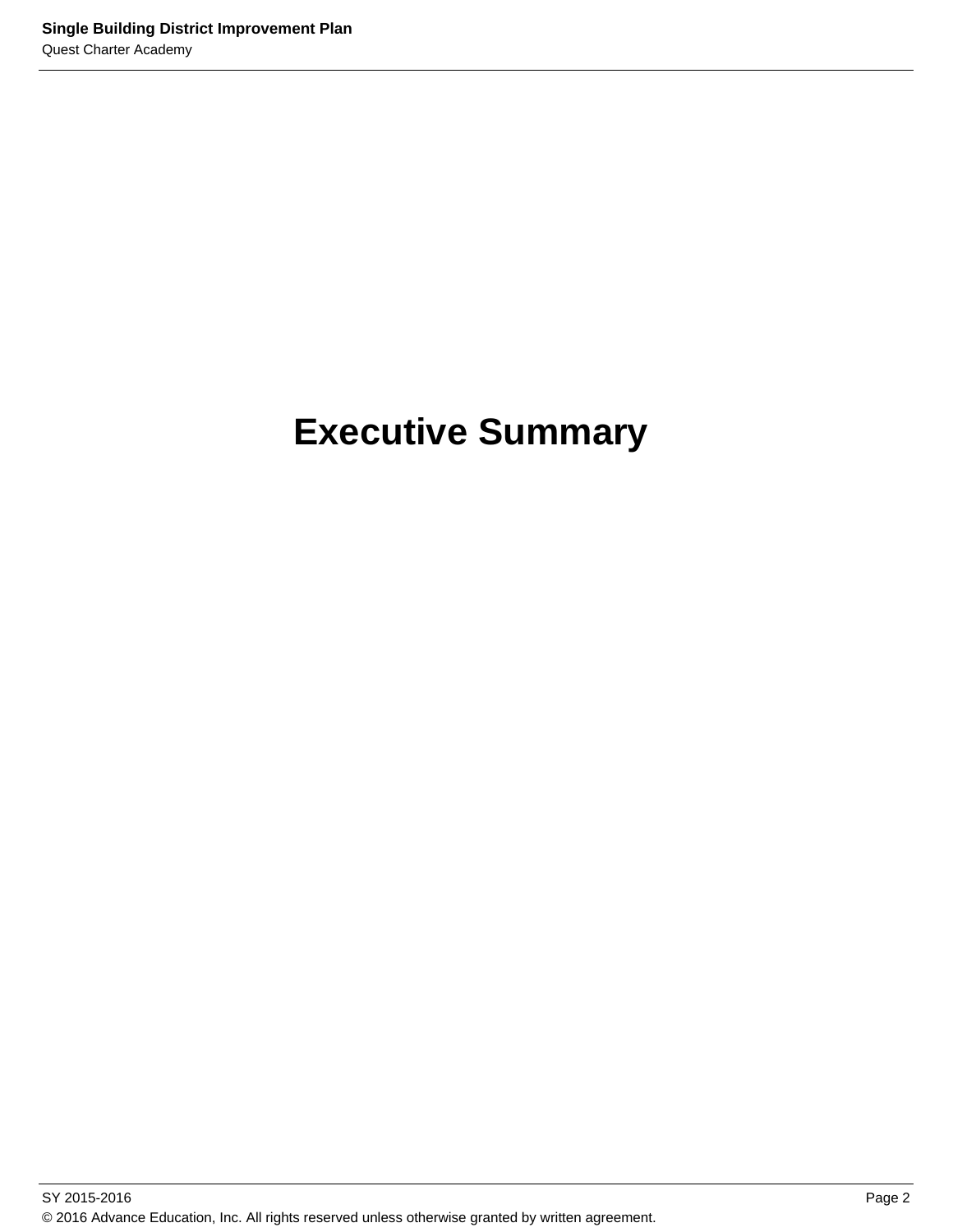# Executive Summary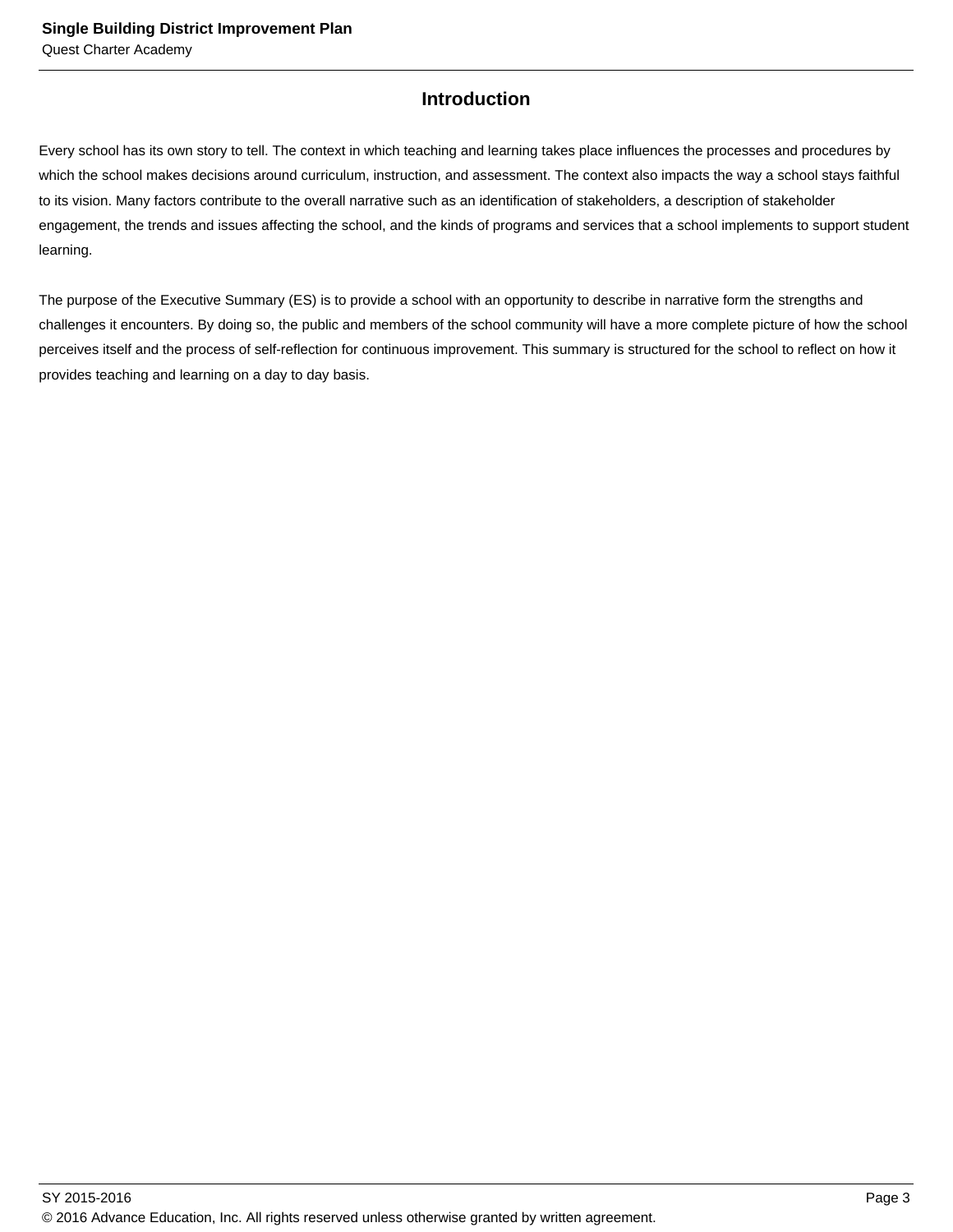## Introduction

Every school has its own story to tell. The context in which teaching and learning takes place influences the processes and procedures by which the school makes decisions around curriculum, instruction, and assessment. The context also impacts the way a school stays faithful to its vision. Many factors contribute to the overall narrative such as an identification of stakeholders, a description of stakeholder engagement, the trends and issues affecting the school, and the kinds of programs and services that a school implements to support student learning.

The purpose of the Executive Summary (ES) is to provide a school with an opportunity to describe in narrative form the strengths and challenges it encounters. By doing so, the public and members of the school community will have a more complete picture of how the school perceives itself and the process of self-reflection for continuous improvement. This summary is structured for the school to reflect on how it provides teaching and learning on a day to day basis.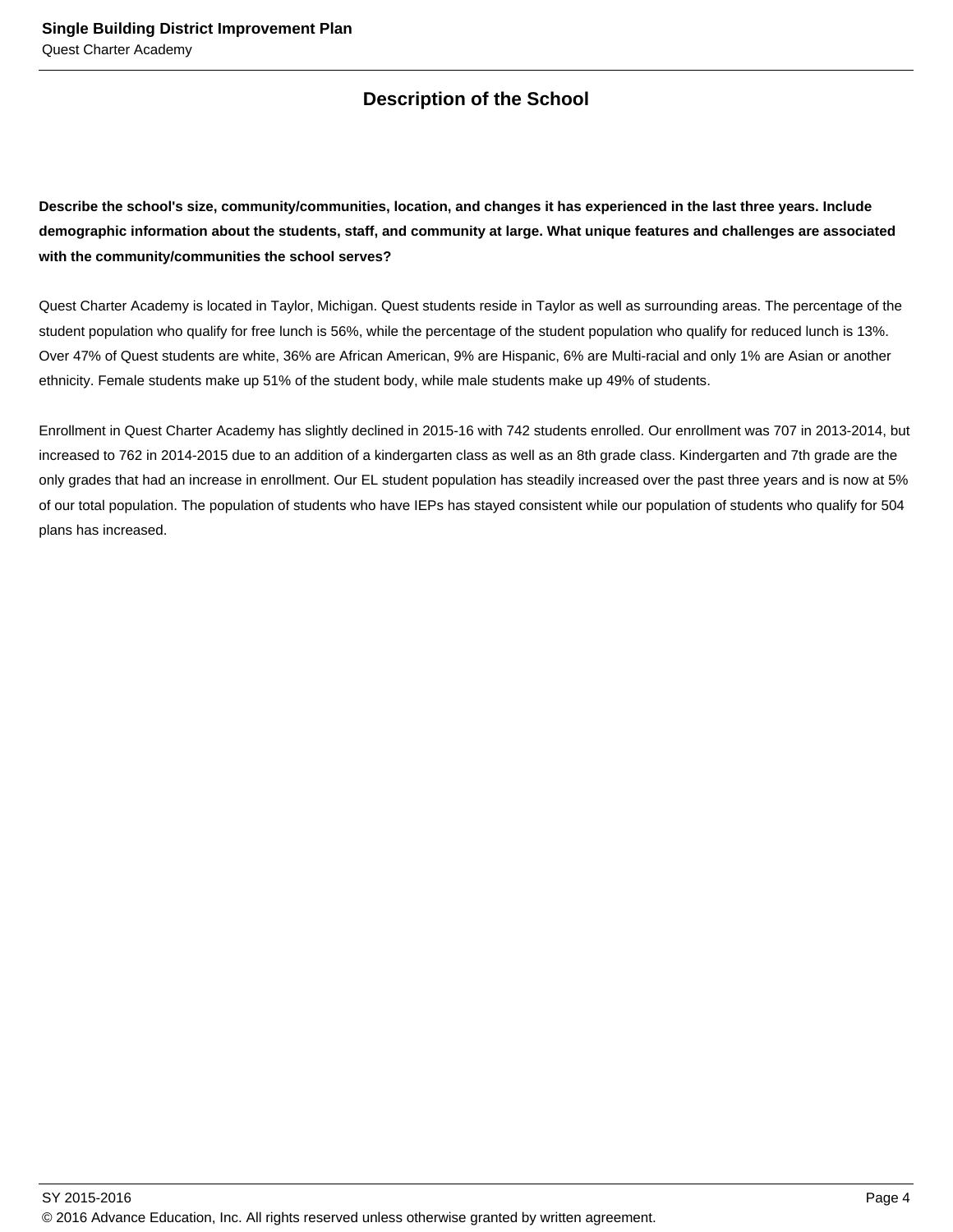## Description of the School

**Describe the school's size, community/communities, location, and changes it has experienced in the last three years. Include demographic information about the students, staff, and community at large. What unique features and challenges are associated with the community/communities the school serves?**

Quest Charter Academy is located in Taylor, Michigan. Quest students reside in Taylor as well as surrounding areas. The percentage of the student population who qualify for free lunch is 56%, while the percentage of the student population who qualify for reduced lunch is 13%. Over 47% of Quest students are white, 36% are African American, 9% are Hispanic, 6% are Multi-racial and only 1% are Asian or another ethnicity. Female students make up 51% of the student body, while male students make up 49% of students.

Enrollment in Quest Charter Academy has slightly declined in 2015-16 with 742 students enrolled. Our enrollment was 707 in 2013-2014, but increased to 762 in 2014-2015 due to an addition of a kindergarten class as well as an 8th grade class. Kindergarten and 7th grade are the only grades that had an increase in enrollment. Our EL student population has steadily increased over the past three years and is now at 5% of our total population. The population of students who have IEPs has stayed consistent while our population of students who qualify for 504 plans has increased.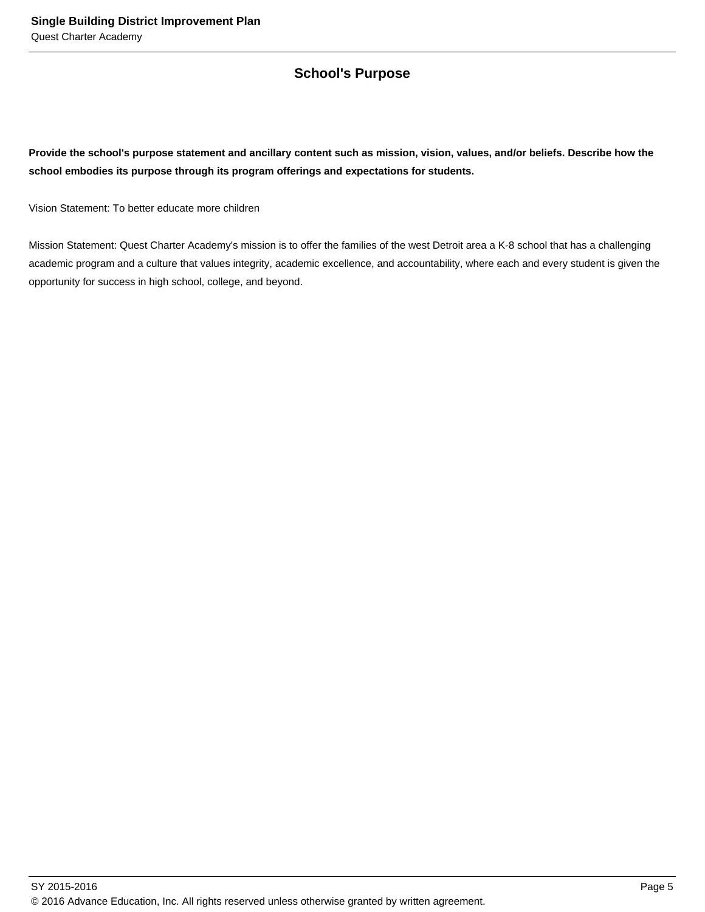## School's Purpose

**Provide the school's purpose statement and ancillary content such as mission, vision, values, and/or beliefs. Describe how the school embodies its purpose through its program offerings and expectations for students.**

Vision Statement: To better educate more children

Mission Statement: Quest Charter Academy's mission is to offer the families of the west Detroit area a K-8 school that has a challenging academic program and a culture that values integrity, academic excellence, and accountability, where each and every student is given the opportunity for success in high school, college, and beyond.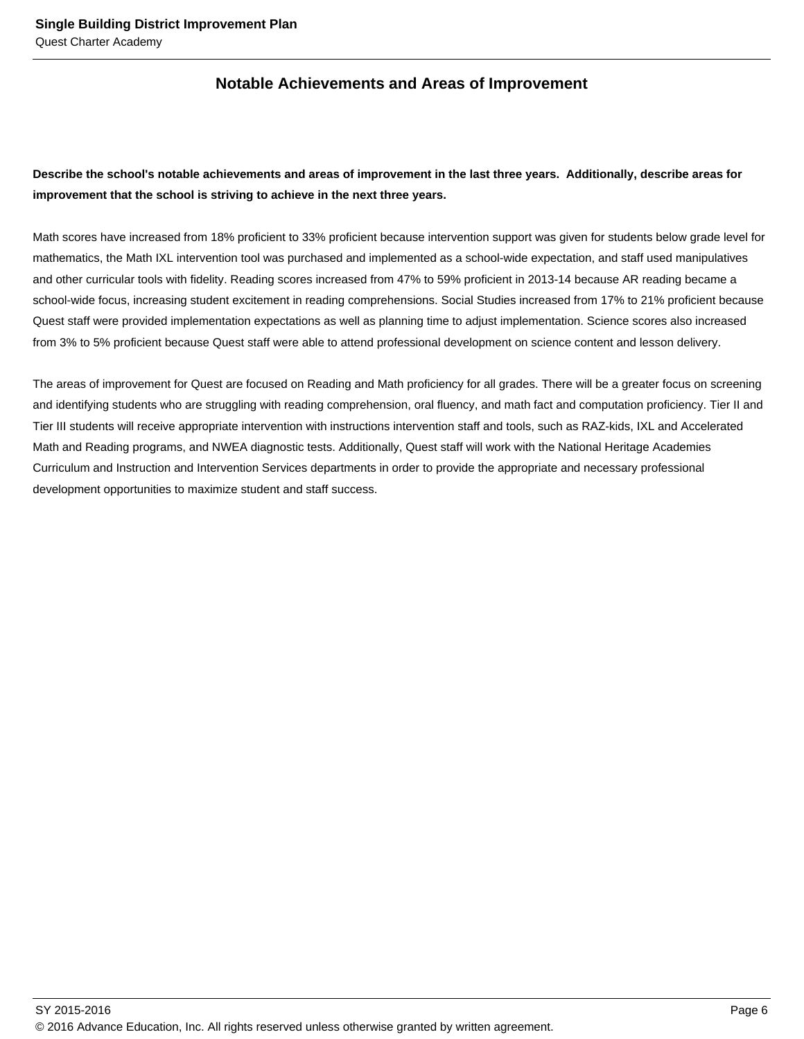## Notable Achievements and Areas of Improvement

**Describe the school's notable achievements and areas of improvement in the last three years. Additionally, describe areas for improvement that the school is striving to achieve in the next three years.**

Math scores have increased from 18% proficient to 33% proficient because intervention support was given for students below grade level for mathematics, the Math IXL intervention tool was purchased and implemented as a school-wide expectation, and staff used manipulatives and other curricular tools with fidelity. Reading scores increased from 47% to 59% proficient in 2013-14 because AR reading became a school-wide focus, increasing student excitement in reading comprehensions. Social Studies increased from 17% to 21% proficient because Quest staff were provided implementation expectations as well as planning time to adjust implementation. Science scores also increased from 3% to 5% proficient because Quest staff were able to attend professional development on science content and lesson delivery.

The areas of improvement for Quest are focused on Reading and Math proficiency for all grades. There will be a greater focus on screening and identifying students who are struggling with reading comprehension, oral fluency, and math fact and computation proficiency. Tier II and Tier III students will receive appropriate intervention with instructions intervention staff and tools, such as RAZ-kids, IXL and Accelerated Math and Reading programs, and NWEA diagnostic tests. Additionally, Quest staff will work with the National Heritage Academies Curriculum and Instruction and Intervention Services departments in order to provide the appropriate and necessary professional development opportunities to maximize student and staff success.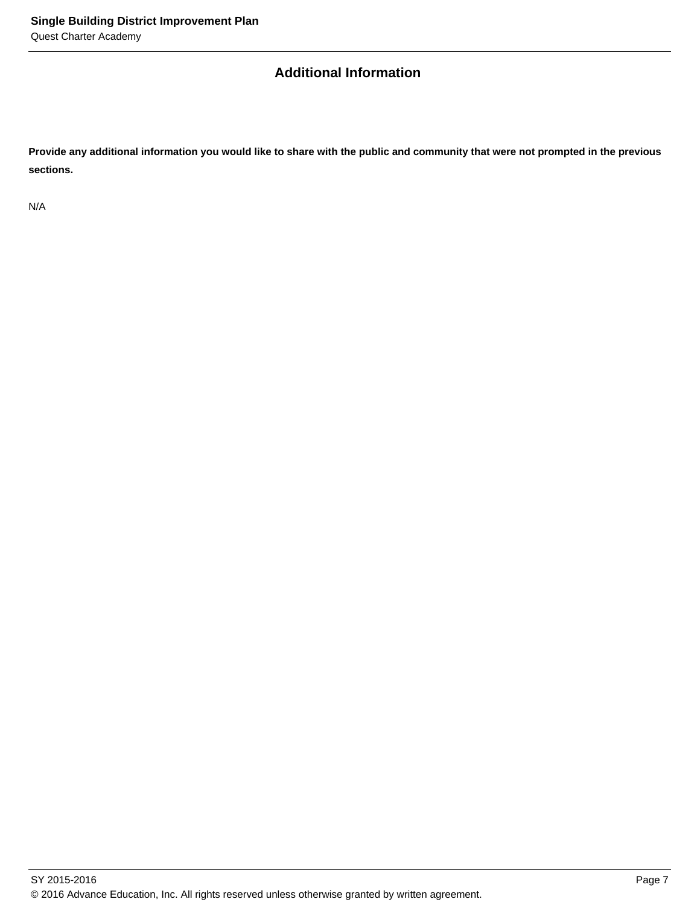## Additional Information

**Provide any additional information you would like to share with the public and community that were not prompted in the previous sections.**

N/A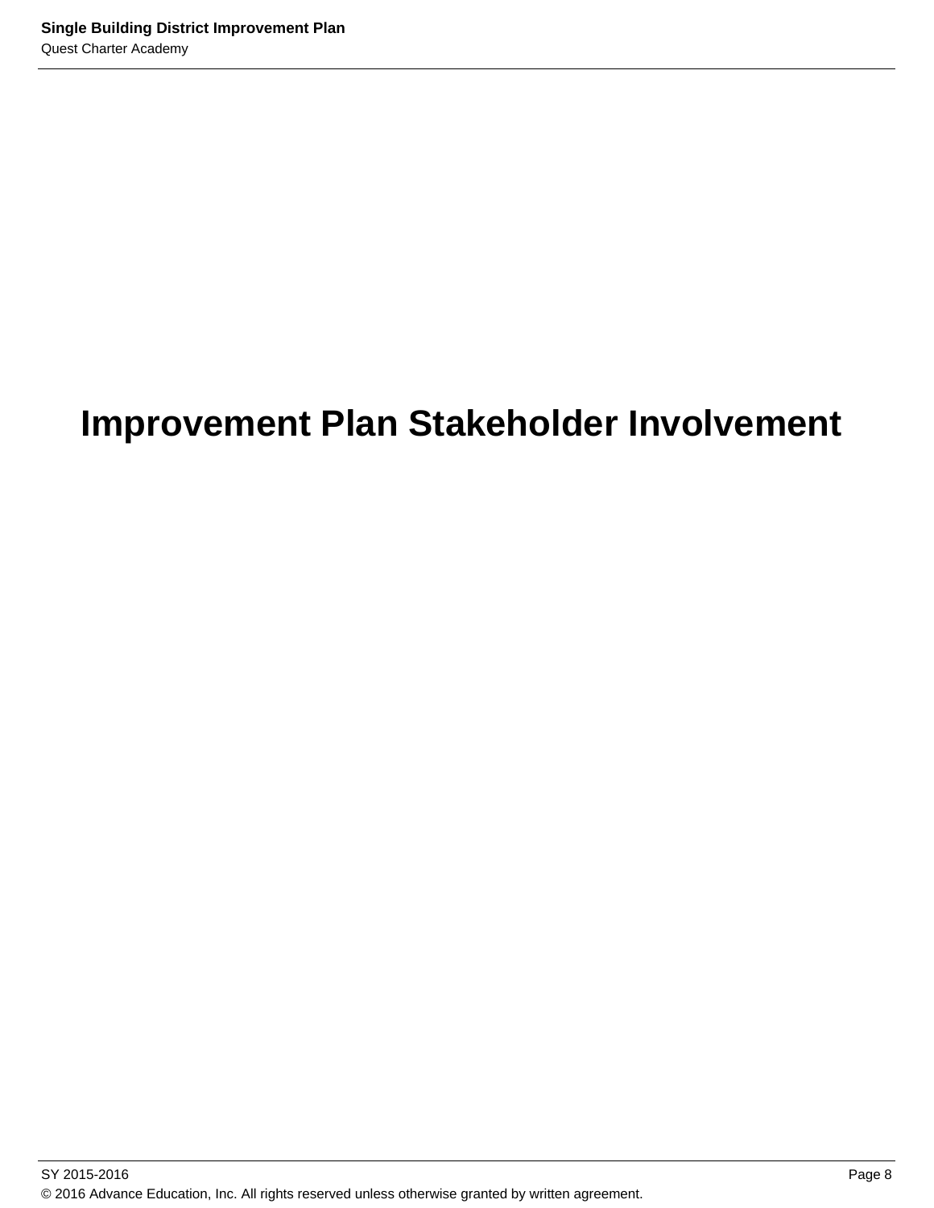# Improvement Plan Stakeholder Involvement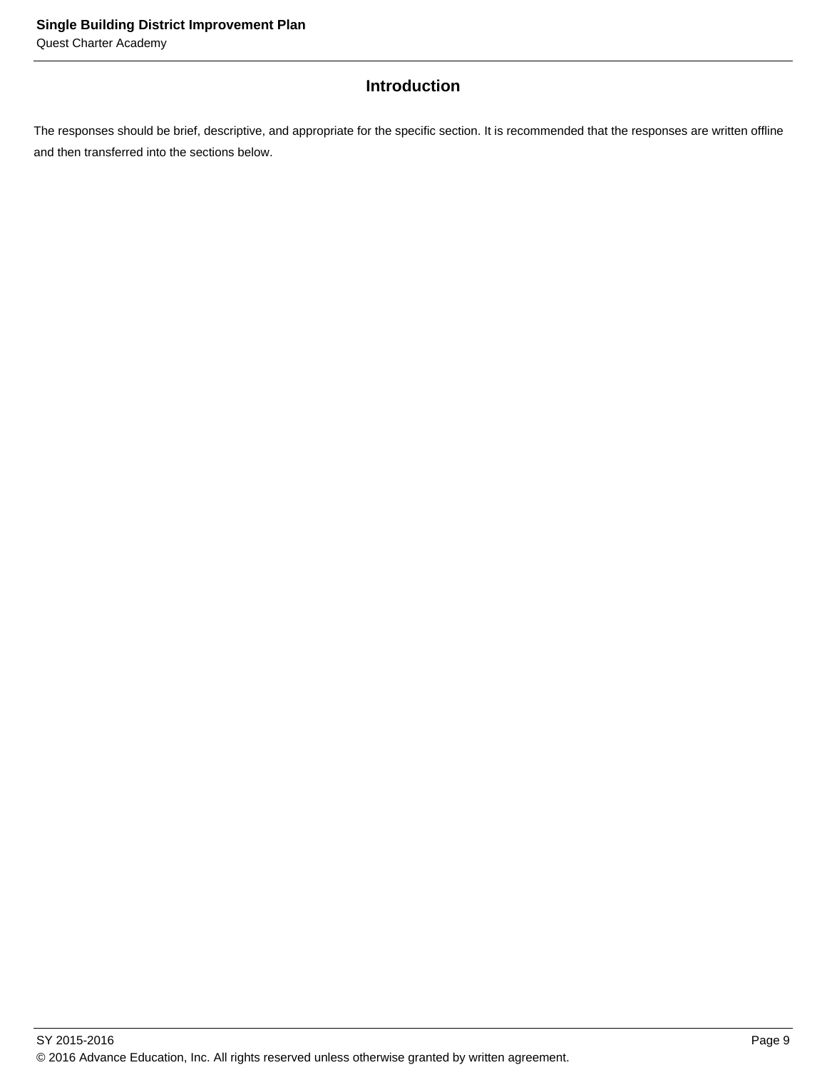## Introduction

The responses should be brief, descriptive, and appropriate for the specific section. It is recommended that the responses are written offline and then transferred into the sections below.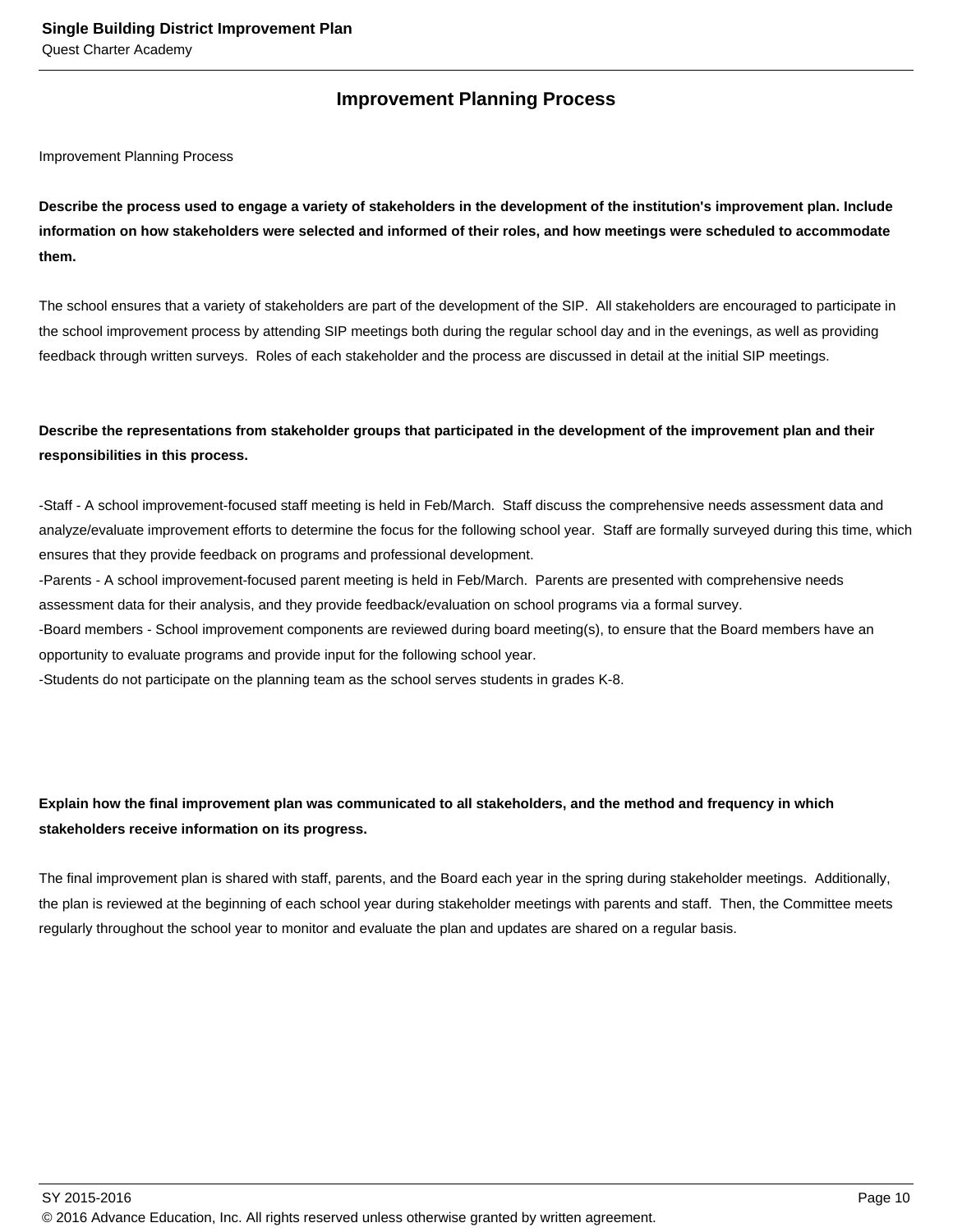## Improvement Planning Process

Improvement Planning Process

**Describe the process used to engage a variety of stakeholders in the development of the institution's improvement plan. Include information on how stakeholders were selected and informed of their roles, and how meetings were scheduled to accommodate them.**

The school ensures that a variety of stakeholders are part of the development of the SIP. All stakeholders are encouraged to participate in the school improvement process by attending SIP meetings both during the regular school day and in the evenings, as well as providing feedback through written surveys. Roles of each stakeholder and the process are discussed in detail at the initial SIP meetings.

**Describe the representations from stakeholder groups that participated in the development of the improvement plan and their responsibilities in this process.**

-Staff - A school improvement-focused staff meeting is held in Feb/March. Staff discuss the comprehensive needs assessment data and analyze/evaluate improvement efforts to determine the focus for the following school year. Staff are formally surveyed during this time, which ensures that they provide feedback on programs and professional development.
-Parents - A school improvement-focused parent meeting is held in Feb/March. Parents are presented with comprehensive needs assessment data for their analysis, and they provide feedback/evaluation on school programs via a formal survey.
-Board members - School improvement components are reviewed during board meeting(s), to ensure that the Board members have an opportunity to evaluate programs and provide input for the following school year.
-Students do not participate on the planning team as the school serves students in grades K-8.

**Explain how the final improvement plan was communicated to all stakeholders, and the method and frequency in which stakeholders receive information on its progress.**

The final improvement plan is shared with staff, parents, and the Board each year in the spring during stakeholder meetings. Additionally, the plan is reviewed at the beginning of each school year during stakeholder meetings with parents and staff. Then, the Committee meets regularly throughout the school year to monitor and evaluate the plan and updates are shared on a regular basis.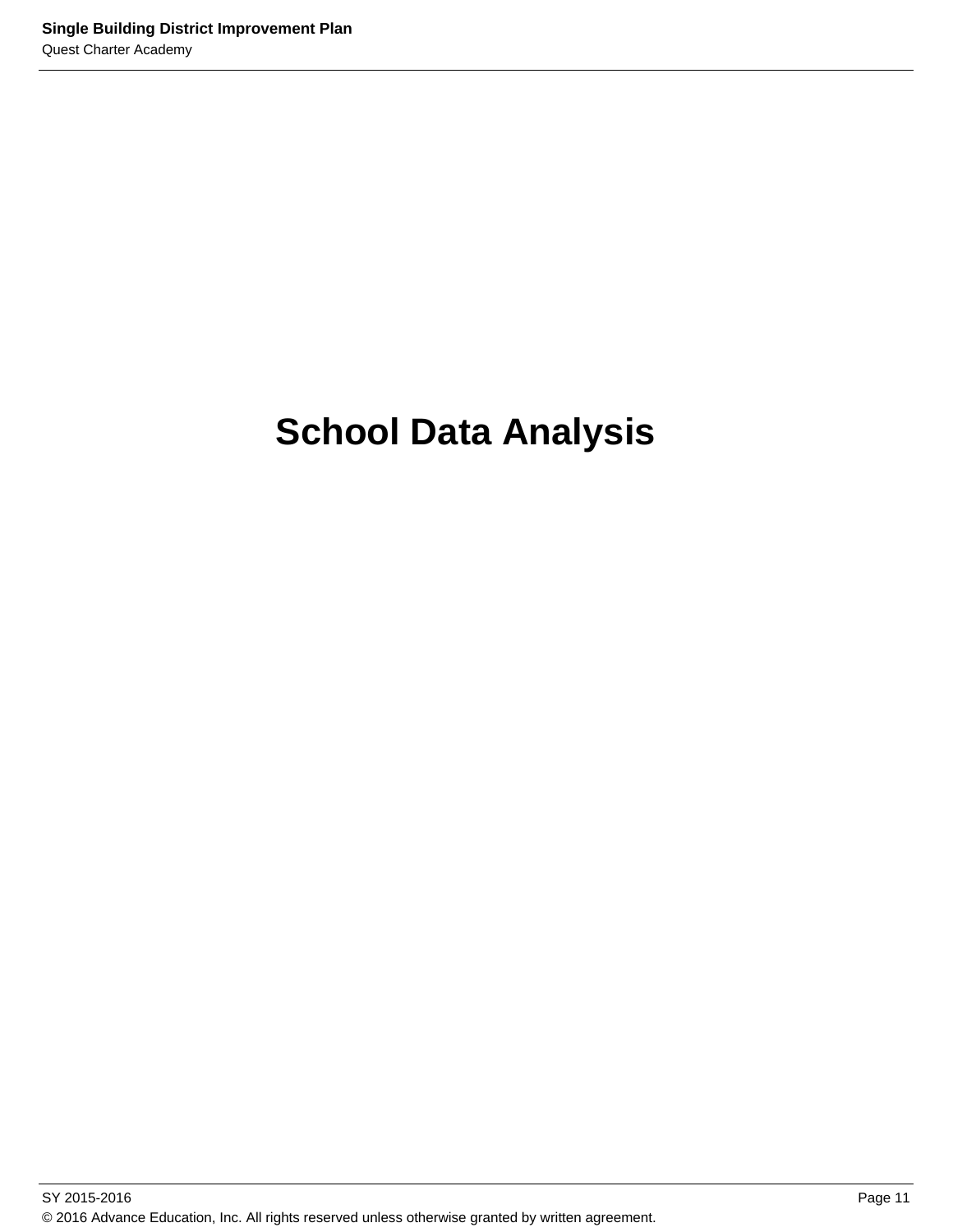# School Data Analysis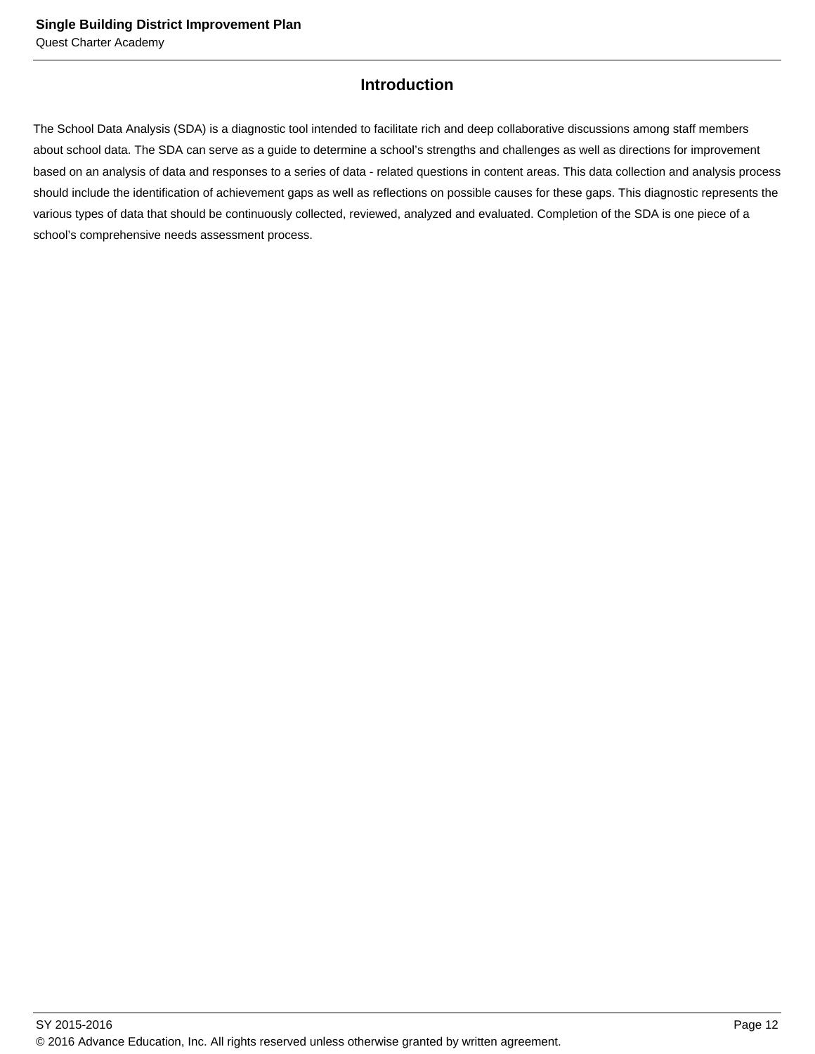## Introduction

The School Data Analysis (SDA) is a diagnostic tool intended to facilitate rich and deep collaborative discussions among staff members about school data. The SDA can serve as a guide to determine a school's strengths and challenges as well as directions for improvement based on an analysis of data and responses to a series of data - related questions in content areas. This data collection and analysis process should include the identification of achievement gaps as well as reflections on possible causes for these gaps. This diagnostic represents the various types of data that should be continuously collected, reviewed, analyzed and evaluated. Completion of the SDA is one piece of a school's comprehensive needs assessment process.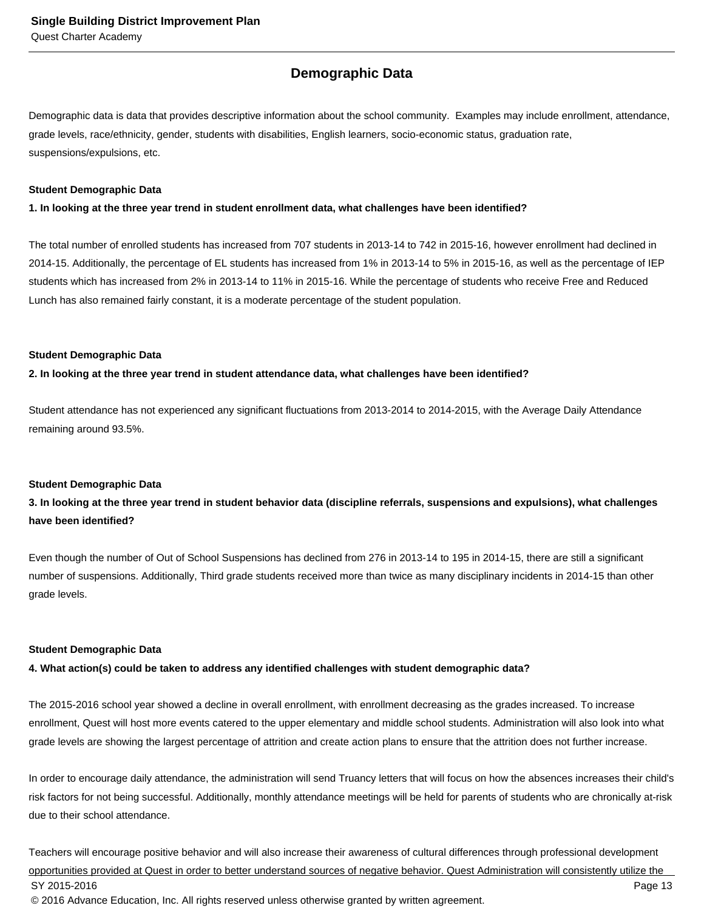## Demographic Data

Demographic data is data that provides descriptive information about the school community. Examples may include enrollment, attendance, grade levels, race/ethnicity, gender, students with disabilities, English learners, socio-economic status, graduation rate, suspensions/expulsions, etc.

**Student Demographic Data**

**1. In looking at the three year trend in student enrollment data, what challenges have been identified?**

The total number of enrolled students has increased from 707 students in 2013-14 to 742 in 2015-16, however enrollment had declined in 2014-15. Additionally, the percentage of EL students has increased from 1% in 2013-14 to 5% in 2015-16, as well as the percentage of IEP students which has increased from 2% in 2013-14 to 11% in 2015-16. While the percentage of students who receive Free and Reduced Lunch has also remained fairly constant, it is a moderate percentage of the student population.

**Student Demographic Data**

**2. In looking at the three year trend in student attendance data, what challenges have been identified?**

Student attendance has not experienced any significant fluctuations from 2013-2014 to 2014-2015, with the Average Daily Attendance remaining around 93.5%.

**Student Demographic Data**

**3. In looking at the three year trend in student behavior data (discipline referrals, suspensions and expulsions), what challenges have been identified?**

Even though the number of Out of School Suspensions has declined from 276 in 2013-14 to 195 in 2014-15, there are still a significant number of suspensions. Additionally, Third grade students received more than twice as many disciplinary incidents in 2014-15 than other grade levels.

**Student Demographic Data**

**4. What action(s) could be taken to address any identified challenges with student demographic data?**

The 2015-2016 school year showed a decline in overall enrollment, with enrollment decreasing as the grades increased. To increase enrollment, Quest will host more events catered to the upper elementary and middle school students. Administration will also look into what grade levels are showing the largest percentage of attrition and create action plans to ensure that the attrition does not further increase.

In order to encourage daily attendance, the administration will send Truancy letters that will focus on how the absences increases their child's risk factors for not being successful. Additionally, monthly attendance meetings will be held for parents of students who are chronically at-risk due to their school attendance.

Teachers will encourage positive behavior and will also increase their awareness of cultural differences through professional development opportunities provided at Quest in order to better understand sources of negative behavior. Quest Administration will consistently utilize the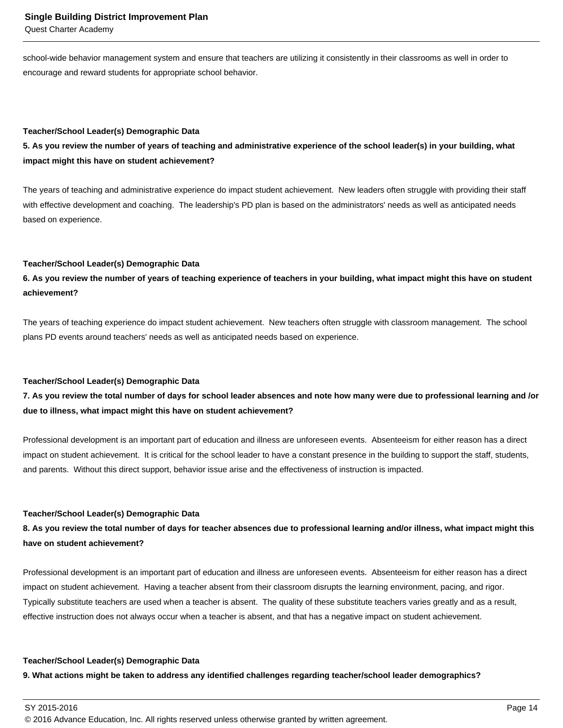school-wide behavior management system and ensure that teachers are utilizing it consistently in their classrooms as well in order to encourage and reward students for appropriate school behavior.

**Teacher/School Leader(s) Demographic Data**

**5. As you review the number of years of teaching and administrative experience of the school leader(s) in your building, what impact might this have on student achievement?**

The years of teaching and administrative experience do impact student achievement. New leaders often struggle with providing their staff with effective development and coaching. The leadership's PD plan is based on the administrators' needs as well as anticipated needs based on experience.

**Teacher/School Leader(s) Demographic Data**

**6. As you review the number of years of teaching experience of teachers in your building, what impact might this have on student achievement?**

The years of teaching experience do impact student achievement. New teachers often struggle with classroom management. The school plans PD events around teachers' needs as well as anticipated needs based on experience.

**Teacher/School Leader(s) Demographic Data**

**7. As you review the total number of days for school leader absences and note how many were due to professional learning and /or due to illness, what impact might this have on student achievement?**

Professional development is an important part of education and illness are unforeseen events. Absenteeism for either reason has a direct impact on student achievement. It is critical for the school leader to have a constant presence in the building to support the staff, students, and parents. Without this direct support, behavior issue arise and the effectiveness of instruction is impacted.

**Teacher/School Leader(s) Demographic Data**

**8. As you review the total number of days for teacher absences due to professional learning and/or illness, what impact might this have on student achievement?**

Professional development is an important part of education and illness are unforeseen events. Absenteeism for either reason has a direct impact on student achievement. Having a teacher absent from their classroom disrupts the learning environment, pacing, and rigor. Typically substitute teachers are used when a teacher is absent. The quality of these substitute teachers varies greatly and as a result, effective instruction does not always occur when a teacher is absent, and that has a negative impact on student achievement.

**Teacher/School Leader(s) Demographic Data**

**9. What actions might be taken to address any identified challenges regarding teacher/school leader demographics?**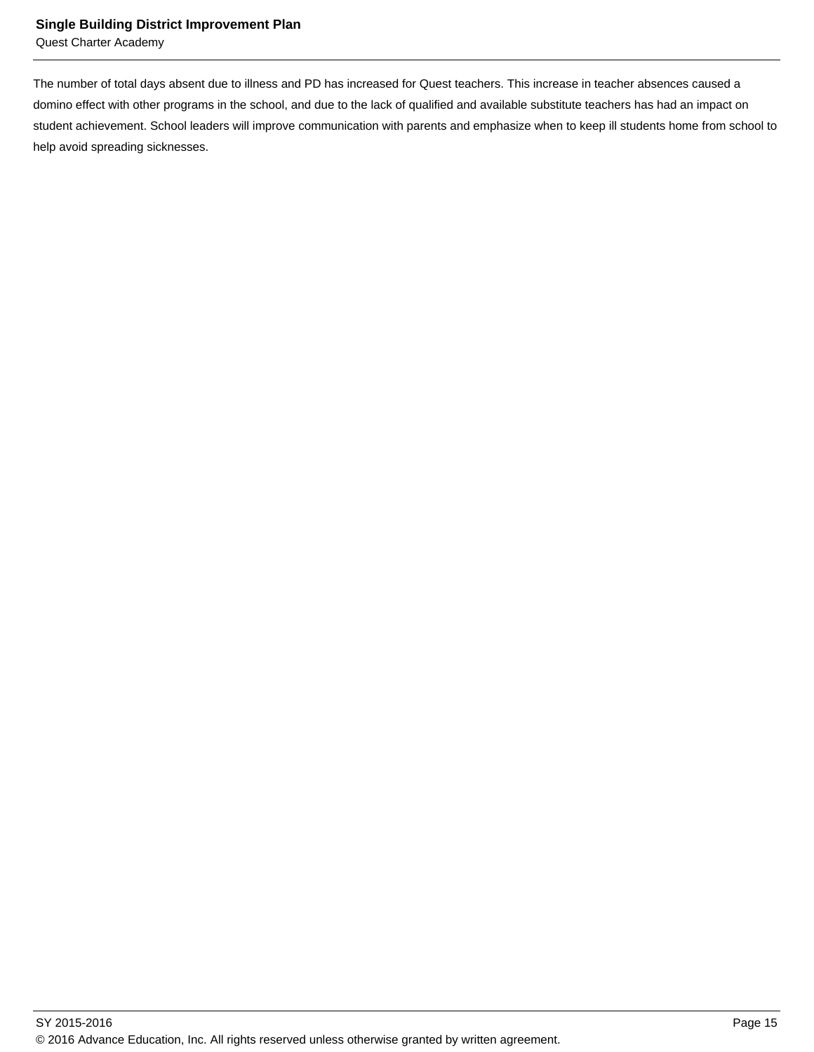The number of total days absent due to illness and PD has increased for Quest teachers. This increase in teacher absences caused a domino effect with other programs in the school, and due to the lack of qualified and available substitute teachers has had an impact on student achievement. School leaders will improve communication with parents and emphasize when to keep ill students home from school to help avoid spreading sicknesses.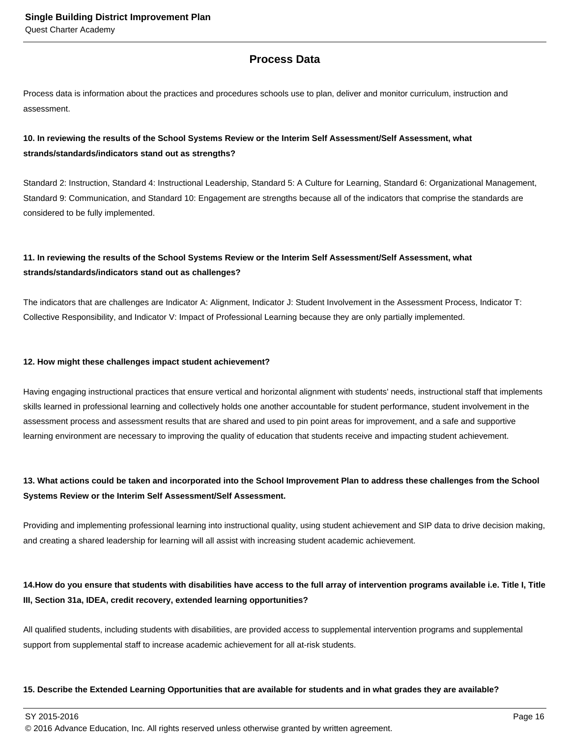## Process Data

Process data is information about the practices and procedures schools use to plan, deliver and monitor curriculum, instruction and assessment.

**10. In reviewing the results of the School Systems Review or the Interim Self Assessment/Self Assessment, what strands/standards/indicators stand out as strengths?**

Standard 2: Instruction, Standard 4: Instructional Leadership, Standard 5: A Culture for Learning, Standard 6: Organizational Management, Standard 9: Communication, and Standard 10: Engagement are strengths because all of the indicators that comprise the standards are considered to be fully implemented.

**11. In reviewing the results of the School Systems Review or the Interim Self Assessment/Self Assessment, what strands/standards/indicators stand out as challenges?**

The indicators that are challenges are Indicator A: Alignment, Indicator J: Student Involvement in the Assessment Process, Indicator T: Collective Responsibility, and Indicator V: Impact of Professional Learning because they are only partially implemented.

**12. How might these challenges impact student achievement?**

Having engaging instructional practices that ensure vertical and horizontal alignment with students' needs, instructional staff that implements skills learned in professional learning and collectively holds one another accountable for student performance, student involvement in the assessment process and assessment results that are shared and used to pin point areas for improvement, and a safe and supportive learning environment are necessary to improving the quality of education that students receive and impacting student achievement.

**13. What actions could be taken and incorporated into the School Improvement Plan to address these challenges from the School Systems Review or the Interim Self Assessment/Self Assessment.**

Providing and implementing professional learning into instructional quality, using student achievement and SIP data to drive decision making, and creating a shared leadership for learning will all assist with increasing student academic achievement.

**14.How do you ensure that students with disabilities have access to the full array of intervention programs available i.e. Title I, Title III, Section 31a, IDEA, credit recovery, extended learning opportunities?**

All qualified students, including students with disabilities, are provided access to supplemental intervention programs and supplemental support from supplemental staff to increase academic achievement for all at-risk students.

**15. Describe the Extended Learning Opportunities that are available for students and in what grades they are available?**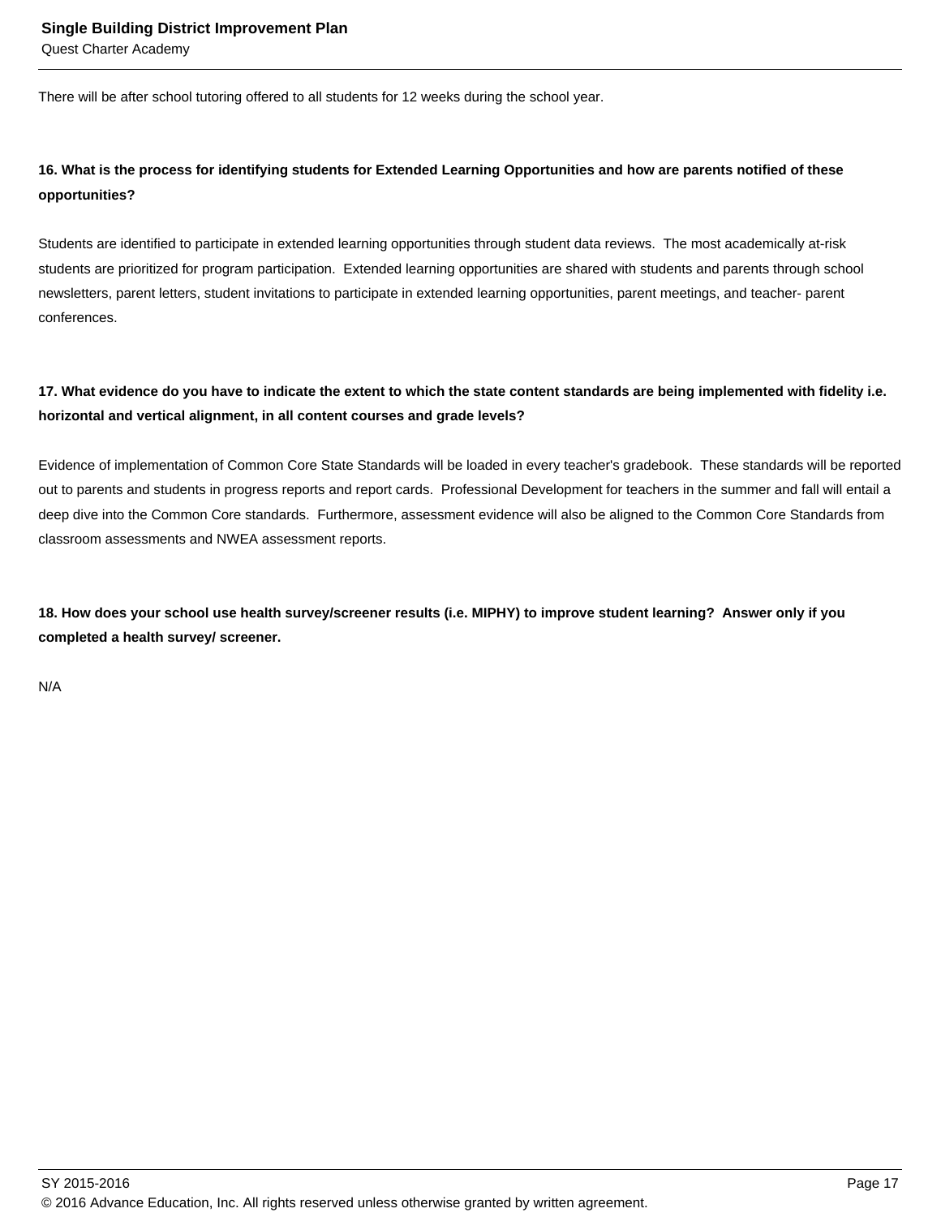There will be after school tutoring offered to all students for 12 weeks during the school year.

**16. What is the process for identifying students for Extended Learning Opportunities and how are parents notified of these opportunities?**

Students are identified to participate in extended learning opportunities through student data reviews. The most academically at-risk students are prioritized for program participation. Extended learning opportunities are shared with students and parents through school newsletters, parent letters, student invitations to participate in extended learning opportunities, parent meetings, and teacher- parent conferences.

**17. What evidence do you have to indicate the extent to which the state content standards are being implemented with fidelity i.e. horizontal and vertical alignment, in all content courses and grade levels?**

Evidence of implementation of Common Core State Standards will be loaded in every teacher's gradebook. These standards will be reported out to parents and students in progress reports and report cards. Professional Development for teachers in the summer and fall will entail a deep dive into the Common Core standards. Furthermore, assessment evidence will also be aligned to the Common Core Standards from classroom assessments and NWEA assessment reports.

**18. How does your school use health survey/screener results (i.e. MIPHY) to improve student learning? Answer only if you completed a health survey/ screener.**

N/A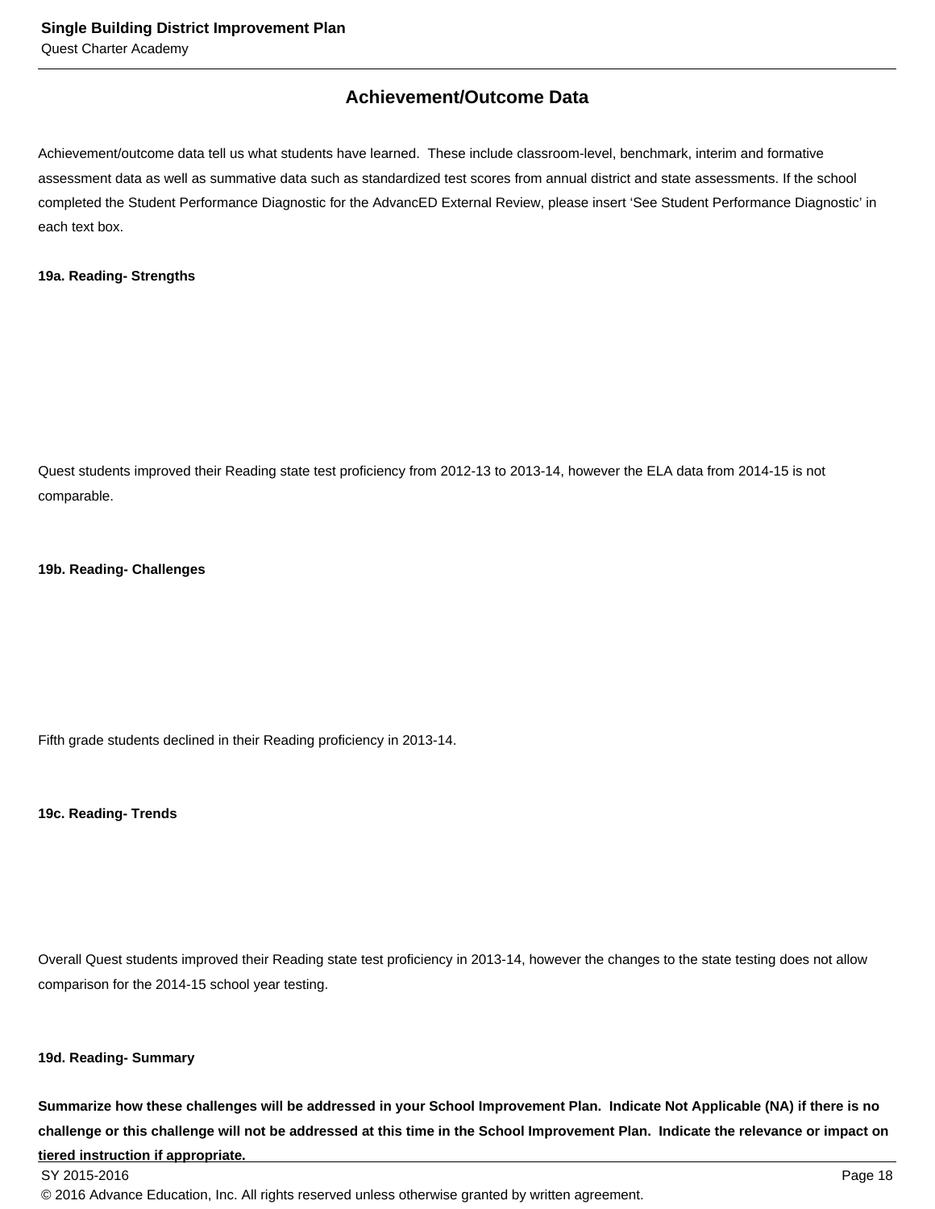## Achievement/Outcome Data

Achievement/outcome data tell us what students have learned. These include classroom-level, benchmark, interim and formative assessment data as well as summative data such as standardized test scores from annual district and state assessments. If the school completed the Student Performance Diagnostic for the AdvancED External Review, please insert 'See Student Performance Diagnostic' in each text box.

**19a. Reading- Strengths**

Quest students improved their Reading state test proficiency from 2012-13 to 2013-14, however the ELA data from 2014-15 is not comparable.

**19b. Reading- Challenges**

Fifth grade students declined in their Reading proficiency in 2013-14.

**19c. Reading- Trends**

Overall Quest students improved their Reading state test proficiency in 2013-14, however the changes to the state testing does not allow comparison for the 2014-15 school year testing.

**19d. Reading- Summary**

**Summarize how these challenges will be addressed in your School Improvement Plan. Indicate Not Applicable (NA) if there is no challenge or this challenge will not be addressed at this time in the School Improvement Plan. Indicate the relevance or impact on tiered instruction if appropriate.**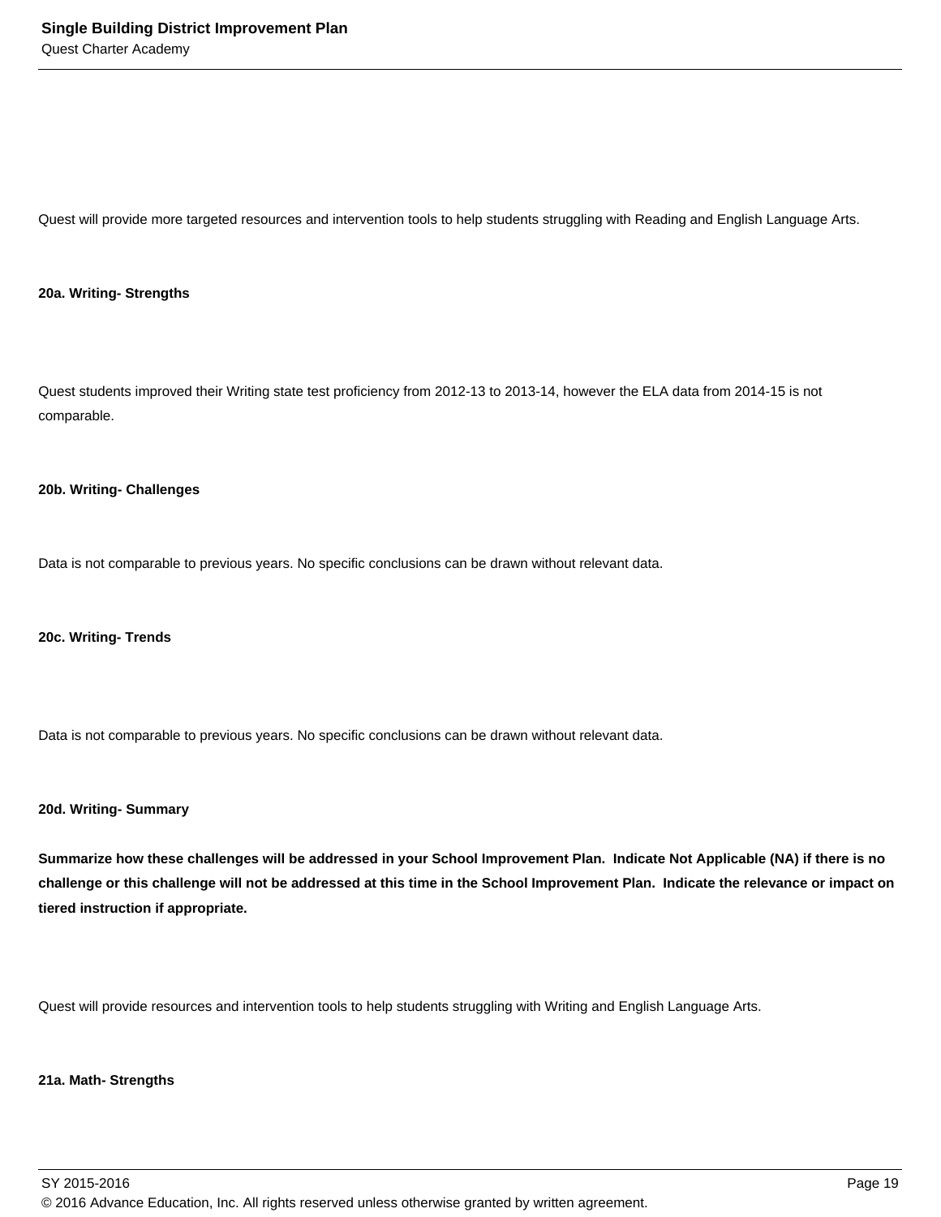Quest will provide more targeted resources and intervention tools to help students struggling with Reading and English Language Arts.

**20a. Writing- Strengths**

Quest students improved their Writing state test proficiency from 2012-13 to 2013-14, however the ELA data from 2014-15 is not comparable.

**20b. Writing- Challenges**

Data is not comparable to previous years. No specific conclusions can be drawn without relevant data.

**20c. Writing- Trends**

Data is not comparable to previous years. No specific conclusions can be drawn without relevant data.

**20d. Writing- Summary**

**Summarize how these challenges will be addressed in your School Improvement Plan. Indicate Not Applicable (NA) if there is no challenge or this challenge will not be addressed at this time in the School Improvement Plan. Indicate the relevance or impact on tiered instruction if appropriate.**

Quest will provide resources and intervention tools to help students struggling with Writing and English Language Arts.

**21a. Math- Strengths**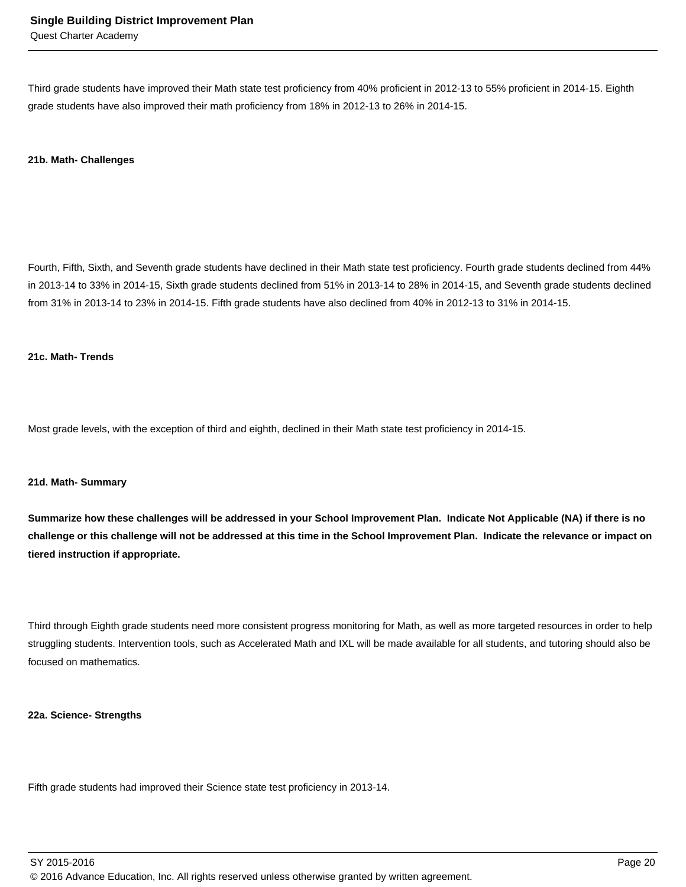Third grade students have improved their Math state test proficiency from 40% proficient in 2012-13 to 55% proficient in 2014-15. Eighth grade students have also improved their math proficiency from 18% in 2012-13 to 26% in 2014-15.

**21b. Math- Challenges**

Fourth, Fifth, Sixth, and Seventh grade students have declined in their Math state test proficiency. Fourth grade students declined from 44% in 2013-14 to 33% in 2014-15, Sixth grade students declined from 51% in 2013-14 to 28% in 2014-15, and Seventh grade students declined from 31% in 2013-14 to 23% in 2014-15. Fifth grade students have also declined from 40% in 2012-13 to 31% in 2014-15.

**21c. Math- Trends**

Most grade levels, with the exception of third and eighth, declined in their Math state test proficiency in 2014-15.

**21d. Math- Summary**

**Summarize how these challenges will be addressed in your School Improvement Plan. Indicate Not Applicable (NA) if there is no challenge or this challenge will not be addressed at this time in the School Improvement Plan. Indicate the relevance or impact on tiered instruction if appropriate.**

Third through Eighth grade students need more consistent progress monitoring for Math, as well as more targeted resources in order to help struggling students. Intervention tools, such as Accelerated Math and IXL will be made available for all students, and tutoring should also be focused on mathematics.

**22a. Science- Strengths**

Fifth grade students had improved their Science state test proficiency in 2013-14.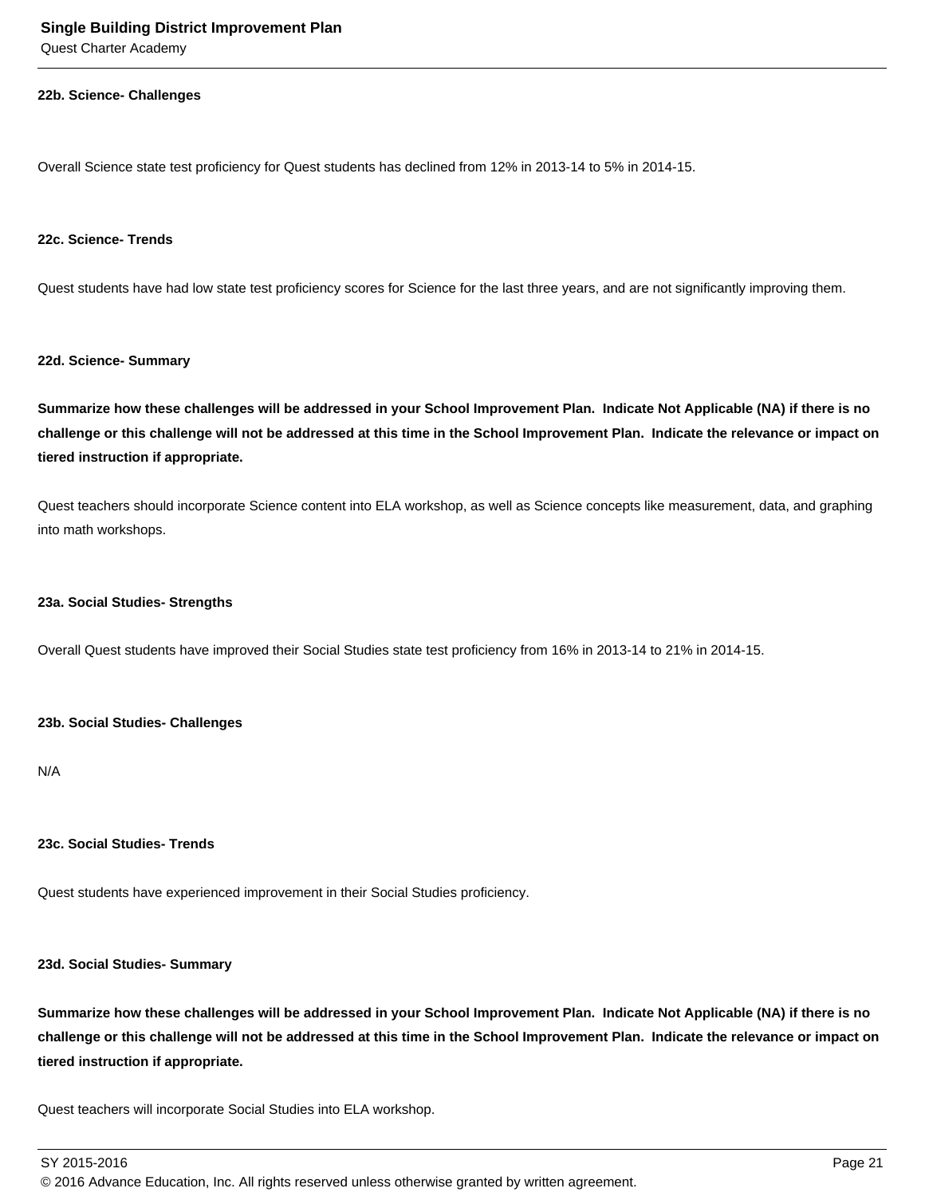**22b. Science- Challenges**

Overall Science state test proficiency for Quest students has declined from 12% in 2013-14 to 5% in 2014-15.

**22c. Science- Trends**

Quest students have had low state test proficiency scores for Science for the last three years, and are not significantly improving them.

**22d. Science- Summary**

**Summarize how these challenges will be addressed in your School Improvement Plan. Indicate Not Applicable (NA) if there is no challenge or this challenge will not be addressed at this time in the School Improvement Plan. Indicate the relevance or impact on tiered instruction if appropriate.**

Quest teachers should incorporate Science content into ELA workshop, as well as Science concepts like measurement, data, and graphing into math workshops.

**23a. Social Studies- Strengths**

Overall Quest students have improved their Social Studies state test proficiency from 16% in 2013-14 to 21% in 2014-15.

**23b. Social Studies- Challenges**

N/A

**23c. Social Studies- Trends**

Quest students have experienced improvement in their Social Studies proficiency.

**23d. Social Studies- Summary**

**Summarize how these challenges will be addressed in your School Improvement Plan. Indicate Not Applicable (NA) if there is no challenge or this challenge will not be addressed at this time in the School Improvement Plan. Indicate the relevance or impact on tiered instruction if appropriate.**

Quest teachers will incorporate Social Studies into ELA workshop.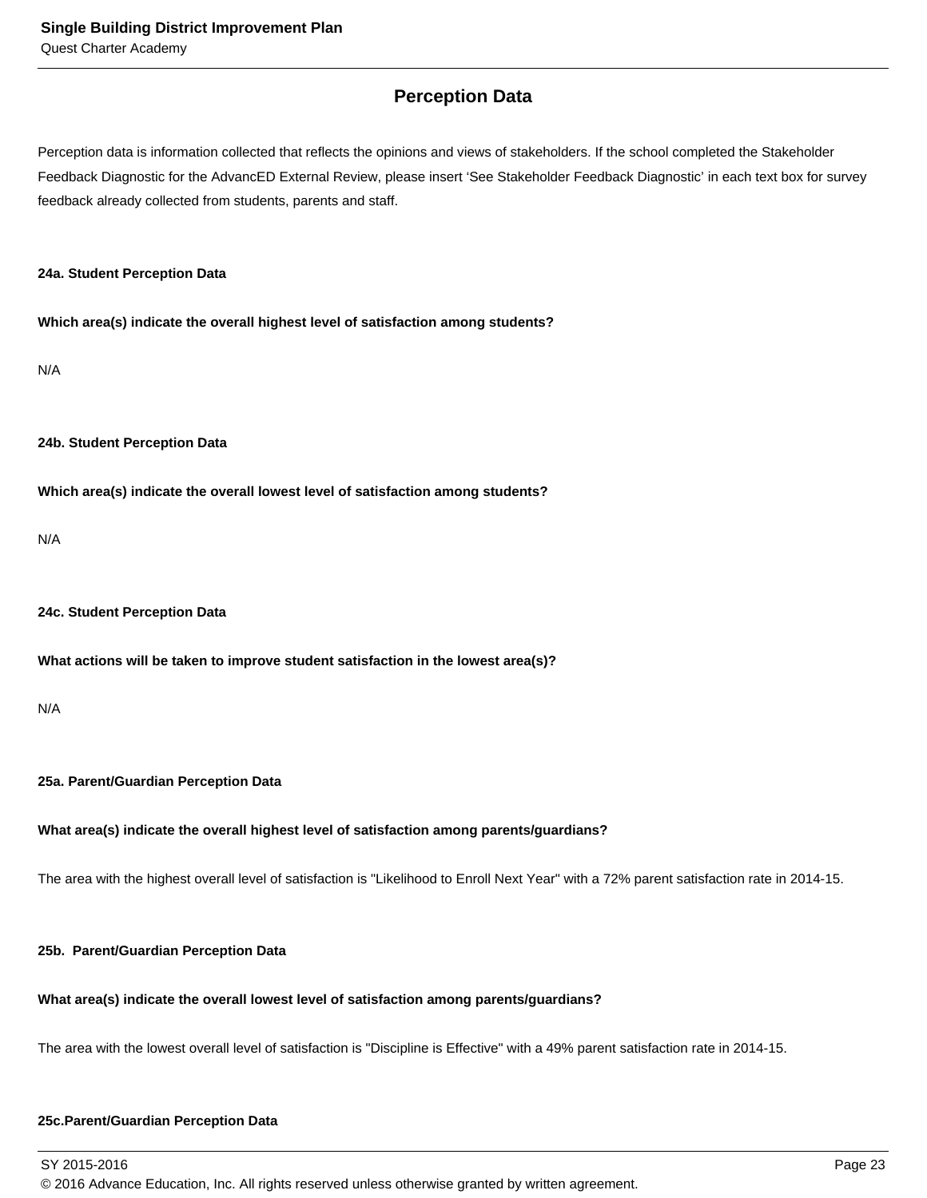## Perception Data

Perception data is information collected that reflects the opinions and views of stakeholders. If the school completed the Stakeholder Feedback Diagnostic for the AdvancED External Review, please insert 'See Stakeholder Feedback Diagnostic' in each text box for survey feedback already collected from students, parents and staff.

**24a. Student Perception Data**

**Which area(s) indicate the overall highest level of satisfaction among students?**

N/A

**24b. Student Perception Data**

**Which area(s) indicate the overall lowest level of satisfaction among students?**

N/A

**24c. Student Perception Data**

**What actions will be taken to improve student satisfaction in the lowest area(s)?**

N/A

**25a. Parent/Guardian Perception Data**

**What area(s) indicate the overall highest level of satisfaction among parents/guardians?**

The area with the highest overall level of satisfaction is "Likelihood to Enroll Next Year" with a 72% parent satisfaction rate in 2014-15.

**25b. Parent/Guardian Perception Data**

**What area(s) indicate the overall lowest level of satisfaction among parents/guardians?**

The area with the lowest overall level of satisfaction is "Discipline is Effective" with a 49% parent satisfaction rate in 2014-15.

**25c.Parent/Guardian Perception Data**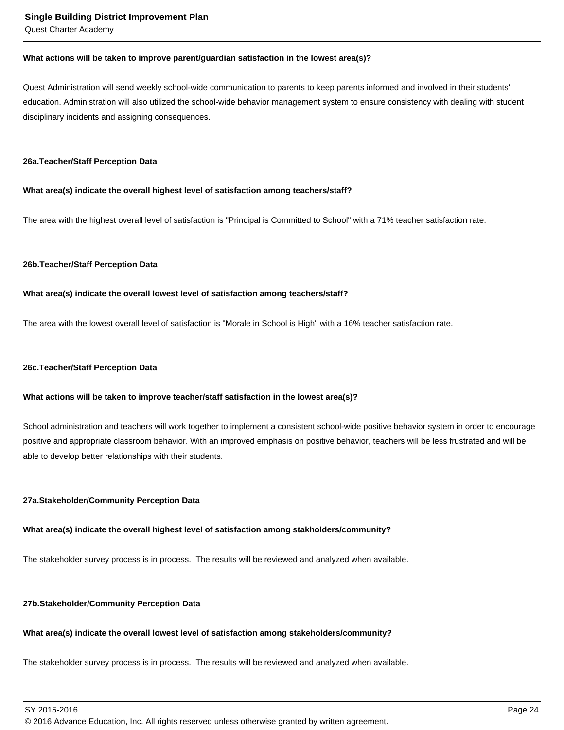**What actions will be taken to improve parent/guardian satisfaction in the lowest area(s)?**

Quest Administration will send weekly school-wide communication to parents to keep parents informed and involved in their students' education. Administration will also utilized the school-wide behavior management system to ensure consistency with dealing with student disciplinary incidents and assigning consequences.

**26a.Teacher/Staff Perception Data**

**What area(s) indicate the overall highest level of satisfaction among teachers/staff?**

The area with the highest overall level of satisfaction is "Principal is Committed to School" with a 71% teacher satisfaction rate.

**26b.Teacher/Staff Perception Data**

**What area(s) indicate the overall lowest level of satisfaction among teachers/staff?**

The area with the lowest overall level of satisfaction is "Morale in School is High" with a 16% teacher satisfaction rate.

**26c.Teacher/Staff Perception Data**

**What actions will be taken to improve teacher/staff satisfaction in the lowest area(s)?**

School administration and teachers will work together to implement a consistent school-wide positive behavior system in order to encourage positive and appropriate classroom behavior. With an improved emphasis on positive behavior, teachers will be less frustrated and will be able to develop better relationships with their students.

**27a.Stakeholder/Community Perception Data**

**What area(s) indicate the overall highest level of satisfaction among stakholders/community?**

The stakeholder survey process is in process. The results will be reviewed and analyzed when available.

**27b.Stakeholder/Community Perception Data**

**What area(s) indicate the overall lowest level of satisfaction among stakeholders/community?**

The stakeholder survey process is in process. The results will be reviewed and analyzed when available.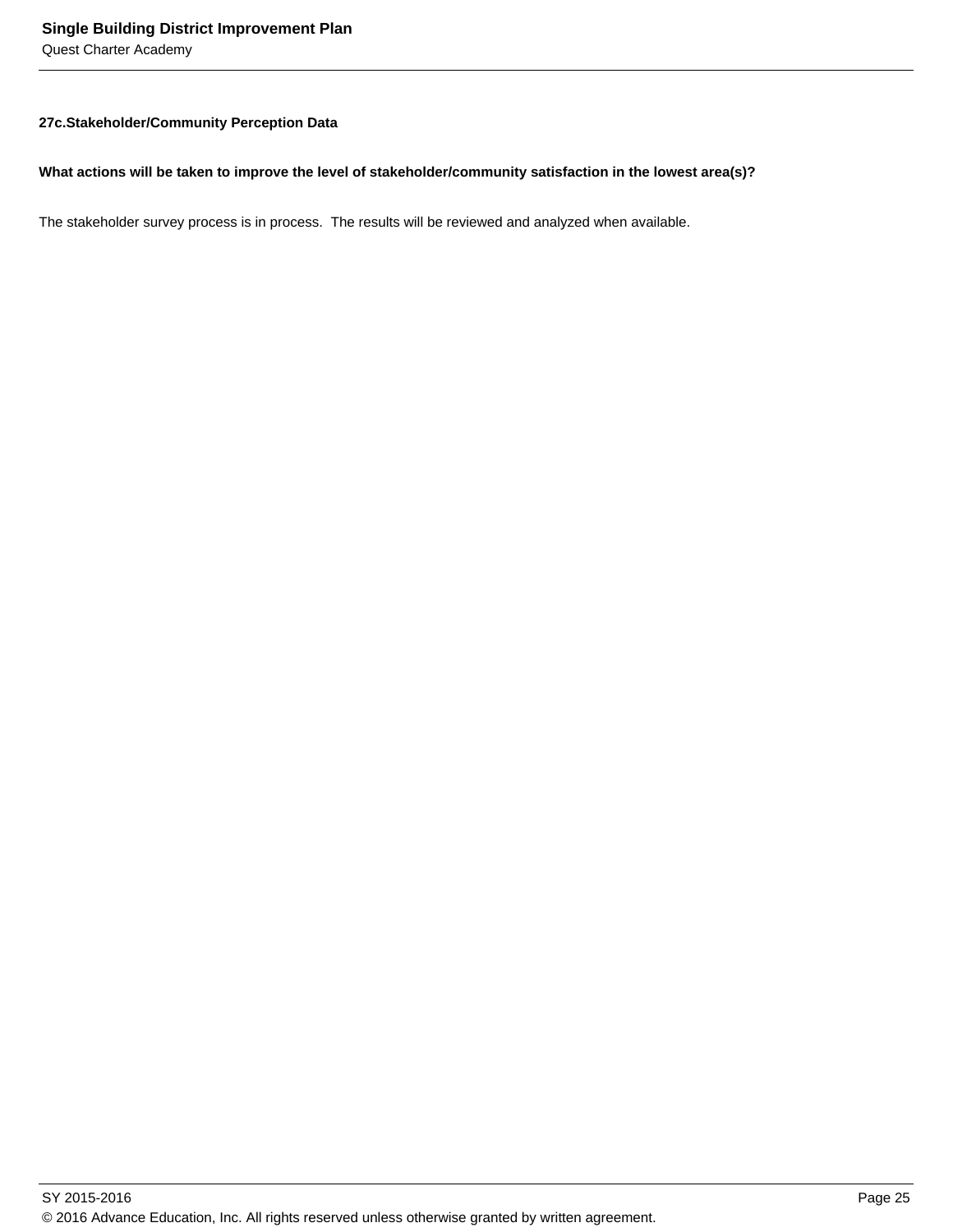### 27c.Stakeholder/Community Perception Data

**What actions will be taken to improve the level of stakeholder/community satisfaction in the lowest area(s)?**

The stakeholder survey process is in process. The results will be reviewed and analyzed when available.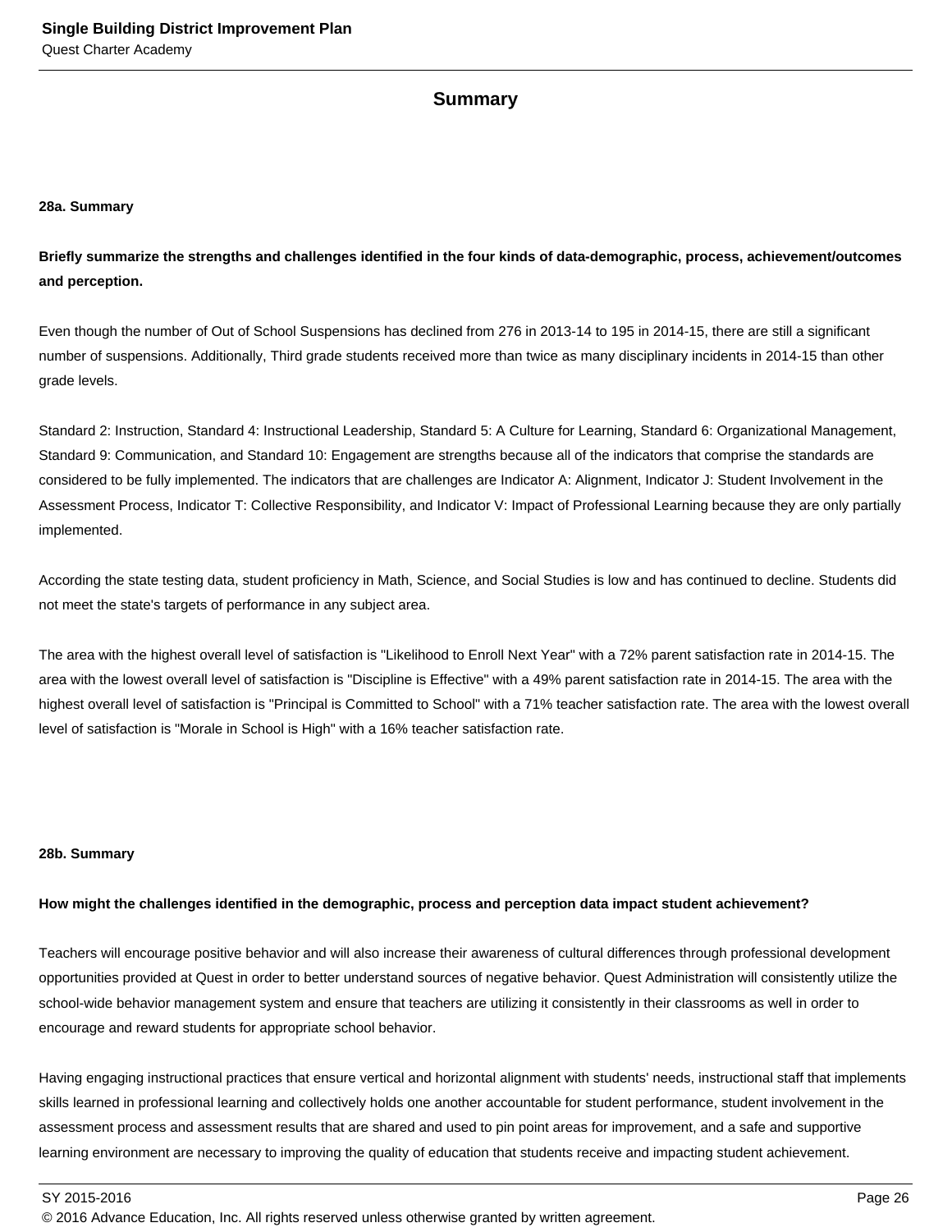## Summary

**28a. Summary**

**Briefly summarize the strengths and challenges identified in the four kinds of data-demographic, process, achievement/outcomes and perception.**

Even though the number of Out of School Suspensions has declined from 276 in 2013-14 to 195 in 2014-15, there are still a significant number of suspensions. Additionally, Third grade students received more than twice as many disciplinary incidents in 2014-15 than other grade levels.

Standard 2: Instruction, Standard 4: Instructional Leadership, Standard 5: A Culture for Learning, Standard 6: Organizational Management, Standard 9: Communication, and Standard 10: Engagement are strengths because all of the indicators that comprise the standards are considered to be fully implemented. The indicators that are challenges are Indicator A: Alignment, Indicator J: Student Involvement in the Assessment Process, Indicator T: Collective Responsibility, and Indicator V: Impact of Professional Learning because they are only partially implemented.

According the state testing data, student proficiency in Math, Science, and Social Studies is low and has continued to decline. Students did not meet the state's targets of performance in any subject area.

The area with the highest overall level of satisfaction is "Likelihood to Enroll Next Year" with a 72% parent satisfaction rate in 2014-15. The area with the lowest overall level of satisfaction is "Discipline is Effective" with a 49% parent satisfaction rate in 2014-15. The area with the highest overall level of satisfaction is "Principal is Committed to School" with a 71% teacher satisfaction rate. The area with the lowest overall level of satisfaction is "Morale in School is High" with a 16% teacher satisfaction rate.

**28b. Summary**

**How might the challenges identified in the demographic, process and perception data impact student achievement?**

Teachers will encourage positive behavior and will also increase their awareness of cultural differences through professional development opportunities provided at Quest in order to better understand sources of negative behavior. Quest Administration will consistently utilize the school-wide behavior management system and ensure that teachers are utilizing it consistently in their classrooms as well in order to encourage and reward students for appropriate school behavior.

Having engaging instructional practices that ensure vertical and horizontal alignment with students' needs, instructional staff that implements skills learned in professional learning and collectively holds one another accountable for student performance, student involvement in the assessment process and assessment results that are shared and used to pin point areas for improvement, and a safe and supportive learning environment are necessary to improving the quality of education that students receive and impacting student achievement.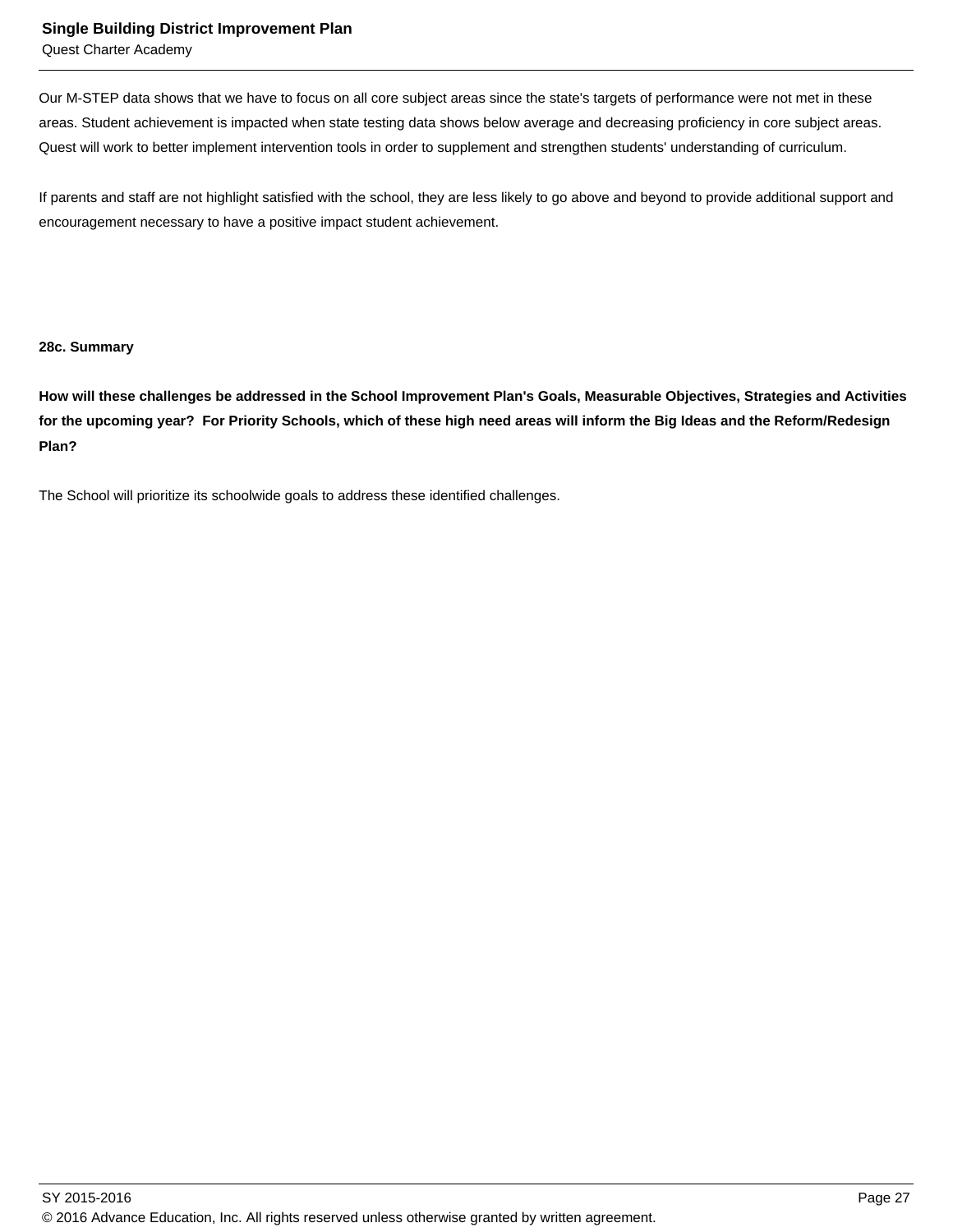Our M-STEP data shows that we have to focus on all core subject areas since the state's targets of performance were not met in these areas. Student achievement is impacted when state testing data shows below average and decreasing proficiency in core subject areas. Quest will work to better implement intervention tools in order to supplement and strengthen students' understanding of curriculum.

If parents and staff are not highlight satisfied with the school, they are less likely to go above and beyond to provide additional support and encouragement necessary to have a positive impact student achievement.

**28c. Summary**

**How will these challenges be addressed in the School Improvement Plan's Goals, Measurable Objectives, Strategies and Activities for the upcoming year? For Priority Schools, which of these high need areas will inform the Big Ideas and the Reform/Redesign Plan?**

The School will prioritize its schoolwide goals to address these identified challenges.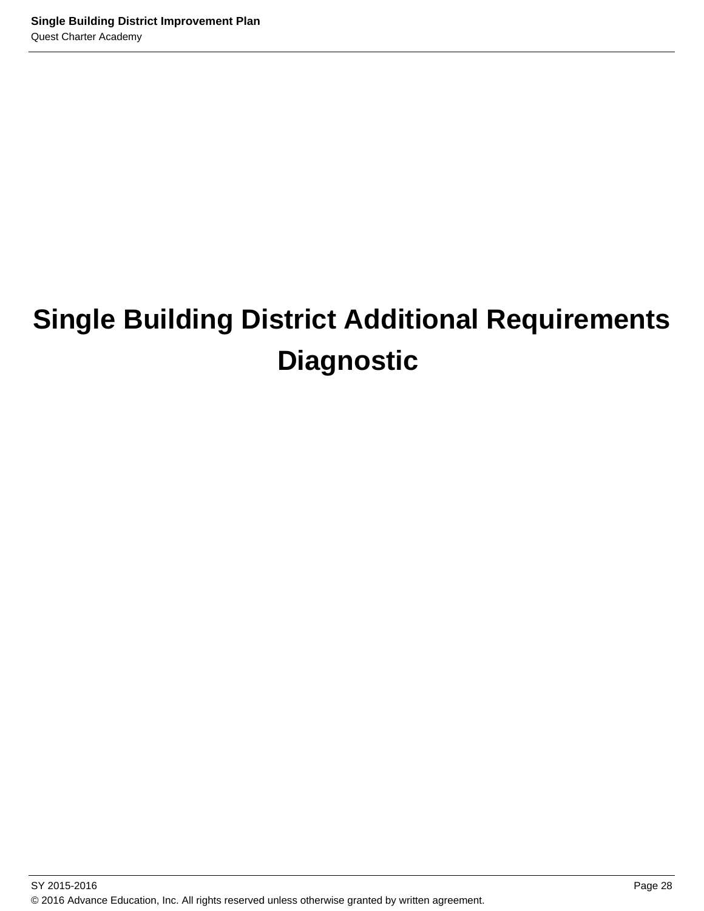# Single Building District Additional Requirements Diagnostic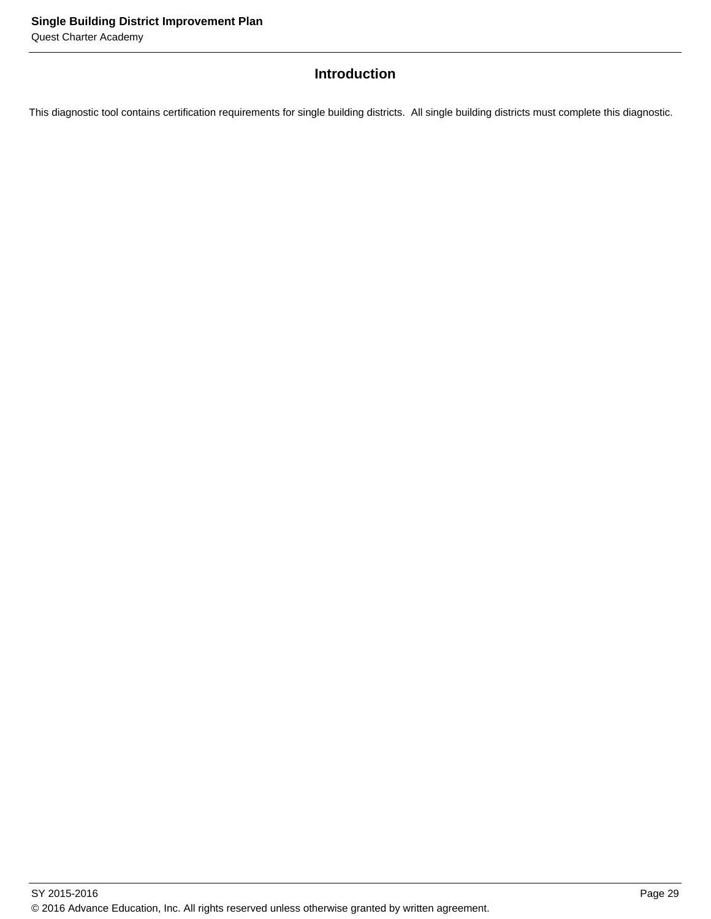## Introduction

This diagnostic tool contains certification requirements for single building districts. All single building districts must complete this diagnostic.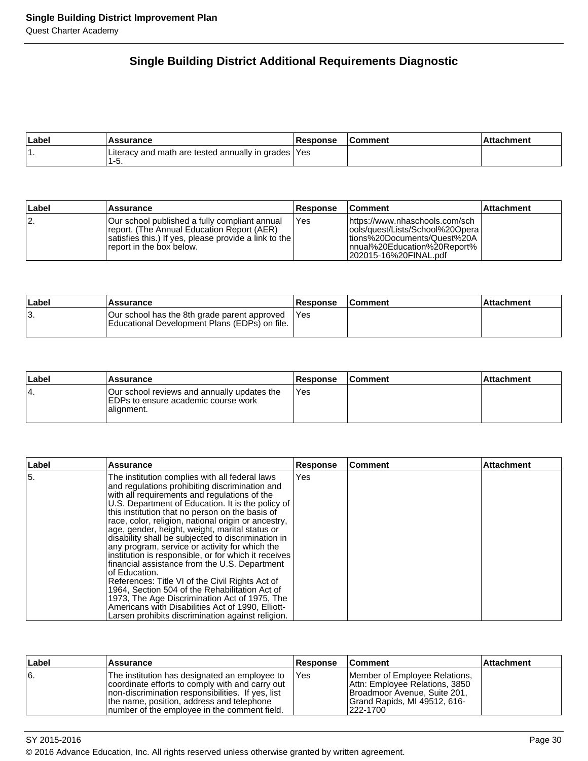## Single Building District Additional Requirements Diagnostic

| Label | Assurance | Response | Comment | Attachment |
|---|---|---|---|---|
| 1. | Literacy and math are tested annually in grades 1-5. | Yes | | |

| Label | Assurance | Response | Comment | Attachment |
|---|---|---|---|---|
| 2. | Our school published a fully compliant annual report. (The Annual Education Report (AER) satisfies this.) If yes, please provide a link to the report in the box below. | Yes | https://www.nhaschools.com/schools/quest/Lists/School%20Operations%20Documents/Quest%20Annual%20Education%20Report%202015-16%20FINAL.pdf | |

| Label | Assurance | Response | Comment | Attachment |
|---|---|---|---|---|
| 3. | Our school has the 8th grade parent approved Educational Development Plans (EDPs) on file. | Yes | | |

| Label | Assurance | Response | Comment | Attachment |
|---|---|---|---|---|
| 4. | Our school reviews and annually updates the EDPs to ensure academic course work alignment. | Yes | | |

| Label | Assurance | Response | Comment | Attachment |
|---|---|---|---|---|
| 5. | The institution complies with all federal laws and regulations prohibiting discrimination and with all requirements and regulations of the U.S. Department of Education. It is the policy of this institution that no person on the basis of race, color, religion, national origin or ancestry, age, gender, height, weight, marital status or disability shall be subjected to discrimination in any program, service or activity for which the institution is responsible, or for which it receives financial assistance from the U.S. Department of Education. References: Title VI of the Civil Rights Act of 1964, Section 504 of the Rehabilitation Act of 1973, The Age Discrimination Act of 1975, The Americans with Disabilities Act of 1990, Elliott-Larsen prohibits discrimination against religion. | Yes | | |

| Label | Assurance | Response | Comment | Attachment |
|---|---|---|---|---|
| 6. | The institution has designated an employee to coordinate efforts to comply with and carry out non-discrimination responsibilities. If yes, list the name, position, address and telephone number of the employee in the comment field. | Yes | Member of Employee Relations, Attn: Employee Relations, 3850 Broadmoor Avenue, Suite 201, Grand Rapids, MI 49512, 616-222-1700 | |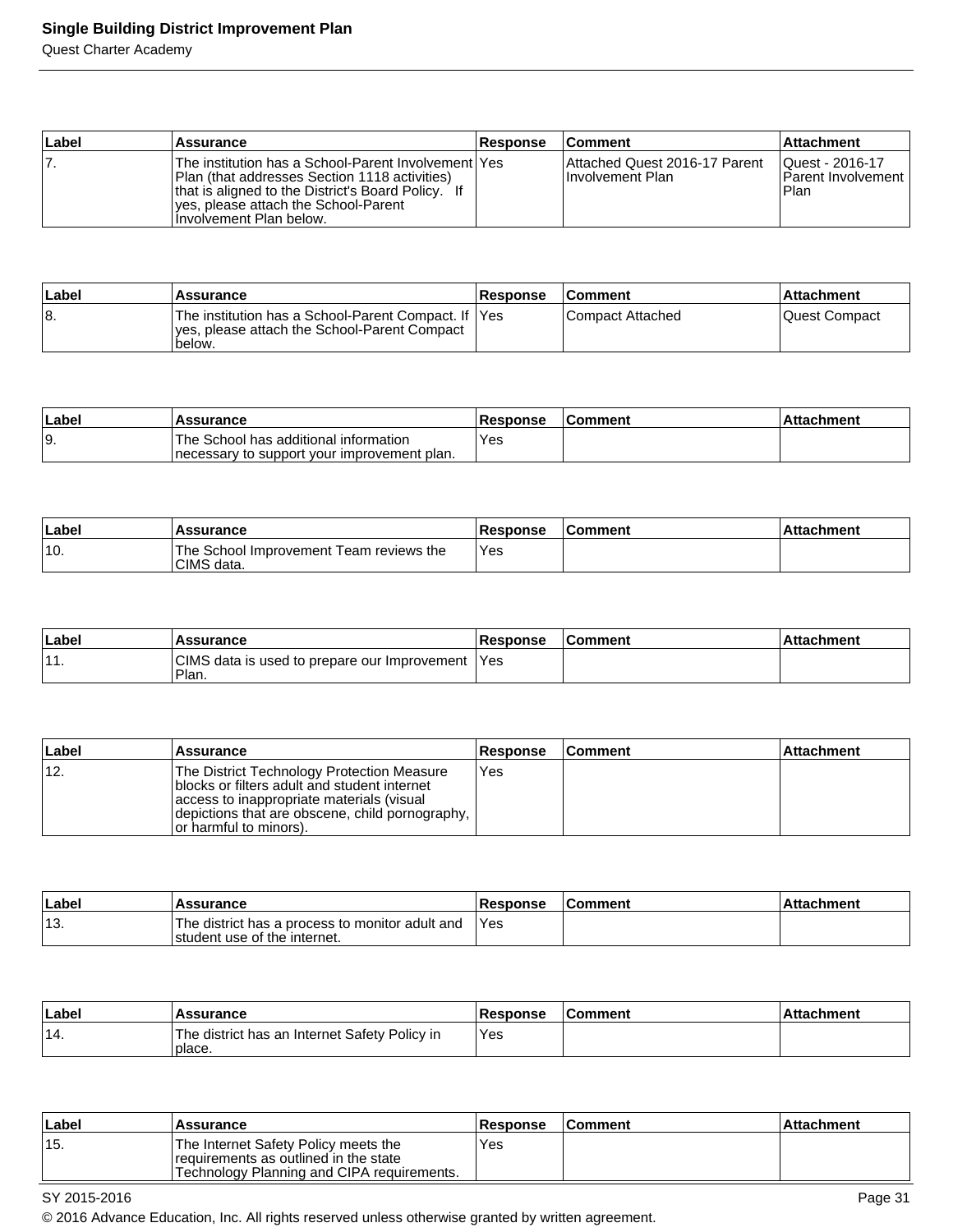| Label | Assurance | Response | Comment | Attachment |
| --- | --- | --- | --- | --- |
| 7. | The institution has a School-Parent Involvement Plan (that addresses Section 1118 activities) that is aligned to the District's Board Policy.   If yes, please attach the School-Parent Involvement Plan below. | Yes | Attached Quest 2016-17 Parent Involvement Plan | Quest - 2016-17 Parent Involvement Plan |

| Label | Assurance | Response | Comment | Attachment |
| --- | --- | --- | --- | --- |
| 8. | The institution has a School-Parent Compact. If yes, please attach the School-Parent Compact below. | Yes | Compact Attached | Quest Compact |

| Label | Assurance | Response | Comment | Attachment |
| --- | --- | --- | --- | --- |
| 9. | The School has additional information necessary to support your improvement plan. | Yes | | |

| Label | Assurance | Response | Comment | Attachment |
| --- | --- | --- | --- | --- |
| 10. | The School Improvement Team reviews the CIMS data. | Yes | | |

| Label | Assurance | Response | Comment | Attachment |
| --- | --- | --- | --- | --- |
| 11. | CIMS data is used to prepare our Improvement Plan. | Yes | | |

| Label | Assurance | Response | Comment | Attachment |
| --- | --- | --- | --- | --- |
| 12. | The District Technology Protection Measure blocks or filters adult and student internet access to inappropriate materials (visual depictions that are obscene, child pornography, or harmful to minors). | Yes | | |

| Label | Assurance | Response | Comment | Attachment |
| --- | --- | --- | --- | --- |
| 13. | The district has a process to monitor adult and student use of the internet. | Yes | | |

| Label | Assurance | Response | Comment | Attachment |
| --- | --- | --- | --- | --- |
| 14. | The district has an Internet Safety Policy in place. | Yes | | |

| Label | Assurance | Response | Comment | Attachment |
| --- | --- | --- | --- | --- |
| 15. | The Internet Safety Policy meets the requirements as outlined in the state Technology Planning and CIPA requirements. | Yes | | |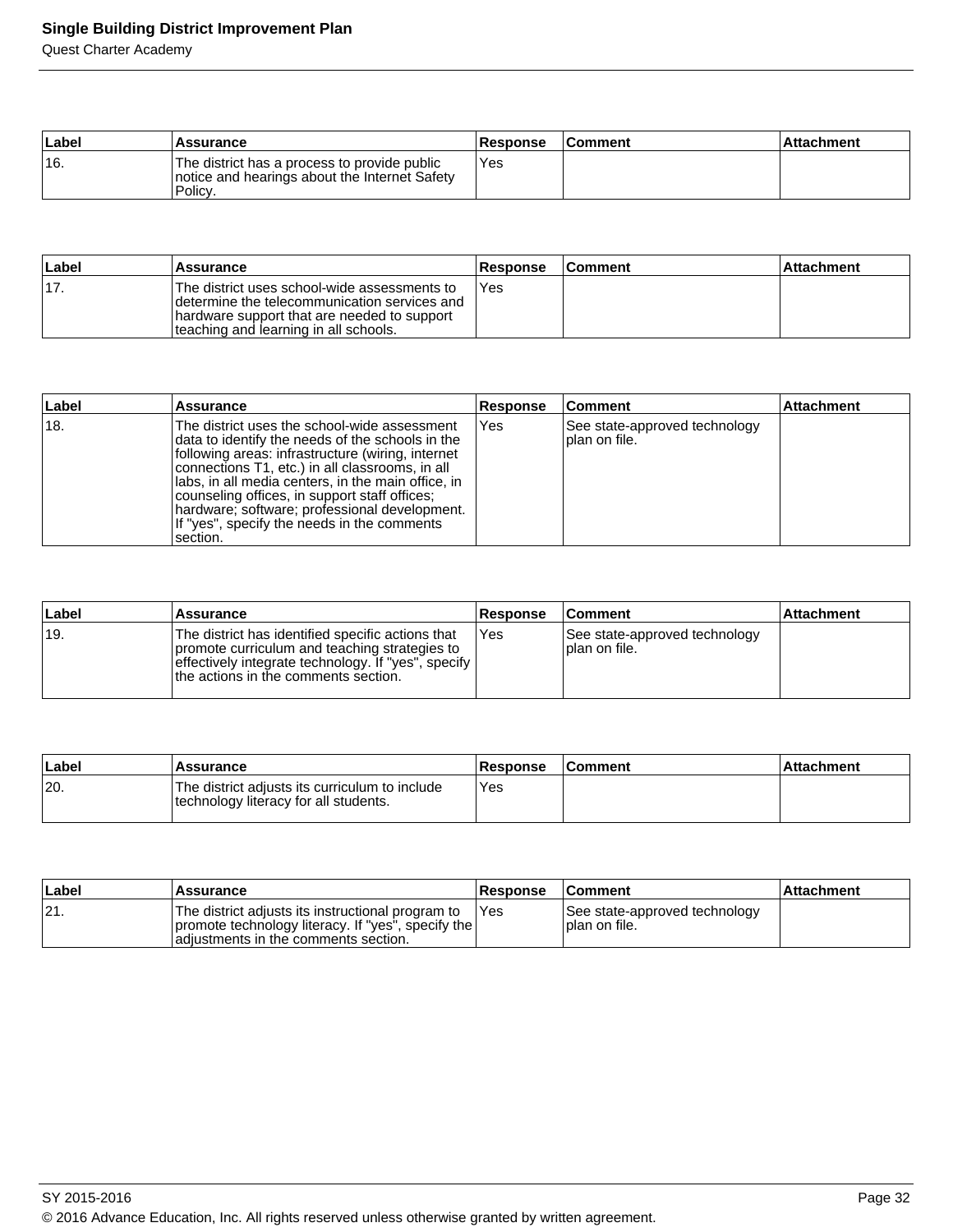| Label | Assurance | Response | Comment | Attachment |
|---|---|---|---|---|
| 16. | The district has a process to provide public notice and hearings about the Internet Safety Policy. | Yes | | |

| Label | Assurance | Response | Comment | Attachment |
|---|---|---|---|---|
| 17. | The district uses school-wide assessments to determine the telecommunication services and hardware support that are needed to support teaching and learning in all schools. | Yes | | |

| Label | Assurance | Response | Comment | Attachment |
|---|---|---|---|---|
| 18. | The district uses the school-wide assessment data to identify the needs of the schools in the following areas: infrastructure (wiring, internet connections T1, etc.) in all classrooms, in all labs, in all media centers, in the main office, in counseling offices, in support staff offices; hardware; software; professional development. If "yes", specify the needs in the comments section. | Yes | See state-approved technology plan on file. | |

| Label | Assurance | Response | Comment | Attachment |
|---|---|---|---|---|
| 19. | The district has identified specific actions that promote curriculum and teaching strategies to effectively integrate technology. If "yes", specify the actions in the comments section. | Yes | See state-approved technology plan on file. | |

| Label | Assurance | Response | Comment | Attachment |
|---|---|---|---|---|
| 20. | The district adjusts its curriculum to include technology literacy for all students. | Yes | | |

| Label | Assurance | Response | Comment | Attachment |
|---|---|---|---|---|
| 21. | The district adjusts its instructional program to promote technology literacy. If "yes", specify the adjustments in the comments section. | Yes | See state-approved technology plan on file. | |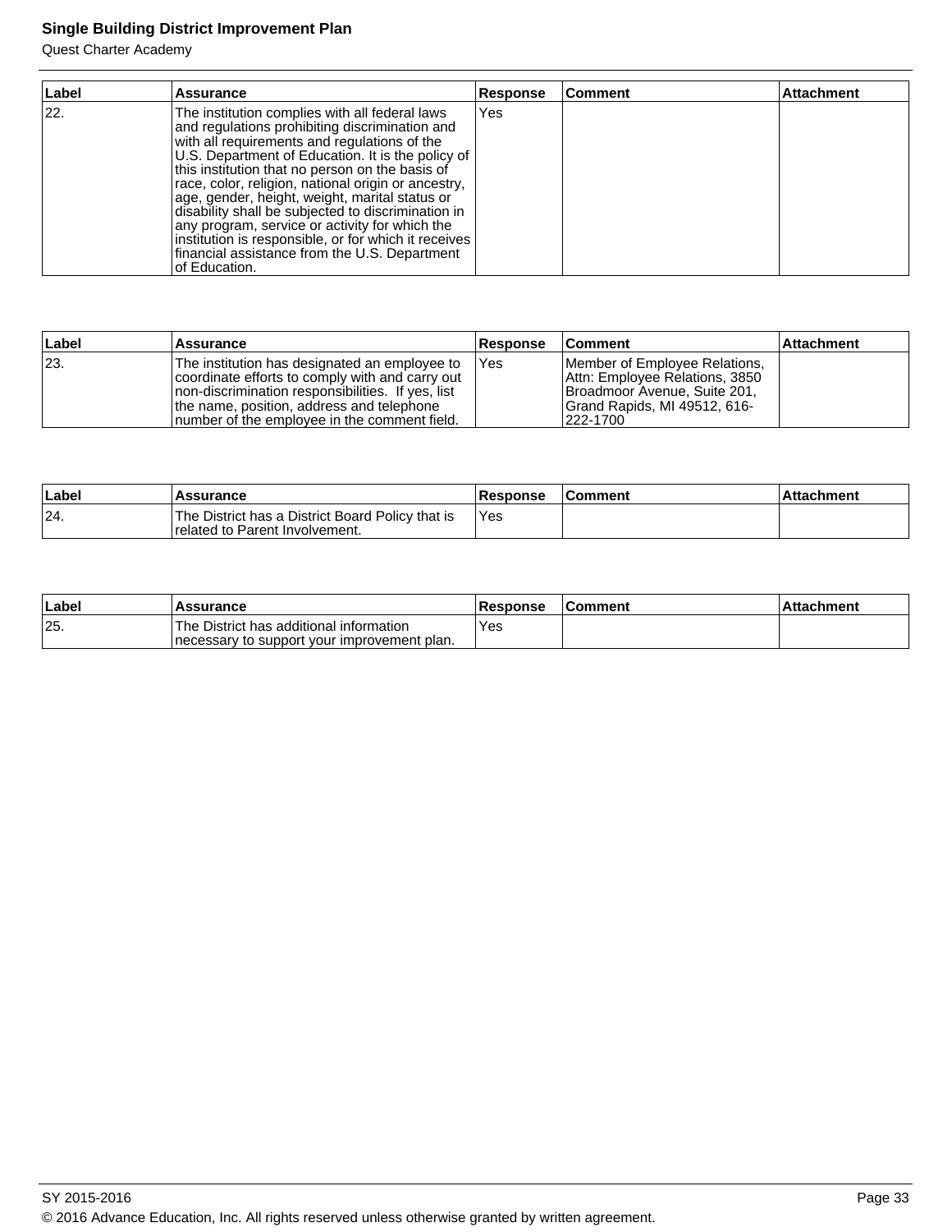| Label | Assurance | Response | Comment | Attachment |
|---|---|---|---|---|
| 22. | The institution complies with all federal laws and regulations prohibiting discrimination and with all requirements and regulations of the U.S. Department of Education. It is the policy of this institution that no person on the basis of race, color, religion, national origin or ancestry, age, gender, height, weight, marital status or disability shall be subjected to discrimination in any program, service or activity for which the institution is responsible, or for which it receives financial assistance from the U.S. Department of Education. | Yes | | |

| Label | Assurance | Response | Comment | Attachment |
|---|---|---|---|---|
| 23. | The institution has designated an employee to coordinate efforts to comply with and carry out non-discrimination responsibilities. If yes, list the name, position, address and telephone number of the employee in the comment field. | Yes | Member of Employee Relations, Attn: Employee Relations, 3850 Broadmoor Avenue, Suite 201, Grand Rapids, MI 49512, 616-222-1700 | |

| Label | Assurance | Response | Comment | Attachment |
|---|---|---|---|---|
| 24. | The District has a District Board Policy that is related to Parent Involvement. | Yes | | |

| Label | Assurance | Response | Comment | Attachment |
|---|---|---|---|---|
| 25. | The District has additional information necessary to support your improvement plan. | Yes | | |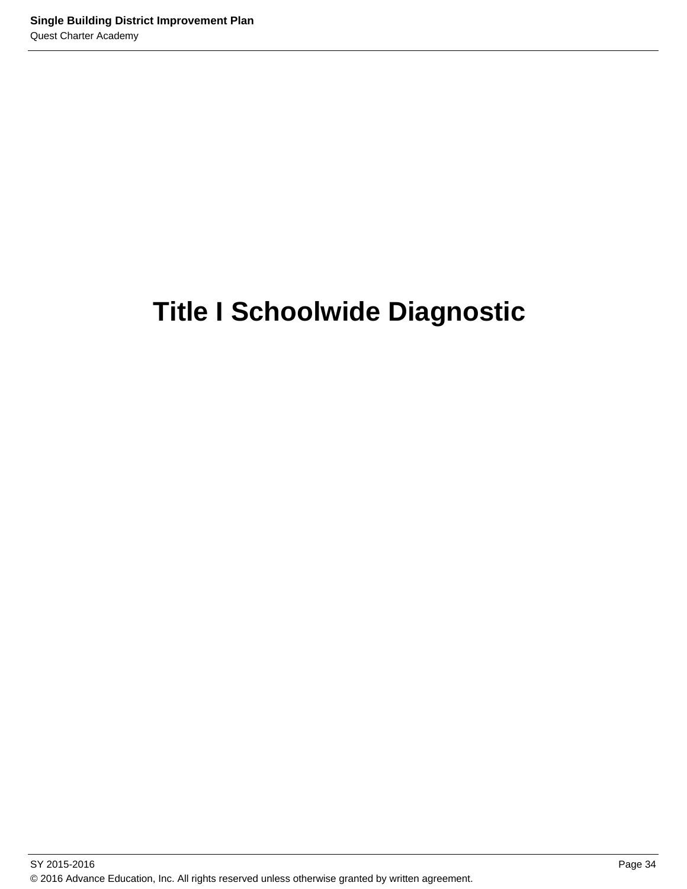# Title I Schoolwide Diagnostic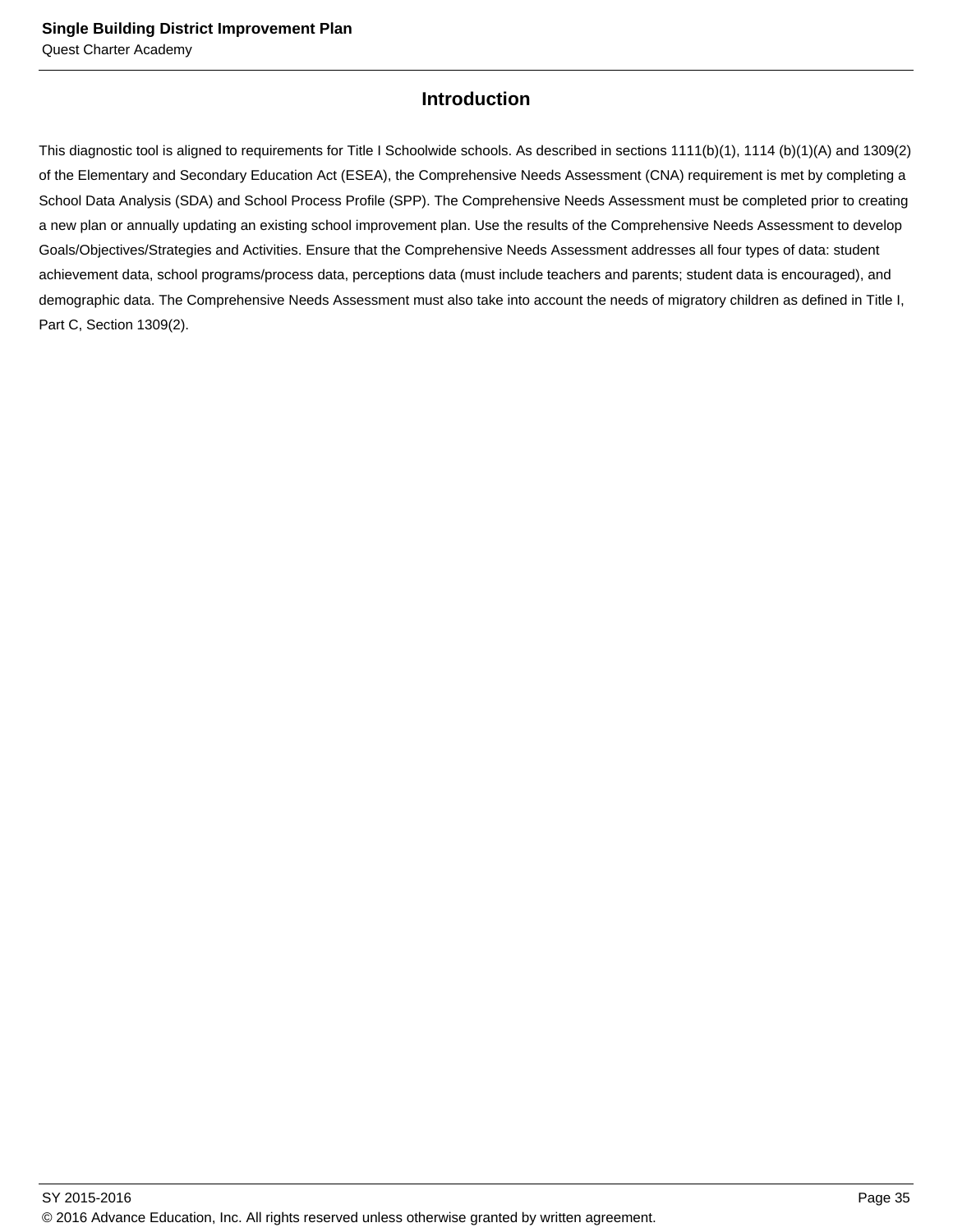## Introduction

This diagnostic tool is aligned to requirements for Title I Schoolwide schools. As described in sections 1111(b)(1), 1114 (b)(1)(A) and 1309(2) of the Elementary and Secondary Education Act (ESEA), the Comprehensive Needs Assessment (CNA) requirement is met by completing a School Data Analysis (SDA) and School Process Profile (SPP). The Comprehensive Needs Assessment must be completed prior to creating a new plan or annually updating an existing school improvement plan. Use the results of the Comprehensive Needs Assessment to develop Goals/Objectives/Strategies and Activities. Ensure that the Comprehensive Needs Assessment addresses all four types of data: student achievement data, school programs/process data, perceptions data (must include teachers and parents; student data is encouraged), and demographic data. The Comprehensive Needs Assessment must also take into account the needs of migratory children as defined in Title I, Part C, Section 1309(2).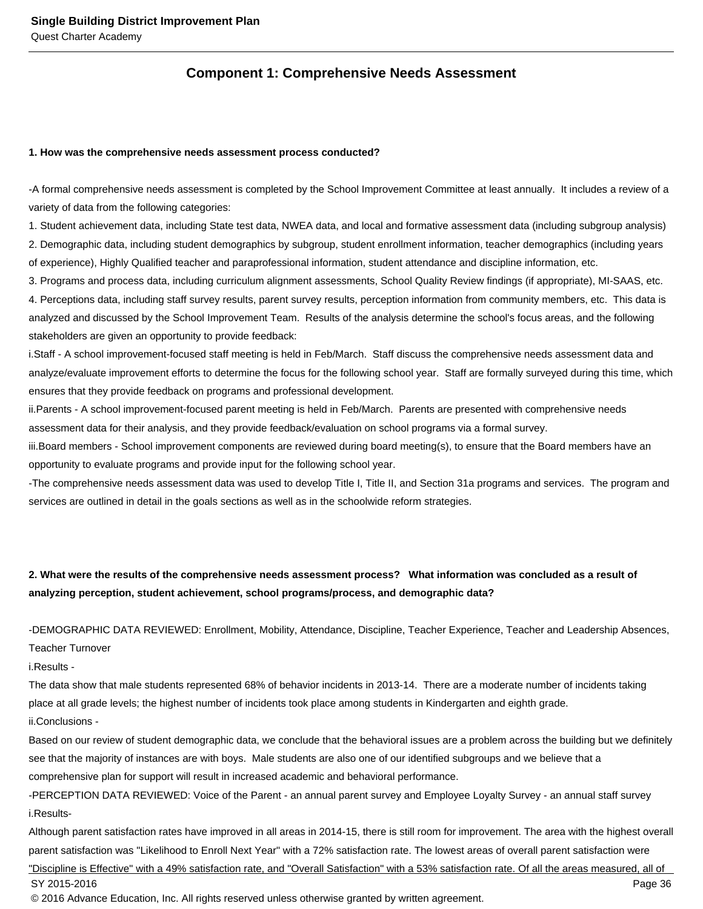## Component 1: Comprehensive Needs Assessment

**1. How was the comprehensive needs assessment process conducted?**

-A formal comprehensive needs assessment is completed by the School Improvement Committee at least annually. It includes a review of a variety of data from the following categories:
1. Student achievement data, including State test data, NWEA data, and local and formative assessment data (including subgroup analysis)
2. Demographic data, including student demographics by subgroup, student enrollment information, teacher demographics (including years of experience), Highly Qualified teacher and paraprofessional information, student attendance and discipline information, etc.
3. Programs and process data, including curriculum alignment assessments, School Quality Review findings (if appropriate), MI-SAAS, etc.
4. Perceptions data, including staff survey results, parent survey results, perception information from community members, etc. This data is analyzed and discussed by the School Improvement Team. Results of the analysis determine the school's focus areas, and the following stakeholders are given an opportunity to provide feedback:
i.Staff - A school improvement-focused staff meeting is held in Feb/March. Staff discuss the comprehensive needs assessment data and analyze/evaluate improvement efforts to determine the focus for the following school year. Staff are formally surveyed during this time, which ensures that they provide feedback on programs and professional development.
ii.Parents - A school improvement-focused parent meeting is held in Feb/March. Parents are presented with comprehensive needs assessment data for their analysis, and they provide feedback/evaluation on school programs via a formal survey.
iii.Board members - School improvement components are reviewed during board meeting(s), to ensure that the Board members have an opportunity to evaluate programs and provide input for the following school year.
-The comprehensive needs assessment data was used to develop Title I, Title II, and Section 31a programs and services. The program and services are outlined in detail in the goals sections as well as in the schoolwide reform strategies.

**2. What were the results of the comprehensive needs assessment process? What information was concluded as a result of analyzing perception, student achievement, school programs/process, and demographic data?**

-DEMOGRAPHIC DATA REVIEWED: Enrollment, Mobility, Attendance, Discipline, Teacher Experience, Teacher and Leadership Absences, Teacher Turnover
i.Results -
The data show that male students represented 68% of behavior incidents in 2013-14. There are a moderate number of incidents taking place at all grade levels; the highest number of incidents took place among students in Kindergarten and eighth grade.
ii.Conclusions -
Based on our review of student demographic data, we conclude that the behavioral issues are a problem across the building but we definitely see that the majority of instances are with boys. Male students are also one of our identified subgroups and we believe that a comprehensive plan for support will result in increased academic and behavioral performance.
-PERCEPTION DATA REVIEWED: Voice of the Parent - an annual parent survey and Employee Loyalty Survey - an annual staff survey
i.Results-
Although parent satisfaction rates have improved in all areas in 2014-15, there is still room for improvement. The area with the highest overall parent satisfaction was "Likelihood to Enroll Next Year" with a 72% satisfaction rate. The lowest areas of overall parent satisfaction were "Discipline is Effective" with a 49% satisfaction rate, and "Overall Satisfaction" with a 53% satisfaction rate. Of all the areas measured, all of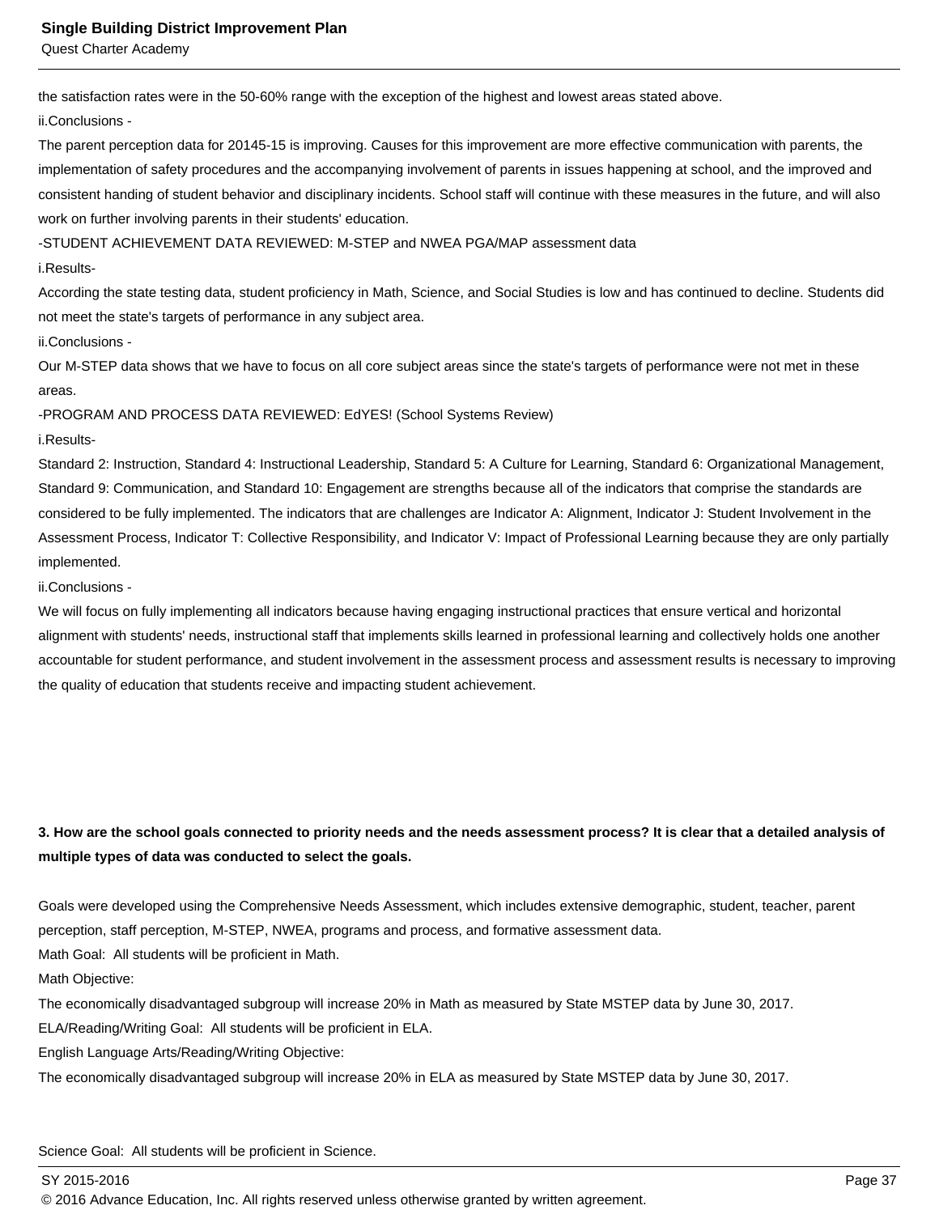the satisfaction rates were in the 50-60% range with the exception of the highest and lowest areas stated above.

ii.Conclusions -

The parent perception data for 20145-15 is improving. Causes for this improvement are more effective communication with parents, the implementation of safety procedures and the accompanying involvement of parents in issues happening at school, and the improved and consistent handing of student behavior and disciplinary incidents. School staff will continue with these measures in the future, and will also work on further involving parents in their students' education.

-STUDENT ACHIEVEMENT DATA REVIEWED: M-STEP and NWEA PGA/MAP assessment data

i.Results-

According the state testing data, student proficiency in Math, Science, and Social Studies is low and has continued to decline. Students did not meet the state's targets of performance in any subject area.

ii.Conclusions -

Our M-STEP data shows that we have to focus on all core subject areas since the state's targets of performance were not met in these areas.

-PROGRAM AND PROCESS DATA REVIEWED: EdYES! (School Systems Review)

i.Results-

Standard 2: Instruction, Standard 4: Instructional Leadership, Standard 5: A Culture for Learning, Standard 6: Organizational Management, Standard 9: Communication, and Standard 10: Engagement are strengths because all of the indicators that comprise the standards are considered to be fully implemented. The indicators that are challenges are Indicator A: Alignment, Indicator J: Student Involvement in the Assessment Process, Indicator T: Collective Responsibility, and Indicator V: Impact of Professional Learning because they are only partially implemented.

ii.Conclusions -

We will focus on fully implementing all indicators because having engaging instructional practices that ensure vertical and horizontal alignment with students' needs, instructional staff that implements skills learned in professional learning and collectively holds one another accountable for student performance, and student involvement in the assessment process and assessment results is necessary to improving the quality of education that students receive and impacting student achievement.

**3. How are the school goals connected to priority needs and the needs assessment process? It is clear that a detailed analysis of multiple types of data was conducted to select the goals.**

Goals were developed using the Comprehensive Needs Assessment, which includes extensive demographic, student, teacher, parent perception, staff perception, M-STEP, NWEA, programs and process, and formative assessment data.

Math Goal: All students will be proficient in Math.

Math Objective:

The economically disadvantaged subgroup will increase 20% in Math as measured by State MSTEP data by June 30, 2017.

ELA/Reading/Writing Goal: All students will be proficient in ELA.

English Language Arts/Reading/Writing Objective:

The economically disadvantaged subgroup will increase 20% in ELA as measured by State MSTEP data by June 30, 2017.

Science Goal: All students will be proficient in Science.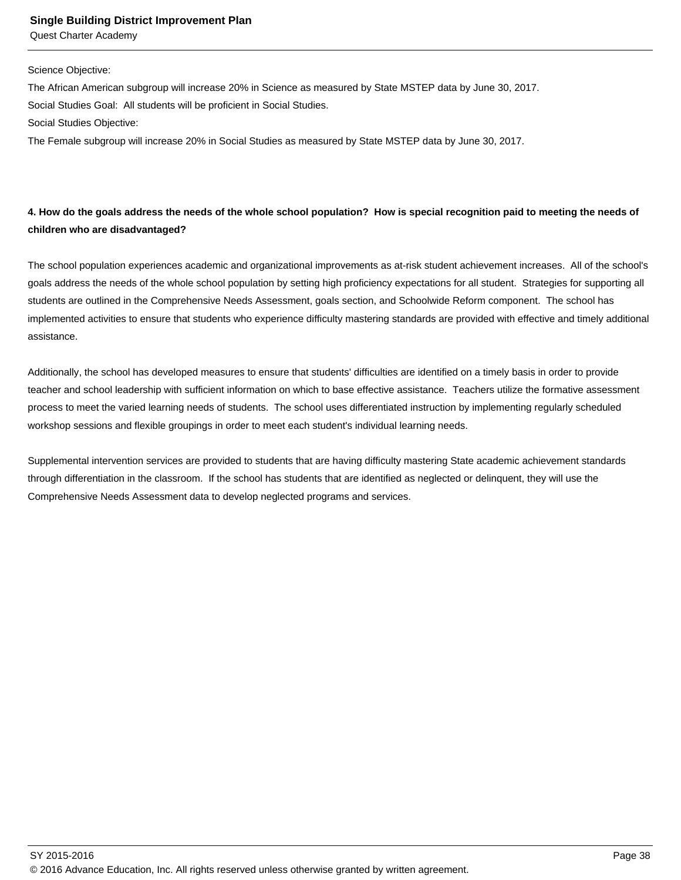Science Objective:

The African American subgroup will increase 20% in Science as measured by State MSTEP data by June 30, 2017.

Social Studies Goal: All students will be proficient in Social Studies.

Social Studies Objective:

The Female subgroup will increase 20% in Social Studies as measured by State MSTEP data by June 30, 2017.

**4. How do the goals address the needs of the whole school population? How is special recognition paid to meeting the needs of children who are disadvantaged?**

The school population experiences academic and organizational improvements as at-risk student achievement increases. All of the school's goals address the needs of the whole school population by setting high proficiency expectations for all student. Strategies for supporting all students are outlined in the Comprehensive Needs Assessment, goals section, and Schoolwide Reform component. The school has implemented activities to ensure that students who experience difficulty mastering standards are provided with effective and timely additional assistance.

Additionally, the school has developed measures to ensure that students' difficulties are identified on a timely basis in order to provide teacher and school leadership with sufficient information on which to base effective assistance. Teachers utilize the formative assessment process to meet the varied learning needs of students. The school uses differentiated instruction by implementing regularly scheduled workshop sessions and flexible groupings in order to meet each student's individual learning needs.

Supplemental intervention services are provided to students that are having difficulty mastering State academic achievement standards through differentiation in the classroom. If the school has students that are identified as neglected or delinquent, they will use the Comprehensive Needs Assessment data to develop neglected programs and services.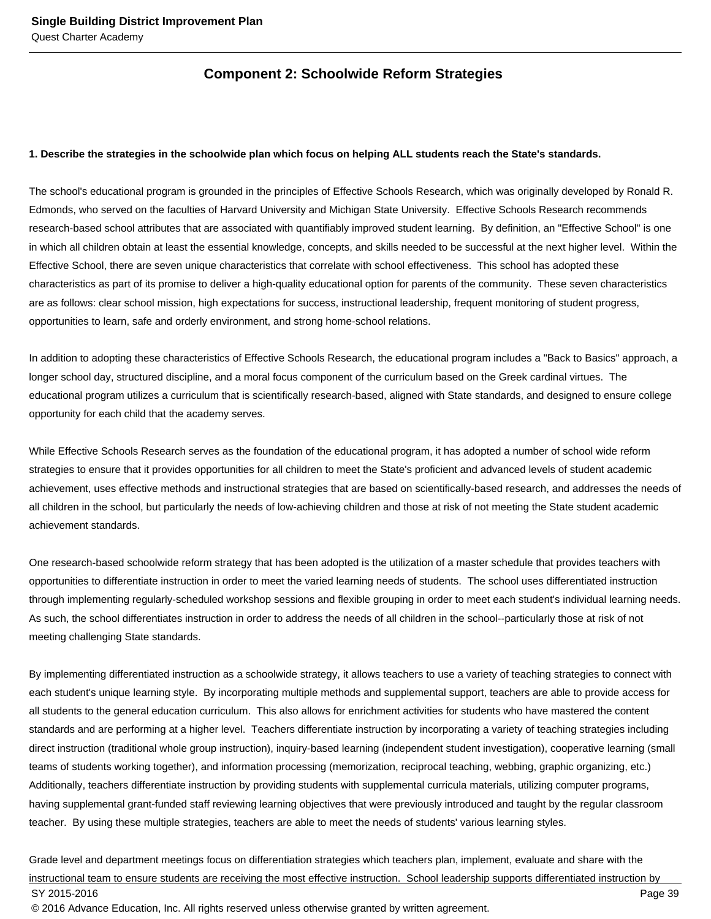## Component 2: Schoolwide Reform Strategies

**1. Describe the strategies in the schoolwide plan which focus on helping ALL students reach the State's standards.**

The school's educational program is grounded in the principles of Effective Schools Research, which was originally developed by Ronald R. Edmonds, who served on the faculties of Harvard University and Michigan State University. Effective Schools Research recommends research-based school attributes that are associated with quantifiably improved student learning. By definition, an "Effective School" is one in which all children obtain at least the essential knowledge, concepts, and skills needed to be successful at the next higher level. Within the Effective School, there are seven unique characteristics that correlate with school effectiveness. This school has adopted these characteristics as part of its promise to deliver a high-quality educational option for parents of the community. These seven characteristics are as follows: clear school mission, high expectations for success, instructional leadership, frequent monitoring of student progress, opportunities to learn, safe and orderly environment, and strong home-school relations.

In addition to adopting these characteristics of Effective Schools Research, the educational program includes a "Back to Basics" approach, a longer school day, structured discipline, and a moral focus component of the curriculum based on the Greek cardinal virtues. The educational program utilizes a curriculum that is scientifically research-based, aligned with State standards, and designed to ensure college opportunity for each child that the academy serves.

While Effective Schools Research serves as the foundation of the educational program, it has adopted a number of school wide reform strategies to ensure that it provides opportunities for all children to meet the State's proficient and advanced levels of student academic achievement, uses effective methods and instructional strategies that are based on scientifically-based research, and addresses the needs of all children in the school, but particularly the needs of low-achieving children and those at risk of not meeting the State student academic achievement standards.

One research-based schoolwide reform strategy that has been adopted is the utilization of a master schedule that provides teachers with opportunities to differentiate instruction in order to meet the varied learning needs of students. The school uses differentiated instruction through implementing regularly-scheduled workshop sessions and flexible grouping in order to meet each student's individual learning needs. As such, the school differentiates instruction in order to address the needs of all children in the school--particularly those at risk of not meeting challenging State standards.

By implementing differentiated instruction as a schoolwide strategy, it allows teachers to use a variety of teaching strategies to connect with each student's unique learning style. By incorporating multiple methods and supplemental support, teachers are able to provide access for all students to the general education curriculum. This also allows for enrichment activities for students who have mastered the content standards and are performing at a higher level. Teachers differentiate instruction by incorporating a variety of teaching strategies including direct instruction (traditional whole group instruction), inquiry-based learning (independent student investigation), cooperative learning (small teams of students working together), and information processing (memorization, reciprocal teaching, webbing, graphic organizing, etc.) Additionally, teachers differentiate instruction by providing students with supplemental curricula materials, utilizing computer programs, having supplemental grant-funded staff reviewing learning objectives that were previously introduced and taught by the regular classroom teacher. By using these multiple strategies, teachers are able to meet the needs of students' various learning styles.

Grade level and department meetings focus on differentiation strategies which teachers plan, implement, evaluate and share with the instructional team to ensure students are receiving the most effective instruction. School leadership supports differentiated instruction by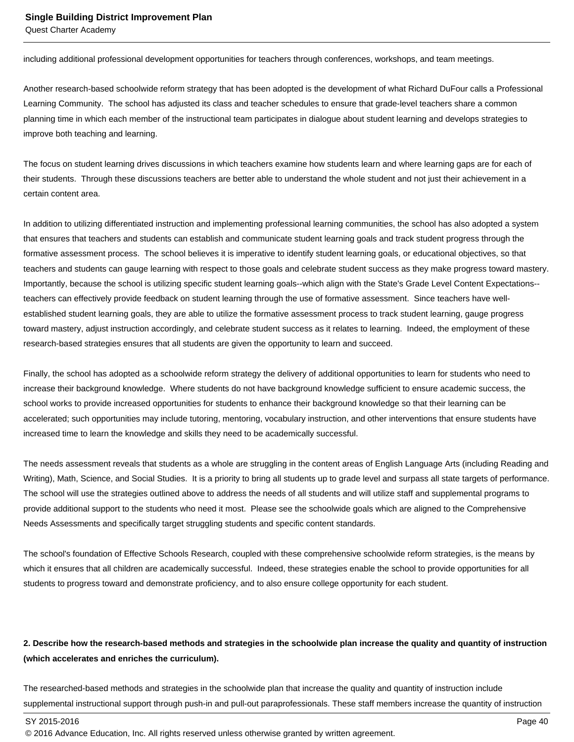including additional professional development opportunities for teachers through conferences, workshops, and team meetings.

Another research-based schoolwide reform strategy that has been adopted is the development of what Richard DuFour calls a Professional Learning Community. The school has adjusted its class and teacher schedules to ensure that grade-level teachers share a common planning time in which each member of the instructional team participates in dialogue about student learning and develops strategies to improve both teaching and learning.

The focus on student learning drives discussions in which teachers examine how students learn and where learning gaps are for each of their students. Through these discussions teachers are better able to understand the whole student and not just their achievement in a certain content area.

In addition to utilizing differentiated instruction and implementing professional learning communities, the school has also adopted a system that ensures that teachers and students can establish and communicate student learning goals and track student progress through the formative assessment process. The school believes it is imperative to identify student learning goals, or educational objectives, so that teachers and students can gauge learning with respect to those goals and celebrate student success as they make progress toward mastery. Importantly, because the school is utilizing specific student learning goals--which align with the State's Grade Level Content Expectations--teachers can effectively provide feedback on student learning through the use of formative assessment. Since teachers have well-established student learning goals, they are able to utilize the formative assessment process to track student learning, gauge progress toward mastery, adjust instruction accordingly, and celebrate student success as it relates to learning. Indeed, the employment of these research-based strategies ensures that all students are given the opportunity to learn and succeed.

Finally, the school has adopted as a schoolwide reform strategy the delivery of additional opportunities to learn for students who need to increase their background knowledge. Where students do not have background knowledge sufficient to ensure academic success, the school works to provide increased opportunities for students to enhance their background knowledge so that their learning can be accelerated; such opportunities may include tutoring, mentoring, vocabulary instruction, and other interventions that ensure students have increased time to learn the knowledge and skills they need to be academically successful.

The needs assessment reveals that students as a whole are struggling in the content areas of English Language Arts (including Reading and Writing), Math, Science, and Social Studies. It is a priority to bring all students up to grade level and surpass all state targets of performance. The school will use the strategies outlined above to address the needs of all students and will utilize staff and supplemental programs to provide additional support to the students who need it most. Please see the schoolwide goals which are aligned to the Comprehensive Needs Assessments and specifically target struggling students and specific content standards.

The school's foundation of Effective Schools Research, coupled with these comprehensive schoolwide reform strategies, is the means by which it ensures that all children are academically successful. Indeed, these strategies enable the school to provide opportunities for all students to progress toward and demonstrate proficiency, and to also ensure college opportunity for each student.

**2. Describe how the research-based methods and strategies in the schoolwide plan increase the quality and quantity of instruction (which accelerates and enriches the curriculum).**

The researched-based methods and strategies in the schoolwide plan that increase the quality and quantity of instruction include supplemental instructional support through push-in and pull-out paraprofessionals. These staff members increase the quantity of instruction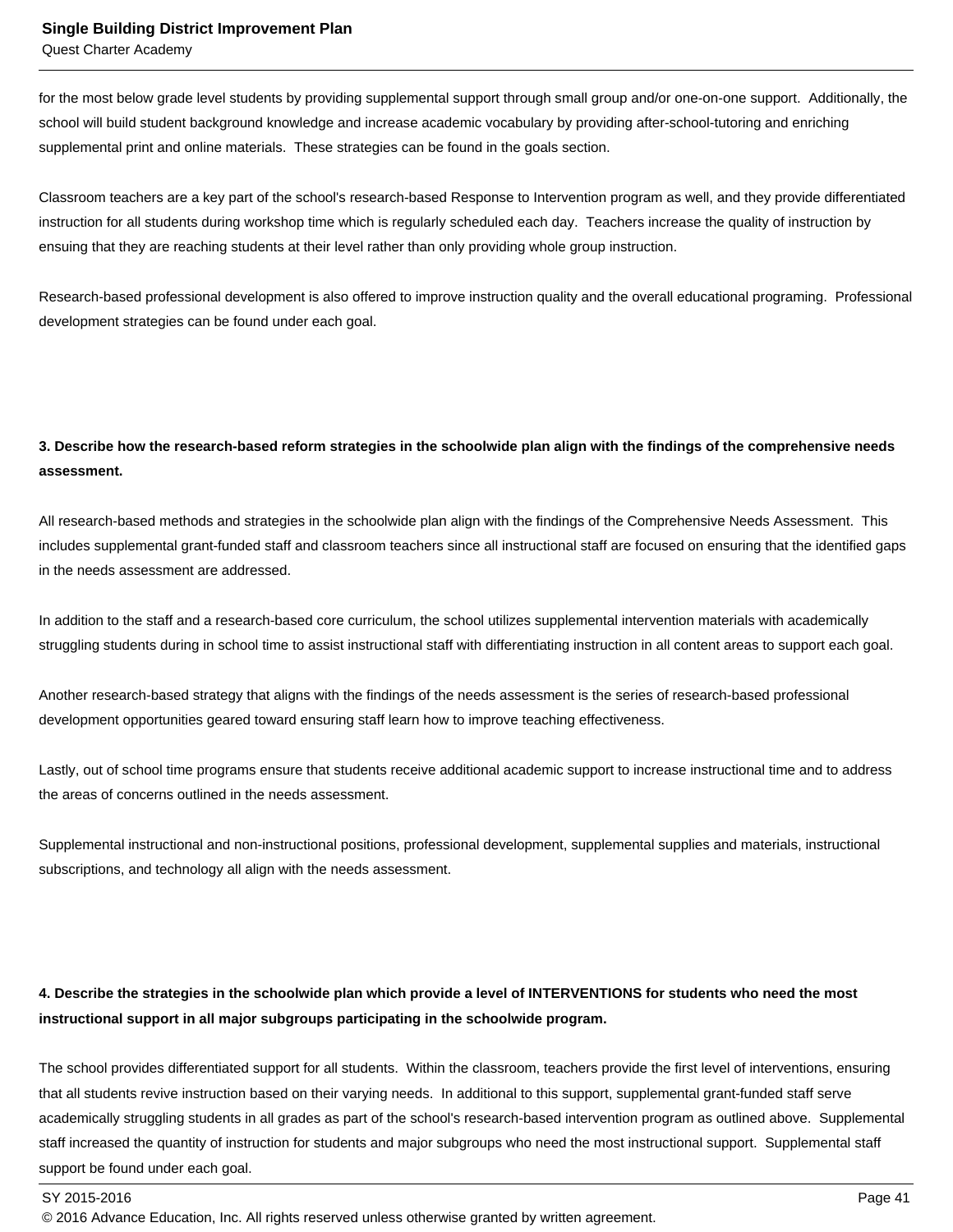for the most below grade level students by providing supplemental support through small group and/or one-on-one support. Additionally, the school will build student background knowledge and increase academic vocabulary by providing after-school-tutoring and enriching supplemental print and online materials. These strategies can be found in the goals section.

Classroom teachers are a key part of the school's research-based Response to Intervention program as well, and they provide differentiated instruction for all students during workshop time which is regularly scheduled each day. Teachers increase the quality of instruction by ensuing that they are reaching students at their level rather than only providing whole group instruction.

Research-based professional development is also offered to improve instruction quality and the overall educational programing. Professional development strategies can be found under each goal.

**3. Describe how the research-based reform strategies in the schoolwide plan align with the findings of the comprehensive needs assessment.**

All research-based methods and strategies in the schoolwide plan align with the findings of the Comprehensive Needs Assessment. This includes supplemental grant-funded staff and classroom teachers since all instructional staff are focused on ensuring that the identified gaps in the needs assessment are addressed.

In addition to the staff and a research-based core curriculum, the school utilizes supplemental intervention materials with academically struggling students during in school time to assist instructional staff with differentiating instruction in all content areas to support each goal.

Another research-based strategy that aligns with the findings of the needs assessment is the series of research-based professional development opportunities geared toward ensuring staff learn how to improve teaching effectiveness.

Lastly, out of school time programs ensure that students receive additional academic support to increase instructional time and to address the areas of concerns outlined in the needs assessment.

Supplemental instructional and non-instructional positions, professional development, supplemental supplies and materials, instructional subscriptions, and technology all align with the needs assessment.

**4. Describe the strategies in the schoolwide plan which provide a level of INTERVENTIONS for students who need the most instructional support in all major subgroups participating in the schoolwide program.**

The school provides differentiated support for all students. Within the classroom, teachers provide the first level of interventions, ensuring that all students revive instruction based on their varying needs. In additional to this support, supplemental grant-funded staff serve academically struggling students in all grades as part of the school's research-based intervention program as outlined above. Supplemental staff increased the quantity of instruction for students and major subgroups who need the most instructional support. Supplemental staff support be found under each goal.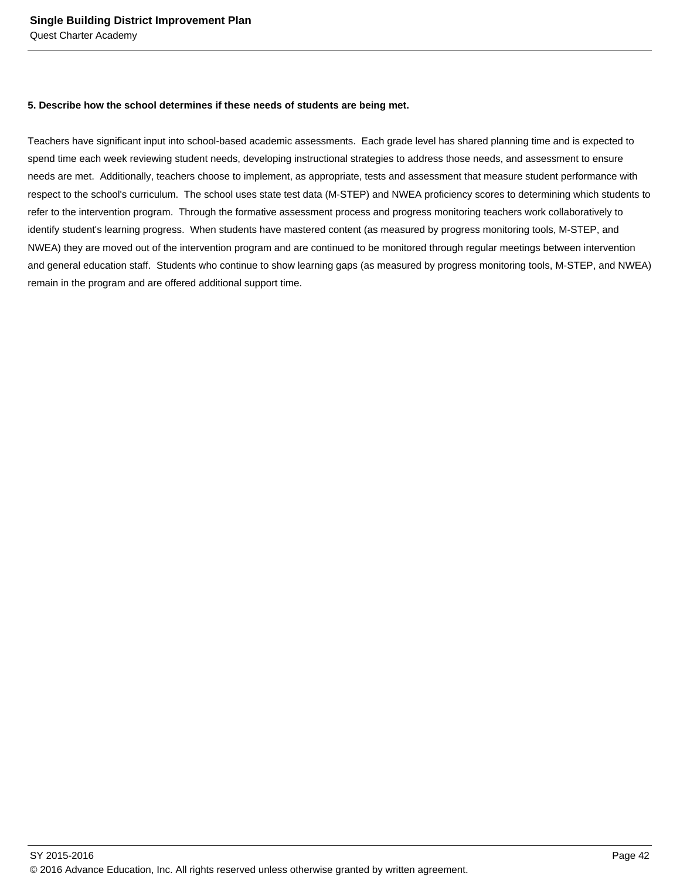**5. Describe how the school determines if these needs of students are being met.**

Teachers have significant input into school-based academic assessments. Each grade level has shared planning time and is expected to spend time each week reviewing student needs, developing instructional strategies to address those needs, and assessment to ensure needs are met. Additionally, teachers choose to implement, as appropriate, tests and assessment that measure student performance with respect to the school's curriculum. The school uses state test data (M-STEP) and NWEA proficiency scores to determining which students to refer to the intervention program. Through the formative assessment process and progress monitoring teachers work collaboratively to identify student's learning progress. When students have mastered content (as measured by progress monitoring tools, M-STEP, and NWEA) they are moved out of the intervention program and are continued to be monitored through regular meetings between intervention and general education staff. Students who continue to show learning gaps (as measured by progress monitoring tools, M-STEP, and NWEA) remain in the program and are offered additional support time.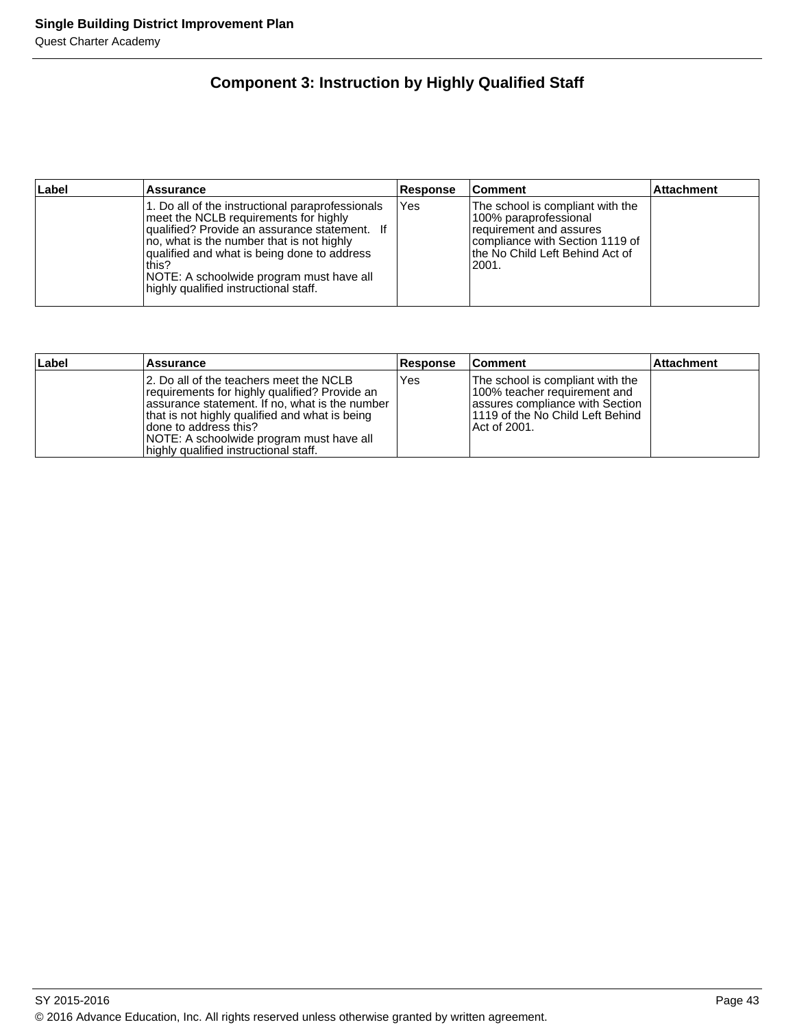## Component 3: Instruction by Highly Qualified Staff

| Label | Assurance | Response | Comment | Attachment |
| --- | --- | --- | --- | --- |
| | 1. Do all of the instructional paraprofessionals meet the NCLB requirements for highly qualified? Provide an assurance statement. If no, what is the number that is not highly qualified and what is being done to address this?<br>NOTE: A schoolwide program must have all highly qualified instructional staff. | Yes | The school is compliant with the 100% paraprofessional requirement and assures compliance with Section 1119 of the No Child Left Behind Act of 2001. | |

| Label | Assurance | Response | Comment | Attachment |
| --- | --- | --- | --- | --- |
| | 2. Do all of the teachers meet the NCLB requirements for highly qualified? Provide an assurance statement. If no, what is the number that is not highly qualified and what is being done to address this?<br>NOTE: A schoolwide program must have all highly qualified instructional staff. | Yes | The school is compliant with the 100% teacher requirement and assures compliance with Section 1119 of the No Child Left Behind Act of 2001. | |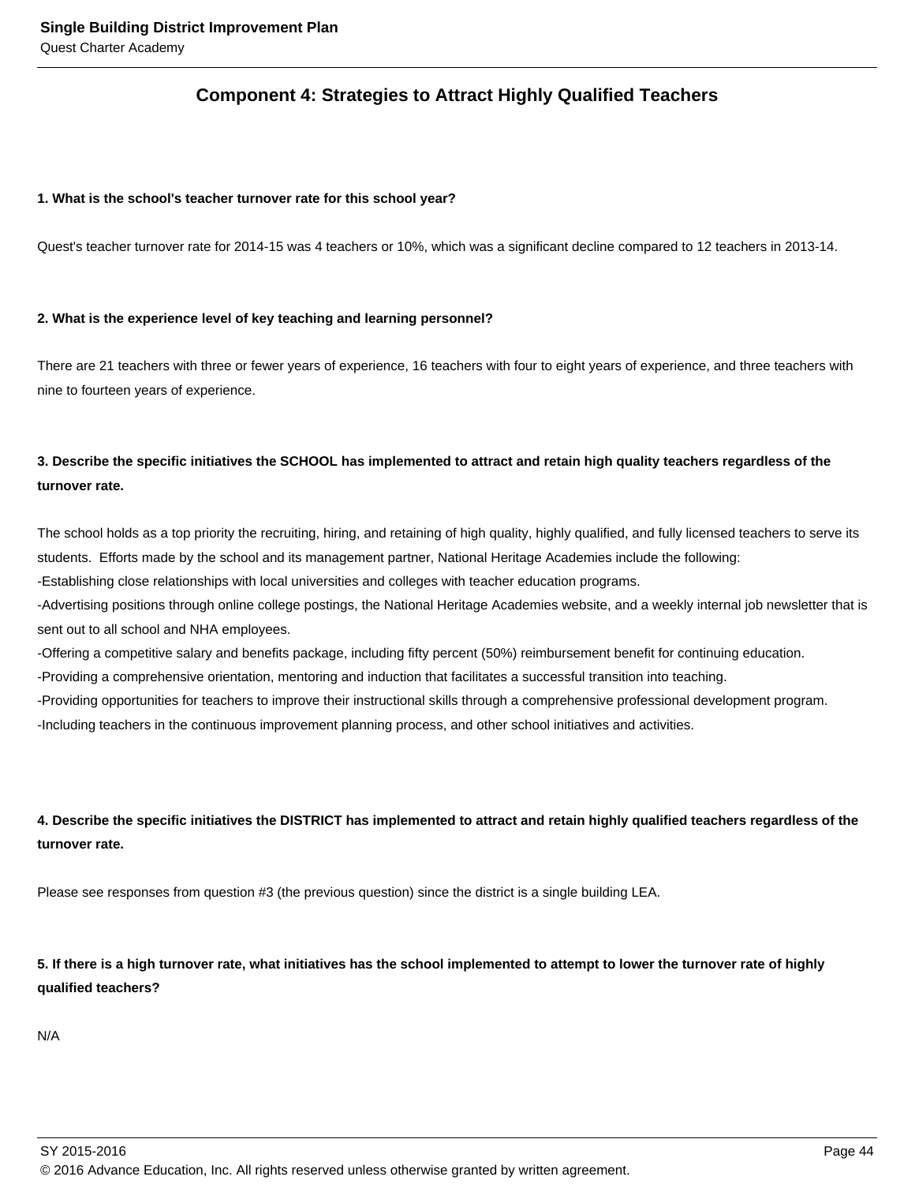## Component 4: Strategies to Attract Highly Qualified Teachers

**1. What is the school's teacher turnover rate for this school year?**

Quest's teacher turnover rate for 2014-15 was 4 teachers or 10%, which was a significant decline compared to 12 teachers in 2013-14.

**2. What is the experience level of key teaching and learning personnel?**

There are 21 teachers with three or fewer years of experience, 16 teachers with four to eight years of experience, and three teachers with nine to fourteen years of experience.

**3. Describe the specific initiatives the SCHOOL has implemented to attract and retain high quality teachers regardless of the turnover rate.**

The school holds as a top priority the recruiting, hiring, and retaining of high quality, highly qualified, and fully licensed teachers to serve its students. Efforts made by the school and its management partner, National Heritage Academies include the following:

-Establishing close relationships with local universities and colleges with teacher education programs.
-Advertising positions through online college postings, the National Heritage Academies website, and a weekly internal job newsletter that is sent out to all school and NHA employees.
-Offering a competitive salary and benefits package, including fifty percent (50%) reimbursement benefit for continuing education.
-Providing a comprehensive orientation, mentoring and induction that facilitates a successful transition into teaching.
-Providing opportunities for teachers to improve their instructional skills through a comprehensive professional development program.
-Including teachers in the continuous improvement planning process, and other school initiatives and activities.

**4. Describe the specific initiatives the DISTRICT has implemented to attract and retain highly qualified teachers regardless of the turnover rate.**

Please see responses from question #3 (the previous question) since the district is a single building LEA.

**5. If there is a high turnover rate, what initiatives has the school implemented to attempt to lower the turnover rate of highly qualified teachers?**

N/A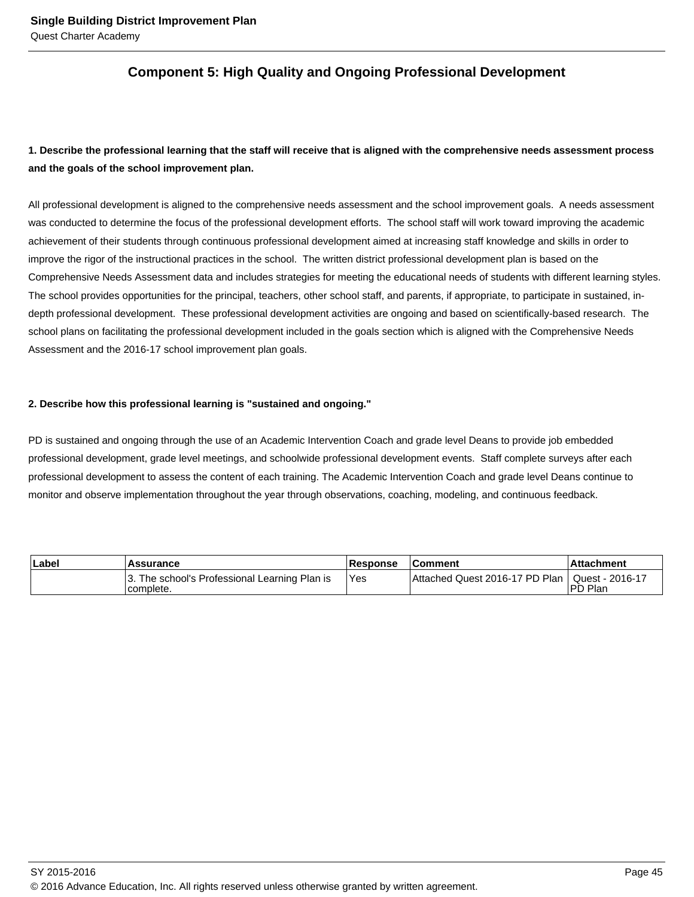## Component 5: High Quality and Ongoing Professional Development

**1. Describe the professional learning that the staff will receive that is aligned with the comprehensive needs assessment process and the goals of the school improvement plan.**

All professional development is aligned to the comprehensive needs assessment and the school improvement goals. A needs assessment was conducted to determine the focus of the professional development efforts. The school staff will work toward improving the academic achievement of their students through continuous professional development aimed at increasing staff knowledge and skills in order to improve the rigor of the instructional practices in the school. The written district professional development plan is based on the Comprehensive Needs Assessment data and includes strategies for meeting the educational needs of students with different learning styles. The school provides opportunities for the principal, teachers, other school staff, and parents, if appropriate, to participate in sustained, in-depth professional development. These professional development activities are ongoing and based on scientifically-based research. The school plans on facilitating the professional development included in the goals section which is aligned with the Comprehensive Needs Assessment and the 2016-17 school improvement plan goals.

**2. Describe how this professional learning is "sustained and ongoing."**

PD is sustained and ongoing through the use of an Academic Intervention Coach and grade level Deans to provide job embedded professional development, grade level meetings, and schoolwide professional development events. Staff complete surveys after each professional development to assess the content of each training. The Academic Intervention Coach and grade level Deans continue to monitor and observe implementation throughout the year through observations, coaching, modeling, and continuous feedback.

| Label | Assurance | Response | Comment | Attachment |
|---|---|---|---|---|
| | 3. The school's Professional Learning Plan is complete. | Yes | Attached Quest 2016-17 PD Plan | Quest - 2016-17 PD Plan |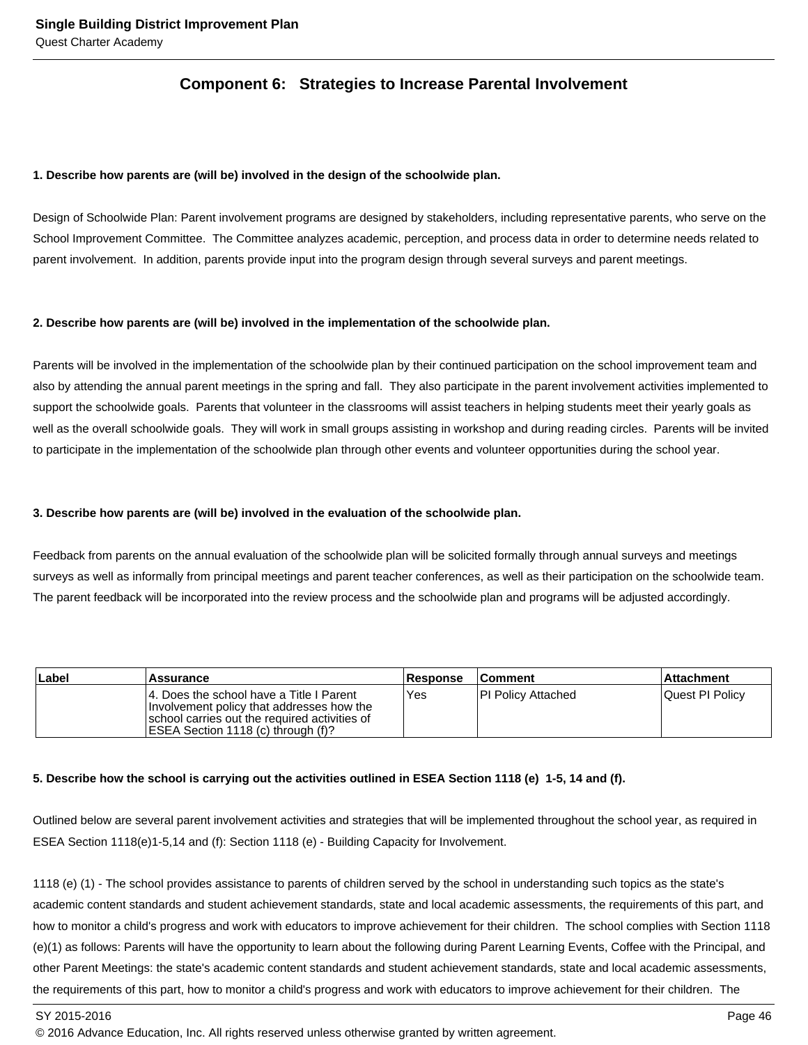## Component 6: Strategies to Increase Parental Involvement

**1. Describe how parents are (will be) involved in the design of the schoolwide plan.**

Design of Schoolwide Plan: Parent involvement programs are designed by stakeholders, including representative parents, who serve on the School Improvement Committee. The Committee analyzes academic, perception, and process data in order to determine needs related to parent involvement. In addition, parents provide input into the program design through several surveys and parent meetings.

**2. Describe how parents are (will be) involved in the implementation of the schoolwide plan.**

Parents will be involved in the implementation of the schoolwide plan by their continued participation on the school improvement team and also by attending the annual parent meetings in the spring and fall. They also participate in the parent involvement activities implemented to support the schoolwide goals. Parents that volunteer in the classrooms will assist teachers in helping students meet their yearly goals as well as the overall schoolwide goals. They will work in small groups assisting in workshop and during reading circles. Parents will be invited to participate in the implementation of the schoolwide plan through other events and volunteer opportunities during the school year.

**3. Describe how parents are (will be) involved in the evaluation of the schoolwide plan.**

Feedback from parents on the annual evaluation of the schoolwide plan will be solicited formally through annual surveys and meetings surveys as well as informally from principal meetings and parent teacher conferences, as well as their participation on the schoolwide team. The parent feedback will be incorporated into the review process and the schoolwide plan and programs will be adjusted accordingly.

| Label | Assurance | Response | Comment | Attachment |
| --- | --- | --- | --- | --- |
| | 4. Does the school have a Title I Parent Involvement policy that addresses how the school carries out the required activities of ESEA Section 1118 (c) through (f)? | Yes | PI Policy Attached | Quest PI Policy |

**5. Describe how the school is carrying out the activities outlined in ESEA Section 1118 (e) 1-5, 14 and (f).**

Outlined below are several parent involvement activities and strategies that will be implemented throughout the school year, as required in ESEA Section 1118(e)1-5,14 and (f): Section 1118 (e) - Building Capacity for Involvement.

1118 (e) (1) - The school provides assistance to parents of children served by the school in understanding such topics as the state's academic content standards and student achievement standards, state and local academic assessments, the requirements of this part, and how to monitor a child's progress and work with educators to improve achievement for their children. The school complies with Section 1118 (e)(1) as follows: Parents will have the opportunity to learn about the following during Parent Learning Events, Coffee with the Principal, and other Parent Meetings: the state's academic content standards and student achievement standards, state and local academic assessments, the requirements of this part, how to monitor a child's progress and work with educators to improve achievement for their children. The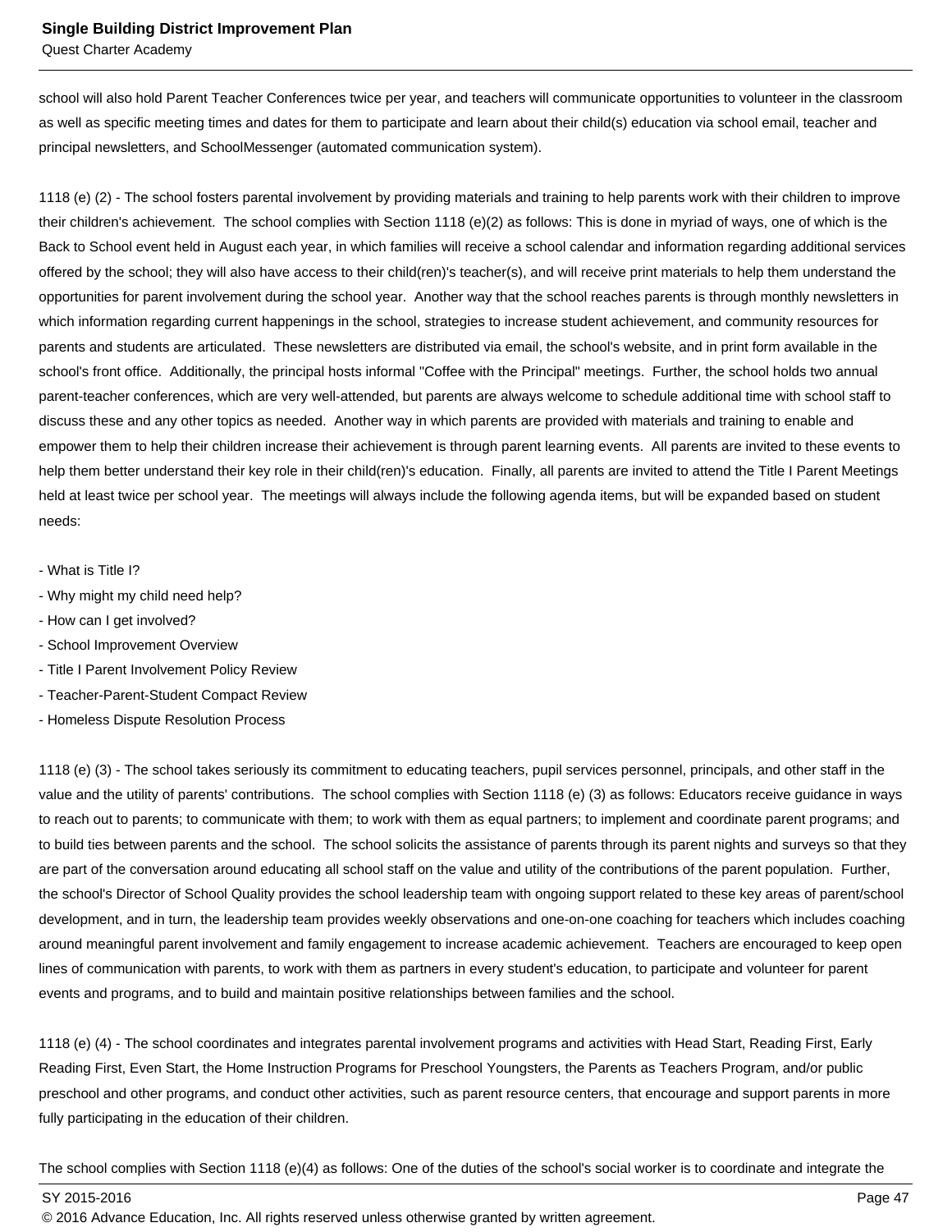school will also hold Parent Teacher Conferences twice per year, and teachers will communicate opportunities to volunteer in the classroom as well as specific meeting times and dates for them to participate and learn about their child(s) education via school email, teacher and principal newsletters, and SchoolMessenger (automated communication system).

1118 (e) (2) - The school fosters parental involvement by providing materials and training to help parents work with their children to improve their children's achievement.  The school complies with Section 1118 (e)(2) as follows: This is done in myriad of ways, one of which is the Back to School event held in August each year, in which families will receive a school calendar and information regarding additional services offered by the school; they will also have access to their child(ren)'s teacher(s), and will receive print materials to help them understand the opportunities for parent involvement during the school year.  Another way that the school reaches parents is through monthly newsletters in which information regarding current happenings in the school, strategies to increase student achievement, and community resources for parents and students are articulated.  These newsletters are distributed via email, the school's website, and in print form available in the school's front office.  Additionally, the principal hosts informal "Coffee with the Principal" meetings.  Further, the school holds two annual parent-teacher conferences, which are very well-attended, but parents are always welcome to schedule additional time with school staff to discuss these and any other topics as needed.  Another way in which parents are provided with materials and training to enable and empower them to help their children increase their achievement is through parent learning events.  All parents are invited to these events to help them better understand their key role in their child(ren)'s education.  Finally, all parents are invited to attend the Title I Parent Meetings held at least twice per school year.  The meetings will always include the following agenda items, but will be expanded based on student needs:

- What is Title I?
- Why might my child need help?
- How can I get involved?
- School Improvement Overview
- Title I Parent Involvement Policy Review
- Teacher-Parent-Student Compact Review
- Homeless Dispute Resolution Process

1118 (e) (3) - The school takes seriously its commitment to educating teachers, pupil services personnel, principals, and other staff in the value and the utility of parents' contributions.  The school complies with Section 1118 (e) (3) as follows: Educators receive guidance in ways to reach out to parents; to communicate with them; to work with them as equal partners; to implement and coordinate parent programs; and to build ties between parents and the school.  The school solicits the assistance of parents through its parent nights and surveys so that they are part of the conversation around educating all school staff on the value and utility of the contributions of the parent population.  Further, the school's Director of School Quality provides the school leadership team with ongoing support related to these key areas of parent/school development, and in turn, the leadership team provides weekly observations and one-on-one coaching for teachers which includes coaching around meaningful parent involvement and family engagement to increase academic achievement.  Teachers are encouraged to keep open lines of communication with parents, to work with them as partners in every student's education, to participate and volunteer for parent events and programs, and to build and maintain positive relationships between families and the school.

1118 (e) (4) - The school coordinates and integrates parental involvement programs and activities with Head Start, Reading First, Early Reading First, Even Start, the Home Instruction Programs for Preschool Youngsters, the Parents as Teachers Program, and/or public preschool and other programs, and conduct other activities, such as parent resource centers, that encourage and support parents in more fully participating in the education of their children.

The school complies with Section 1118 (e)(4) as follows: One of the duties of the school's social worker is to coordinate and integrate the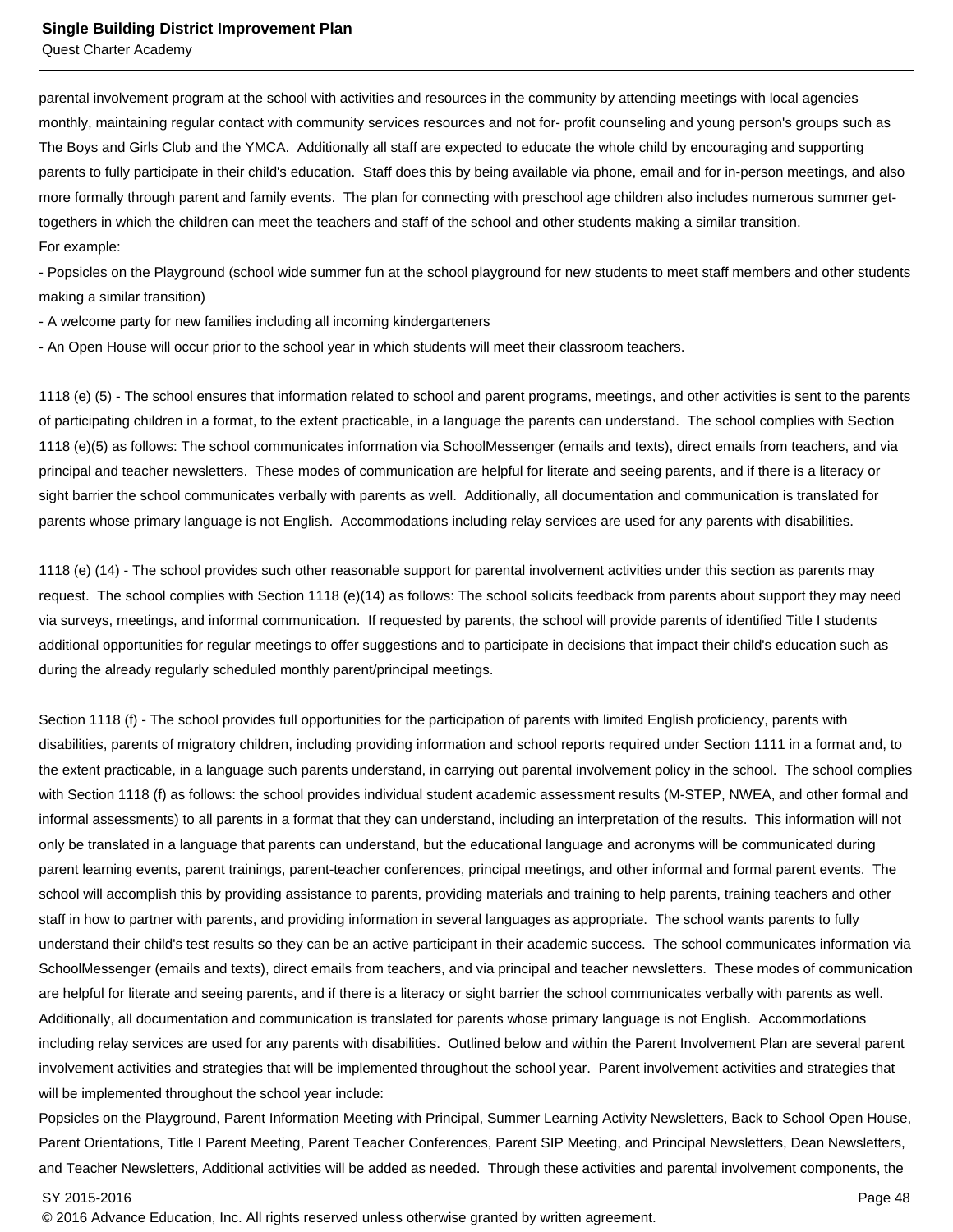parental involvement program at the school with activities and resources in the community by attending meetings with local agencies monthly, maintaining regular contact with community services resources and not for- profit counseling and young person's groups such as The Boys and Girls Club and the YMCA. Additionally all staff are expected to educate the whole child by encouraging and supporting parents to fully participate in their child's education. Staff does this by being available via phone, email and for in-person meetings, and also more formally through parent and family events. The plan for connecting with preschool age children also includes numerous summer get-togethers in which the children can meet the teachers and staff of the school and other students making a similar transition.
For example:
- Popsicles on the Playground (school wide summer fun at the school playground for new students to meet staff members and other students making a similar transition)
- A welcome party for new families including all incoming kindergarteners
- An Open House will occur prior to the school year in which students will meet their classroom teachers.

1118 (e) (5) - The school ensures that information related to school and parent programs, meetings, and other activities is sent to the parents of participating children in a format, to the extent practicable, in a language the parents can understand. The school complies with Section 1118 (e)(5) as follows: The school communicates information via SchoolMessenger (emails and texts), direct emails from teachers, and via principal and teacher newsletters. These modes of communication are helpful for literate and seeing parents, and if there is a literacy or sight barrier the school communicates verbally with parents as well. Additionally, all documentation and communication is translated for parents whose primary language is not English. Accommodations including relay services are used for any parents with disabilities.

1118 (e) (14) - The school provides such other reasonable support for parental involvement activities under this section as parents may request. The school complies with Section 1118 (e)(14) as follows: The school solicits feedback from parents about support they may need via surveys, meetings, and informal communication. If requested by parents, the school will provide parents of identified Title I students additional opportunities for regular meetings to offer suggestions and to participate in decisions that impact their child's education such as during the already regularly scheduled monthly parent/principal meetings.

Section 1118 (f) - The school provides full opportunities for the participation of parents with limited English proficiency, parents with disabilities, parents of migratory children, including providing information and school reports required under Section 1111 in a format and, to the extent practicable, in a language such parents understand, in carrying out parental involvement policy in the school. The school complies with Section 1118 (f) as follows: the school provides individual student academic assessment results (M-STEP, NWEA, and other formal and informal assessments) to all parents in a format that they can understand, including an interpretation of the results. This information will not only be translated in a language that parents can understand, but the educational language and acronyms will be communicated during parent learning events, parent trainings, parent-teacher conferences, principal meetings, and other informal and formal parent events. The school will accomplish this by providing assistance to parents, providing materials and training to help parents, training teachers and other staff in how to partner with parents, and providing information in several languages as appropriate. The school wants parents to fully understand their child's test results so they can be an active participant in their academic success. The school communicates information via SchoolMessenger (emails and texts), direct emails from teachers, and via principal and teacher newsletters. These modes of communication are helpful for literate and seeing parents, and if there is a literacy or sight barrier the school communicates verbally with parents as well. Additionally, all documentation and communication is translated for parents whose primary language is not English. Accommodations including relay services are used for any parents with disabilities. Outlined below and within the Parent Involvement Plan are several parent involvement activities and strategies that will be implemented throughout the school year. Parent involvement activities and strategies that will be implemented throughout the school year include:
Popsicles on the Playground, Parent Information Meeting with Principal, Summer Learning Activity Newsletters, Back to School Open House, Parent Orientations, Title I Parent Meeting, Parent Teacher Conferences, Parent SIP Meeting, and Principal Newsletters, Dean Newsletters, and Teacher Newsletters, Additional activities will be added as needed. Through these activities and parental involvement components, the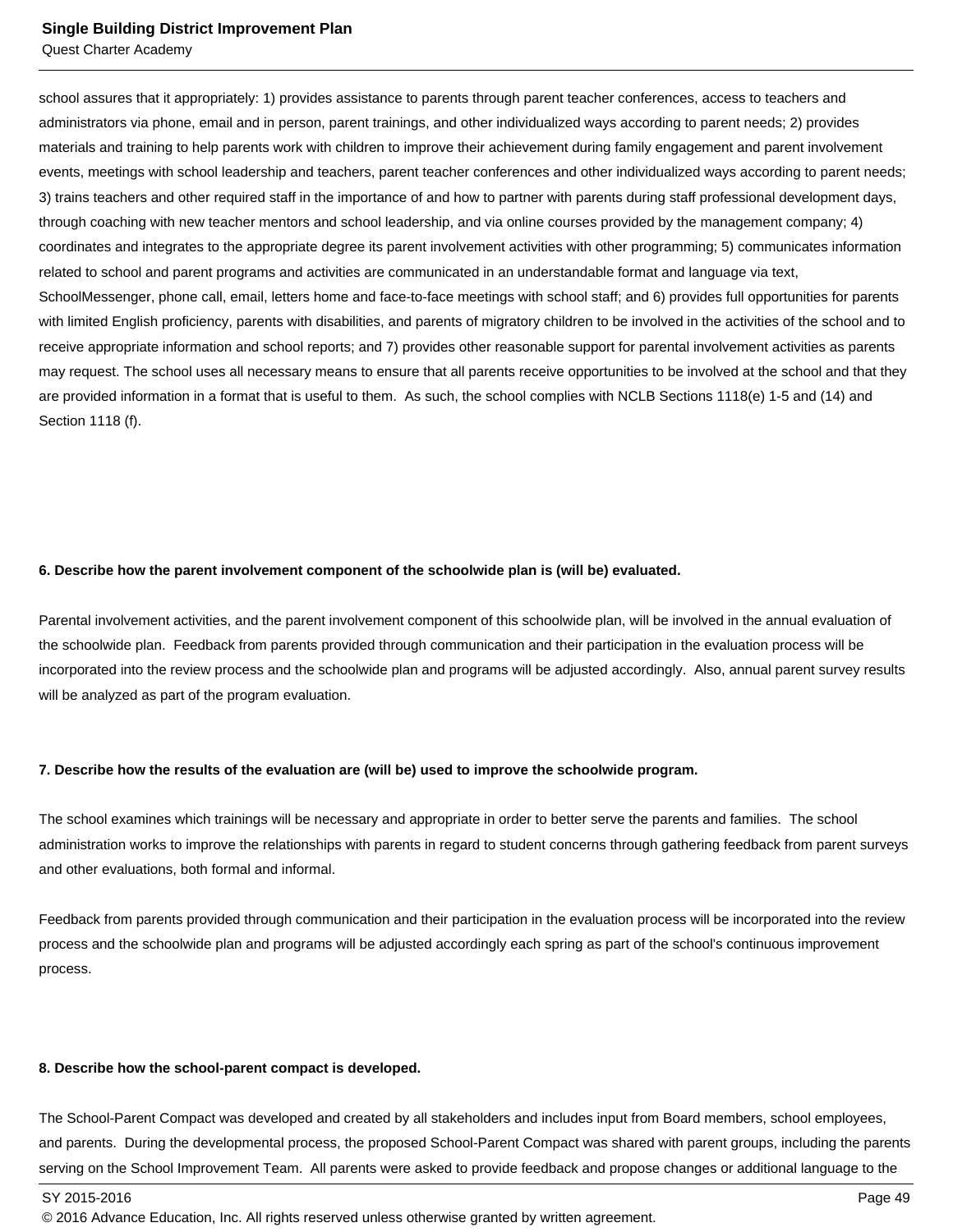school assures that it appropriately: 1) provides assistance to parents through parent teacher conferences, access to teachers and administrators via phone, email and in person, parent trainings, and other individualized ways according to parent needs; 2) provides materials and training to help parents work with children to improve their achievement during family engagement and parent involvement events, meetings with school leadership and teachers, parent teacher conferences and other individualized ways according to parent needs; 3) trains teachers and other required staff in the importance of and how to partner with parents during staff professional development days, through coaching with new teacher mentors and school leadership, and via online courses provided by the management company; 4) coordinates and integrates to the appropriate degree its parent involvement activities with other programming; 5) communicates information related to school and parent programs and activities are communicated in an understandable format and language via text, SchoolMessenger, phone call, email, letters home and face-to-face meetings with school staff; and 6) provides full opportunities for parents with limited English proficiency, parents with disabilities, and parents of migratory children to be involved in the activities of the school and to receive appropriate information and school reports; and 7) provides other reasonable support for parental involvement activities as parents may request. The school uses all necessary means to ensure that all parents receive opportunities to be involved at the school and that they are provided information in a format that is useful to them. As such, the school complies with NCLB Sections 1118(e) 1-5 and (14) and Section 1118 (f).

**6. Describe how the parent involvement component of the schoolwide plan is (will be) evaluated.**

Parental involvement activities, and the parent involvement component of this schoolwide plan, will be involved in the annual evaluation of the schoolwide plan. Feedback from parents provided through communication and their participation in the evaluation process will be incorporated into the review process and the schoolwide plan and programs will be adjusted accordingly. Also, annual parent survey results will be analyzed as part of the program evaluation.

**7. Describe how the results of the evaluation are (will be) used to improve the schoolwide program.**

The school examines which trainings will be necessary and appropriate in order to better serve the parents and families. The school administration works to improve the relationships with parents in regard to student concerns through gathering feedback from parent surveys and other evaluations, both formal and informal.

Feedback from parents provided through communication and their participation in the evaluation process will be incorporated into the review process and the schoolwide plan and programs will be adjusted accordingly each spring as part of the school's continuous improvement process.

**8. Describe how the school-parent compact is developed.**

The School-Parent Compact was developed and created by all stakeholders and includes input from Board members, school employees, and parents. During the developmental process, the proposed School-Parent Compact was shared with parent groups, including the parents serving on the School Improvement Team. All parents were asked to provide feedback and propose changes or additional language to the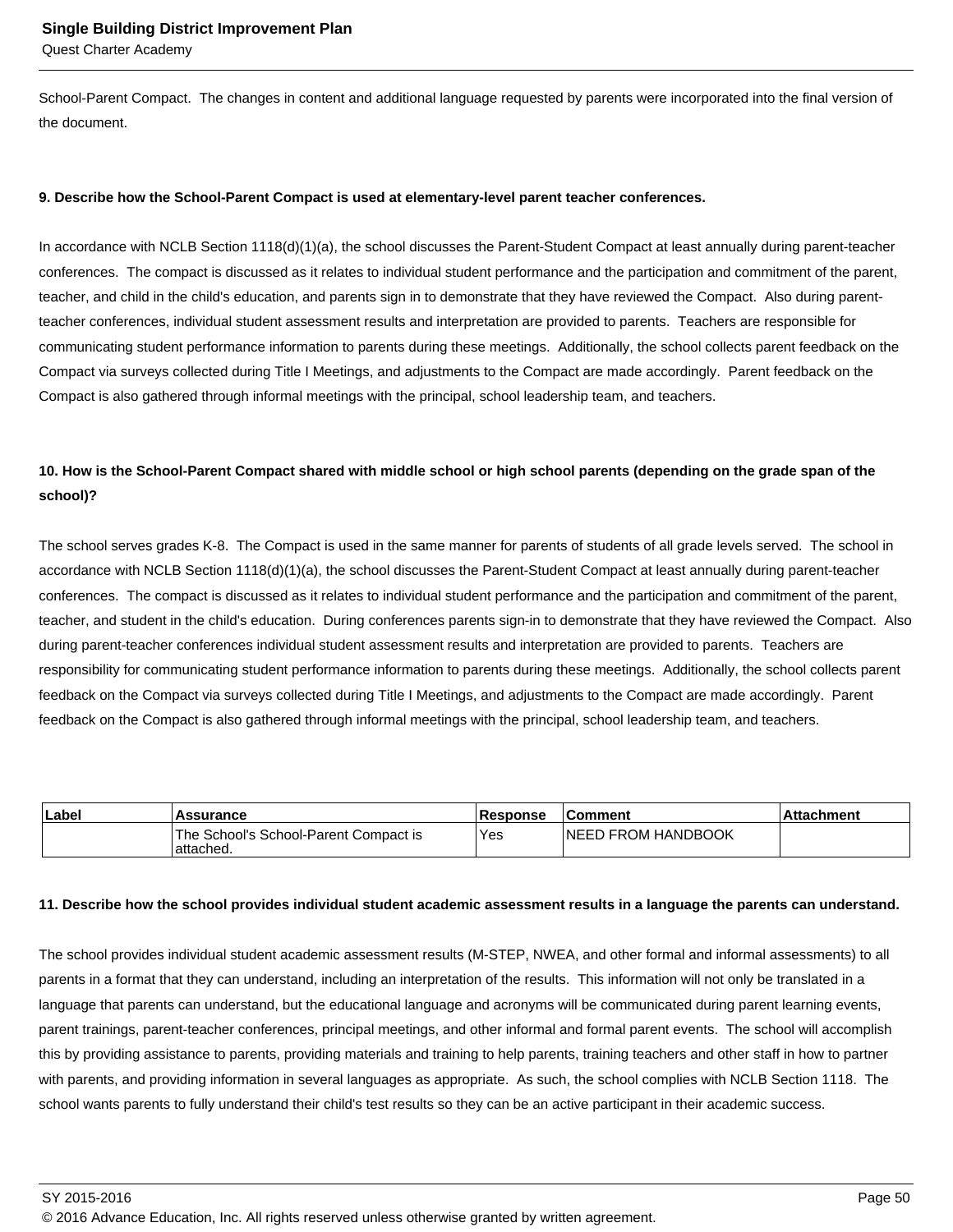School-Parent Compact.  The changes in content and additional language requested by parents were incorporated into the final version of the document.

**9. Describe how the School-Parent Compact is used at elementary-level parent teacher conferences.**

In accordance with NCLB Section 1118(d)(1)(a), the school discusses the Parent-Student Compact at least annually during parent-teacher conferences.  The compact is discussed as it relates to individual student performance and the participation and commitment of the parent, teacher, and child in the child's education, and parents sign in to demonstrate that they have reviewed the Compact.  Also during parent-teacher conferences, individual student assessment results and interpretation are provided to parents.  Teachers are responsible for communicating student performance information to parents during these meetings.  Additionally, the school collects parent feedback on the Compact via surveys collected during Title I Meetings, and adjustments to the Compact are made accordingly.  Parent feedback on the Compact is also gathered through informal meetings with the principal, school leadership team, and teachers.

**10. How is the School-Parent Compact shared with middle school or high school parents (depending on the grade span of the school)?**

The school serves grades K-8.  The Compact is used in the same manner for parents of students of all grade levels served.  The school in accordance with NCLB Section 1118(d)(1)(a), the school discusses the Parent-Student Compact at least annually during parent-teacher conferences.  The compact is discussed as it relates to individual student performance and the participation and commitment of the parent, teacher, and student in the child's education.  During conferences parents sign-in to demonstrate that they have reviewed the Compact.  Also during parent-teacher conferences individual student assessment results and interpretation are provided to parents.  Teachers are responsibility for communicating student performance information to parents during these meetings.  Additionally, the school collects parent feedback on the Compact via surveys collected during Title I Meetings, and adjustments to the Compact are made accordingly.  Parent feedback on the Compact is also gathered through informal meetings with the principal, school leadership team, and teachers.

| Label | Assurance | Response | Comment | Attachment |
| --- | --- | --- | --- | --- |
| | The School's School-Parent Compact is attached. | Yes | NEED FROM HANDBOOK | |

**11. Describe how the school provides individual student academic assessment results in a language the parents can understand.**

The school provides individual student academic assessment results (M-STEP, NWEA, and other formal and informal assessments) to all parents in a format that they can understand, including an interpretation of the results.  This information will not only be translated in a language that parents can understand, but the educational language and acronyms will be communicated during parent learning events, parent trainings, parent-teacher conferences, principal meetings, and other informal and formal parent events.  The school will accomplish this by providing assistance to parents, providing materials and training to help parents, training teachers and other staff in how to partner with parents, and providing information in several languages as appropriate.  As such, the school complies with NCLB Section 1118.  The school wants parents to fully understand their child's test results so they can be an active participant in their academic success.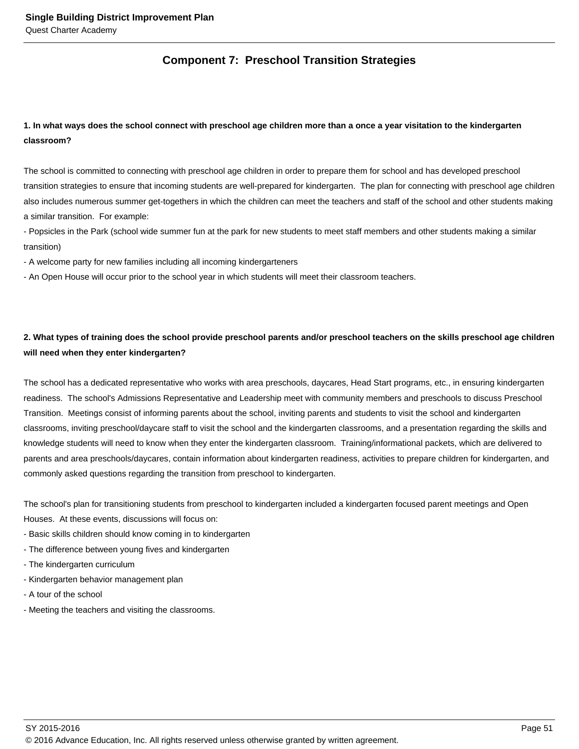## Component 7: Preschool Transition Strategies

**1. In what ways does the school connect with preschool age children more than a once a year visitation to the kindergarten classroom?**

The school is committed to connecting with preschool age children in order to prepare them for school and has developed preschool transition strategies to ensure that incoming students are well-prepared for kindergarten. The plan for connecting with preschool age children also includes numerous summer get-togethers in which the children can meet the teachers and staff of the school and other students making a similar transition. For example:
- Popsicles in the Park (school wide summer fun at the park for new students to meet staff members and other students making a similar transition)
- A welcome party for new families including all incoming kindergarteners
- An Open House will occur prior to the school year in which students will meet their classroom teachers.

**2. What types of training does the school provide preschool parents and/or preschool teachers on the skills preschool age children will need when they enter kindergarten?**

The school has a dedicated representative who works with area preschools, daycares, Head Start programs, etc., in ensuring kindergarten readiness. The school's Admissions Representative and Leadership meet with community members and preschools to discuss Preschool Transition. Meetings consist of informing parents about the school, inviting parents and students to visit the school and kindergarten classrooms, inviting preschool/daycare staff to visit the school and the kindergarten classrooms, and a presentation regarding the skills and knowledge students will need to know when they enter the kindergarten classroom. Training/informational packets, which are delivered to parents and area preschools/daycares, contain information about kindergarten readiness, activities to prepare children for kindergarten, and commonly asked questions regarding the transition from preschool to kindergarten.

The school's plan for transitioning students from preschool to kindergarten included a kindergarten focused parent meetings and Open Houses. At these events, discussions will focus on:
- Basic skills children should know coming in to kindergarten
- The difference between young fives and kindergarten
- The kindergarten curriculum
- Kindergarten behavior management plan
- A tour of the school
- Meeting the teachers and visiting the classrooms.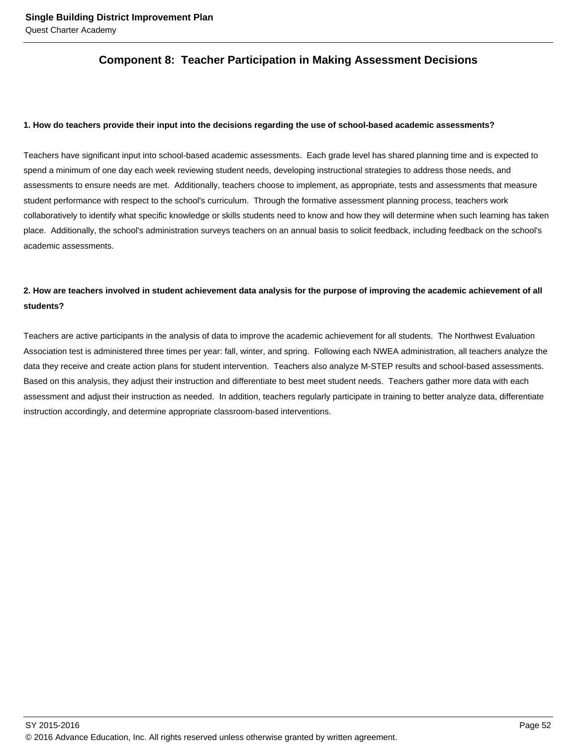## Component 8: Teacher Participation in Making Assessment Decisions

**1. How do teachers provide their input into the decisions regarding the use of school-based academic assessments?**

Teachers have significant input into school-based academic assessments. Each grade level has shared planning time and is expected to spend a minimum of one day each week reviewing student needs, developing instructional strategies to address those needs, and assessments to ensure needs are met. Additionally, teachers choose to implement, as appropriate, tests and assessments that measure student performance with respect to the school's curriculum. Through the formative assessment planning process, teachers work collaboratively to identify what specific knowledge or skills students need to know and how they will determine when such learning has taken place. Additionally, the school's administration surveys teachers on an annual basis to solicit feedback, including feedback on the school's academic assessments.

**2. How are teachers involved in student achievement data analysis for the purpose of improving the academic achievement of all students?**

Teachers are active participants in the analysis of data to improve the academic achievement for all students. The Northwest Evaluation Association test is administered three times per year: fall, winter, and spring. Following each NWEA administration, all teachers analyze the data they receive and create action plans for student intervention. Teachers also analyze M-STEP results and school-based assessments. Based on this analysis, they adjust their instruction and differentiate to best meet student needs. Teachers gather more data with each assessment and adjust their instruction as needed. In addition, teachers regularly participate in training to better analyze data, differentiate instruction accordingly, and determine appropriate classroom-based interventions.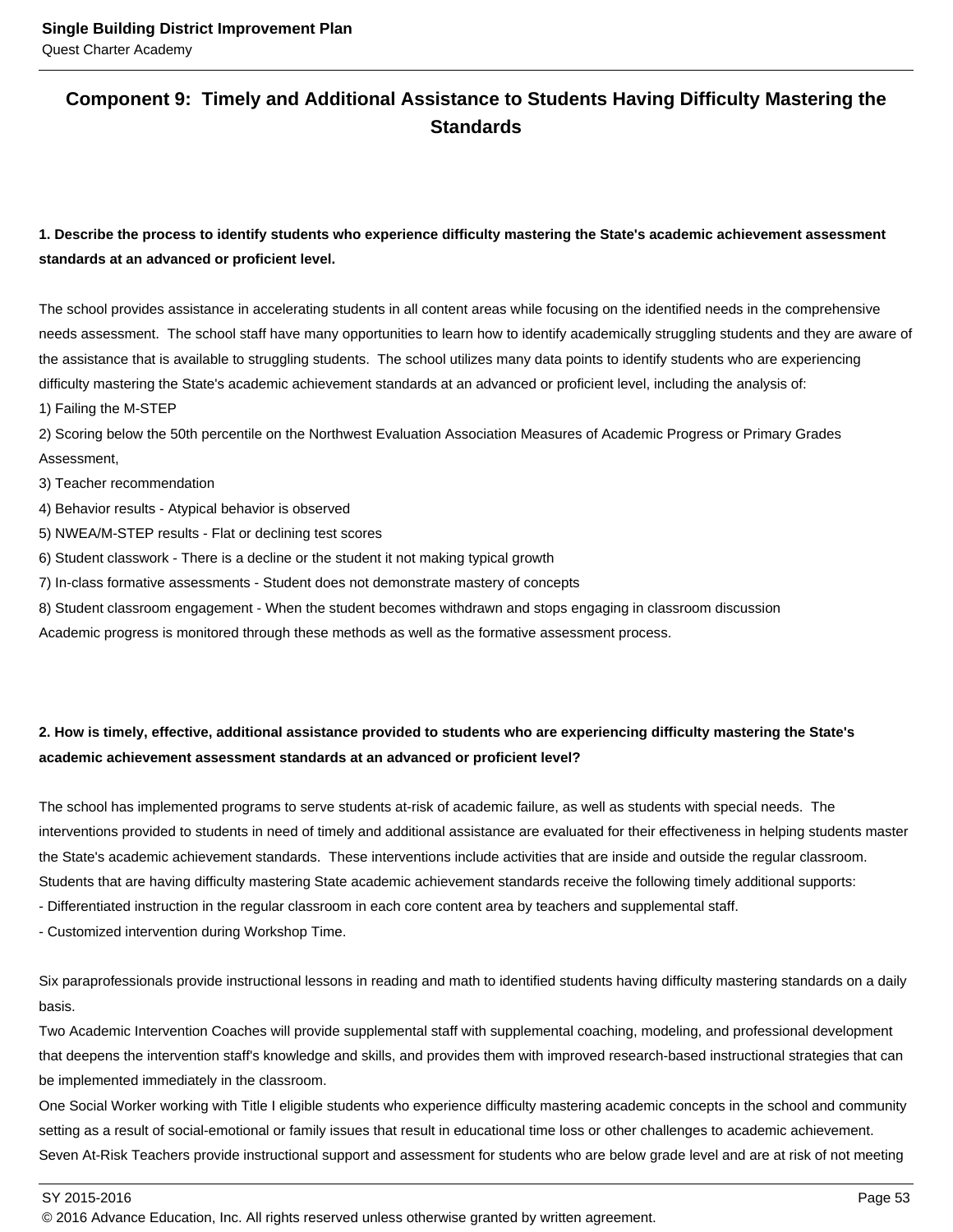## Component 9: Timely and Additional Assistance to Students Having Difficulty Mastering the Standards

**1. Describe the process to identify students who experience difficulty mastering the State's academic achievement assessment standards at an advanced or proficient level.**

The school provides assistance in accelerating students in all content areas while focusing on the identified needs in the comprehensive needs assessment. The school staff have many opportunities to learn how to identify academically struggling students and they are aware of the assistance that is available to struggling students. The school utilizes many data points to identify students who are experiencing difficulty mastering the State's academic achievement standards at an advanced or proficient level, including the analysis of:

1) Failing the M-STEP
2) Scoring below the 50th percentile on the Northwest Evaluation Association Measures of Academic Progress or Primary Grades Assessment,
3) Teacher recommendation
4) Behavior results - Atypical behavior is observed
5) NWEA/M-STEP results - Flat or declining test scores
6) Student classwork - There is a decline or the student it not making typical growth
7) In-class formative assessments - Student does not demonstrate mastery of concepts
8) Student classroom engagement - When the student becomes withdrawn and stops engaging in classroom discussion

Academic progress is monitored through these methods as well as the formative assessment process.

**2. How is timely, effective, additional assistance provided to students who are experiencing difficulty mastering the State's academic achievement assessment standards at an advanced or proficient level?**

The school has implemented programs to serve students at-risk of academic failure, as well as students with special needs. The interventions provided to students in need of timely and additional assistance are evaluated for their effectiveness in helping students master the State's academic achievement standards. These interventions include activities that are inside and outside the regular classroom. Students that are having difficulty mastering State academic achievement standards receive the following timely additional supports:

- Differentiated instruction in the regular classroom in each core content area by teachers and supplemental staff.
- Customized intervention during Workshop Time.

Six paraprofessionals provide instructional lessons in reading and math to identified students having difficulty mastering standards on a daily basis.
Two Academic Intervention Coaches will provide supplemental staff with supplemental coaching, modeling, and professional development that deepens the intervention staff's knowledge and skills, and provides them with improved research-based instructional strategies that can be implemented immediately in the classroom.
One Social Worker working with Title I eligible students who experience difficulty mastering academic concepts in the school and community setting as a result of social-emotional or family issues that result in educational time loss or other challenges to academic achievement.
Seven At-Risk Teachers provide instructional support and assessment for students who are below grade level and are at risk of not meeting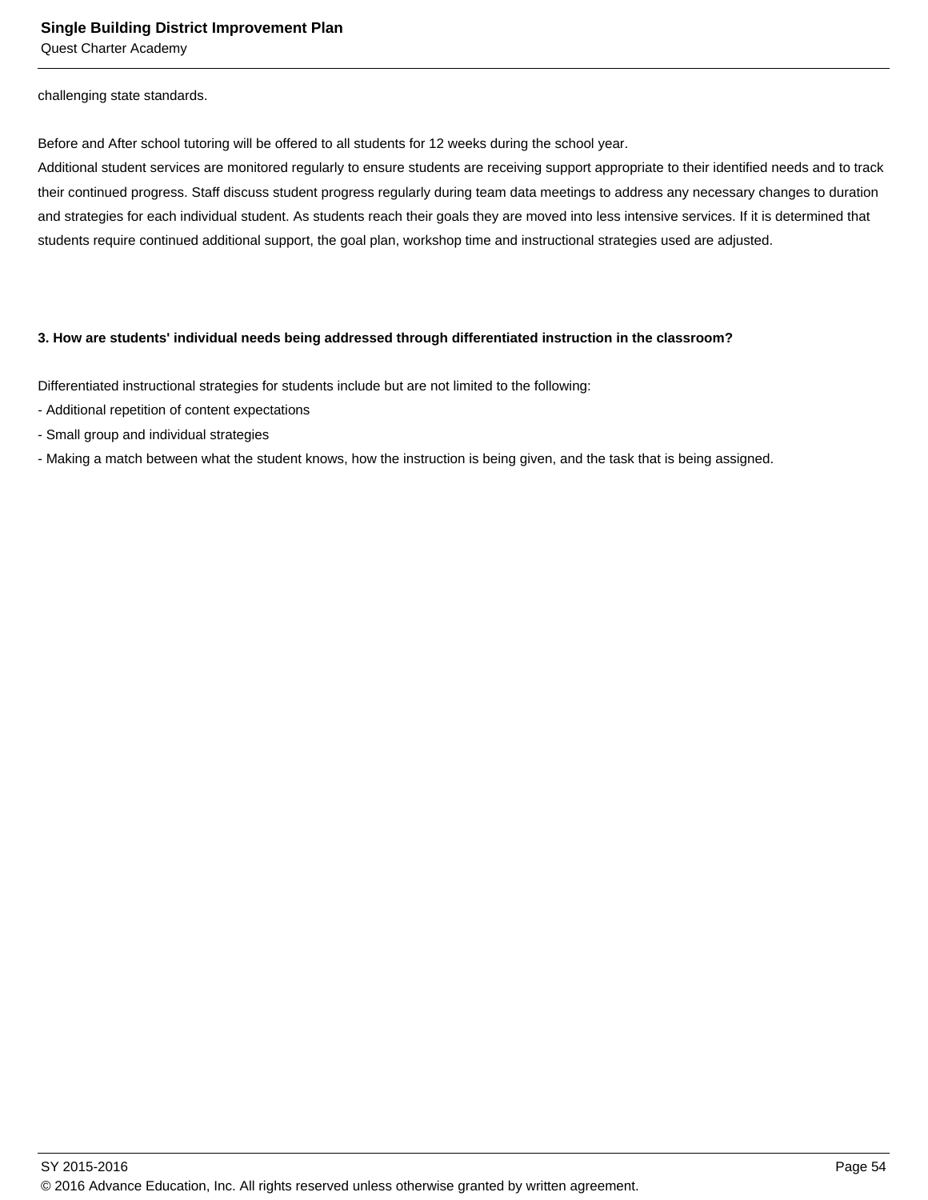challenging state standards.

Before and After school tutoring will be offered to all students for 12 weeks during the school year.
Additional student services are monitored regularly to ensure students are receiving support appropriate to their identified needs and to track their continued progress. Staff discuss student progress regularly during team data meetings to address any necessary changes to duration and strategies for each individual student. As students reach their goals they are moved into less intensive services. If it is determined that students require continued additional support, the goal plan, workshop time and instructional strategies used are adjusted.

**3. How are students' individual needs being addressed through differentiated instruction in the classroom?**

Differentiated instructional strategies for students include but are not limited to the following:

- Additional repetition of content expectations
- Small group and individual strategies
- Making a match between what the student knows, how the instruction is being given, and the task that is being assigned.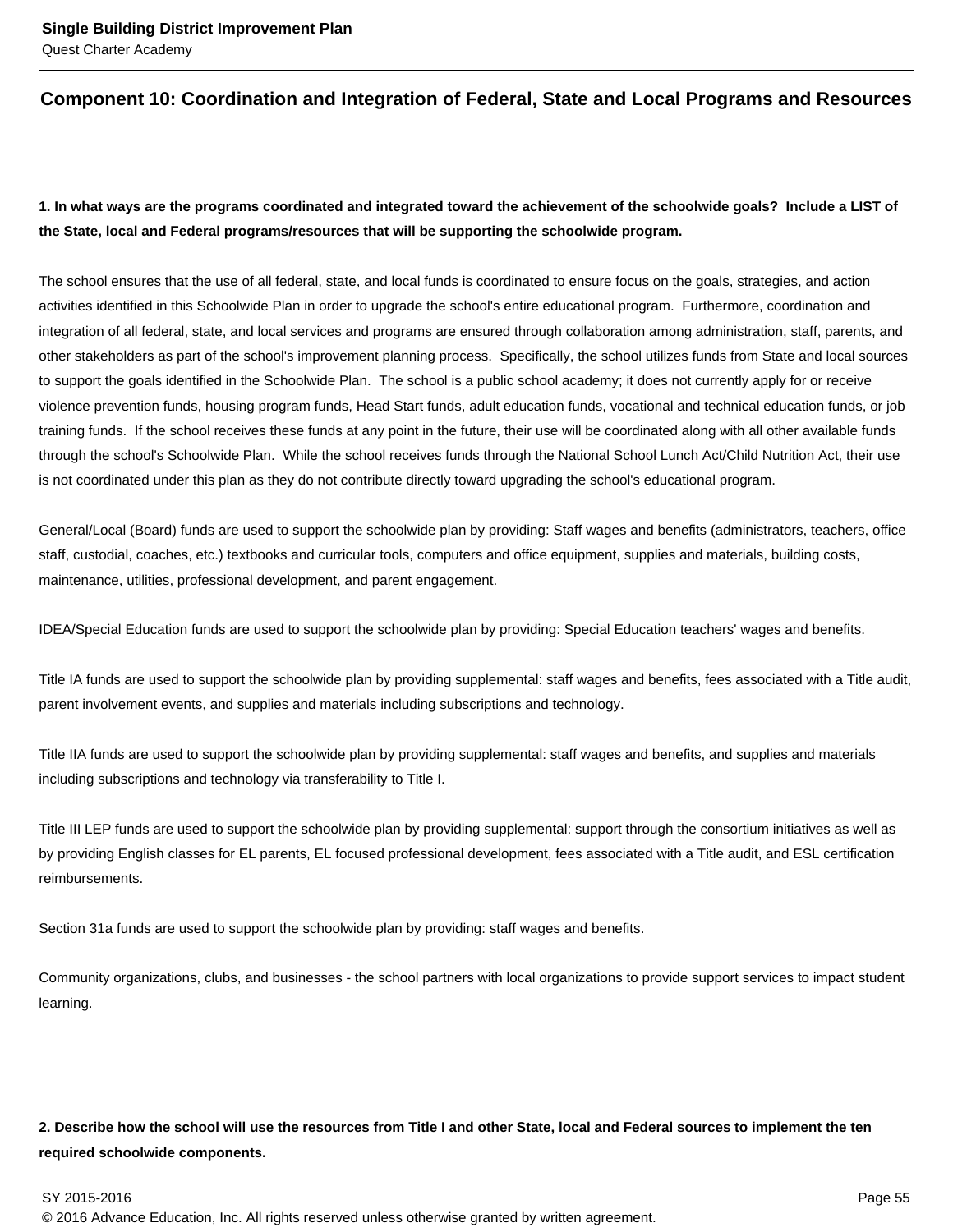## Component 10: Coordination and Integration of Federal, State and Local Programs and Resources

**1. In what ways are the programs coordinated and integrated toward the achievement of the schoolwide goals? Include a LIST of the State, local and Federal programs/resources that will be supporting the schoolwide program.**

The school ensures that the use of all federal, state, and local funds is coordinated to ensure focus on the goals, strategies, and action activities identified in this Schoolwide Plan in order to upgrade the school's entire educational program. Furthermore, coordination and integration of all federal, state, and local services and programs are ensured through collaboration among administration, staff, parents, and other stakeholders as part of the school's improvement planning process. Specifically, the school utilizes funds from State and local sources to support the goals identified in the Schoolwide Plan. The school is a public school academy; it does not currently apply for or receive violence prevention funds, housing program funds, Head Start funds, adult education funds, vocational and technical education funds, or job training funds. If the school receives these funds at any point in the future, their use will be coordinated along with all other available funds through the school's Schoolwide Plan. While the school receives funds through the National School Lunch Act/Child Nutrition Act, their use is not coordinated under this plan as they do not contribute directly toward upgrading the school's educational program.

General/Local (Board) funds are used to support the schoolwide plan by providing: Staff wages and benefits (administrators, teachers, office staff, custodial, coaches, etc.) textbooks and curricular tools, computers and office equipment, supplies and materials, building costs, maintenance, utilities, professional development, and parent engagement.

IDEA/Special Education funds are used to support the schoolwide plan by providing: Special Education teachers' wages and benefits.

Title IA funds are used to support the schoolwide plan by providing supplemental: staff wages and benefits, fees associated with a Title audit, parent involvement events, and supplies and materials including subscriptions and technology.

Title IIA funds are used to support the schoolwide plan by providing supplemental: staff wages and benefits, and supplies and materials including subscriptions and technology via transferability to Title I.

Title III LEP funds are used to support the schoolwide plan by providing supplemental: support through the consortium initiatives as well as by providing English classes for EL parents, EL focused professional development, fees associated with a Title audit, and ESL certification reimbursements.

Section 31a funds are used to support the schoolwide plan by providing: staff wages and benefits.

Community organizations, clubs, and businesses - the school partners with local organizations to provide support services to impact student learning.

**2. Describe how the school will use the resources from Title I and other State, local and Federal sources to implement the ten required schoolwide components.**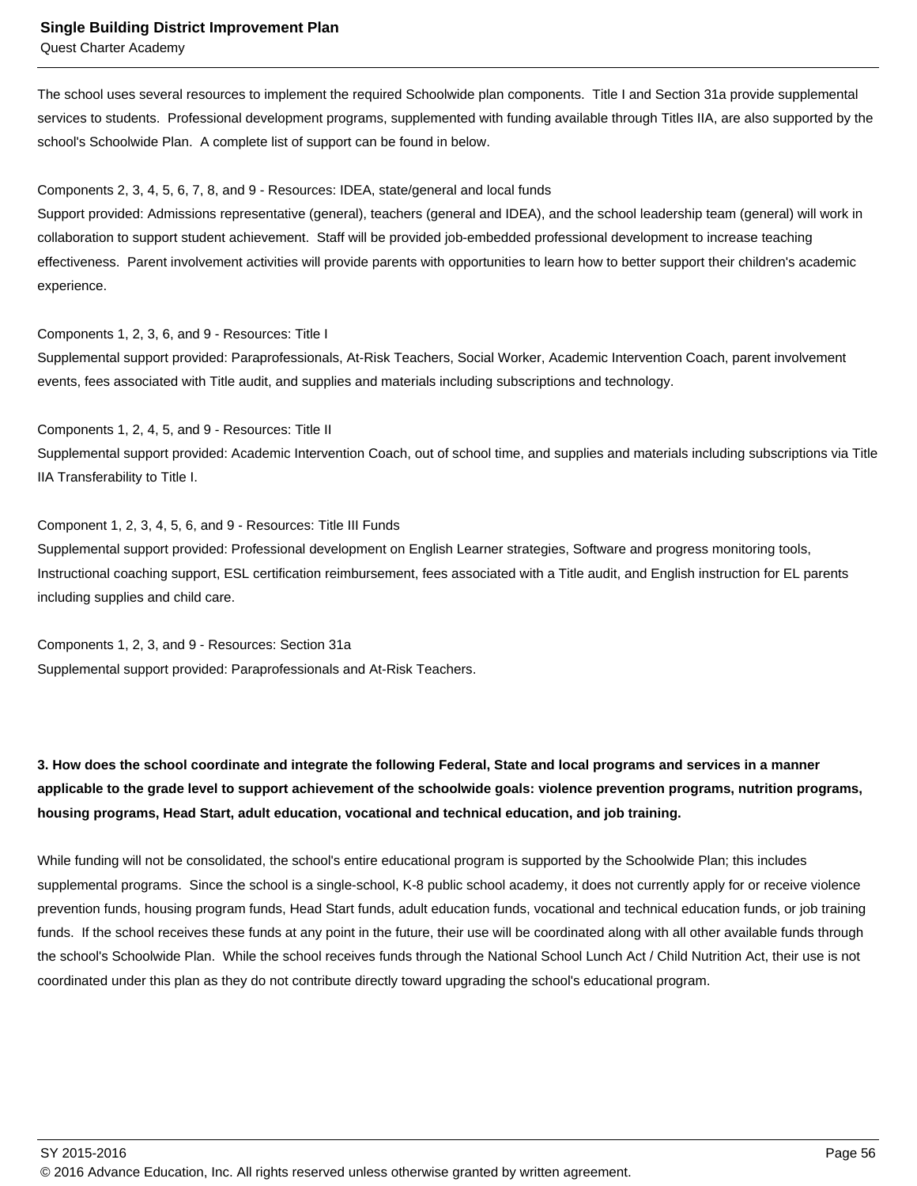The school uses several resources to implement the required Schoolwide plan components. Title I and Section 31a provide supplemental services to students. Professional development programs, supplemented with funding available through Titles IIA, are also supported by the school's Schoolwide Plan. A complete list of support can be found in below.

Components 2, 3, 4, 5, 6, 7, 8, and 9 - Resources: IDEA, state/general and local funds
Support provided: Admissions representative (general), teachers (general and IDEA), and the school leadership team (general) will work in collaboration to support student achievement. Staff will be provided job-embedded professional development to increase teaching effectiveness. Parent involvement activities will provide parents with opportunities to learn how to better support their children's academic experience.

Components 1, 2, 3, 6, and 9 - Resources: Title I
Supplemental support provided: Paraprofessionals, At-Risk Teachers, Social Worker, Academic Intervention Coach, parent involvement events, fees associated with Title audit, and supplies and materials including subscriptions and technology.

Components 1, 2, 4, 5, and 9 - Resources: Title II
Supplemental support provided: Academic Intervention Coach, out of school time, and supplies and materials including subscriptions via Title IIA Transferability to Title I.

Component 1, 2, 3, 4, 5, 6, and 9 - Resources: Title III Funds
Supplemental support provided: Professional development on English Learner strategies, Software and progress monitoring tools, Instructional coaching support, ESL certification reimbursement, fees associated with a Title audit, and English instruction for EL parents including supplies and child care.

Components 1, 2, 3, and 9 - Resources: Section 31a
Supplemental support provided: Paraprofessionals and At-Risk Teachers.

**3. How does the school coordinate and integrate the following Federal, State and local programs and services in a manner applicable to the grade level to support achievement of the schoolwide goals: violence prevention programs, nutrition programs, housing programs, Head Start, adult education, vocational and technical education, and job training.**

While funding will not be consolidated, the school's entire educational program is supported by the Schoolwide Plan; this includes supplemental programs. Since the school is a single-school, K-8 public school academy, it does not currently apply for or receive violence prevention funds, housing program funds, Head Start funds, adult education funds, vocational and technical education funds, or job training funds. If the school receives these funds at any point in the future, their use will be coordinated along with all other available funds through the school's Schoolwide Plan. While the school receives funds through the National School Lunch Act / Child Nutrition Act, their use is not coordinated under this plan as they do not contribute directly toward upgrading the school's educational program.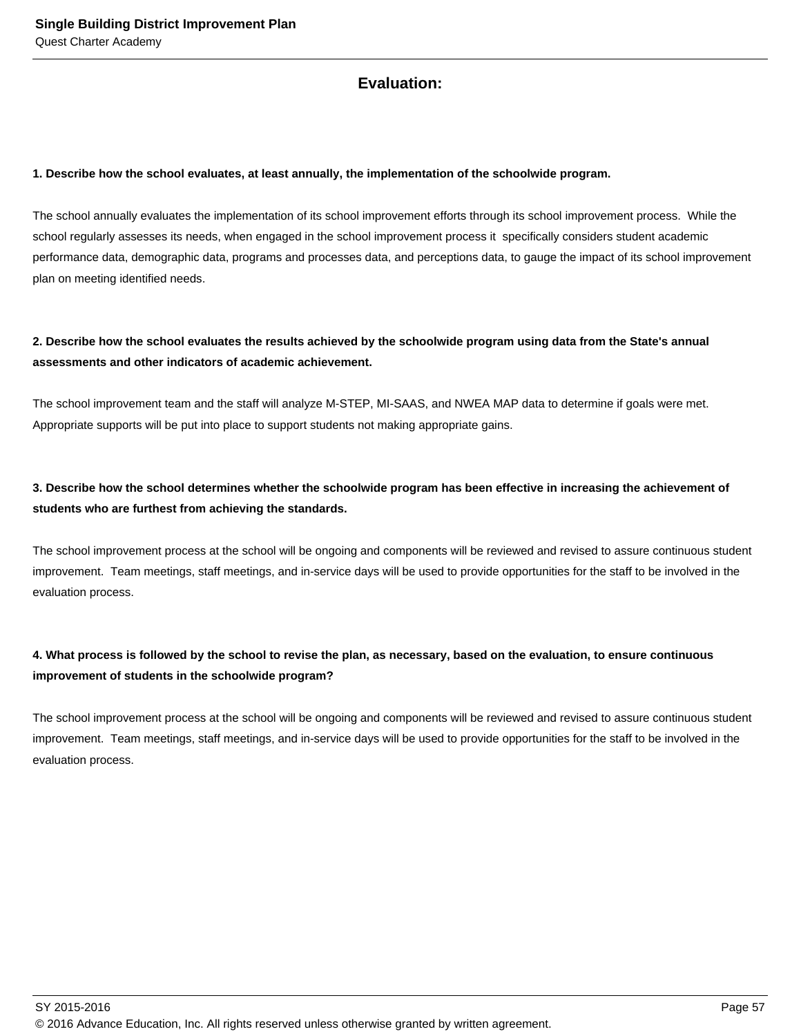## Evaluation:

**1. Describe how the school evaluates, at least annually, the implementation of the schoolwide program.**

The school annually evaluates the implementation of its school improvement efforts through its school improvement process. While the school regularly assesses its needs, when engaged in the school improvement process it specifically considers student academic performance data, demographic data, programs and processes data, and perceptions data, to gauge the impact of its school improvement plan on meeting identified needs.

**2. Describe how the school evaluates the results achieved by the schoolwide program using data from the State's annual assessments and other indicators of academic achievement.**

The school improvement team and the staff will analyze M-STEP, MI-SAAS, and NWEA MAP data to determine if goals were met. Appropriate supports will be put into place to support students not making appropriate gains.

**3. Describe how the school determines whether the schoolwide program has been effective in increasing the achievement of students who are furthest from achieving the standards.**

The school improvement process at the school will be ongoing and components will be reviewed and revised to assure continuous student improvement. Team meetings, staff meetings, and in-service days will be used to provide opportunities for the staff to be involved in the evaluation process.

**4. What process is followed by the school to revise the plan, as necessary, based on the evaluation, to ensure continuous improvement of students in the schoolwide program?**

The school improvement process at the school will be ongoing and components will be reviewed and revised to assure continuous student improvement. Team meetings, staff meetings, and in-service days will be used to provide opportunities for the staff to be involved in the evaluation process.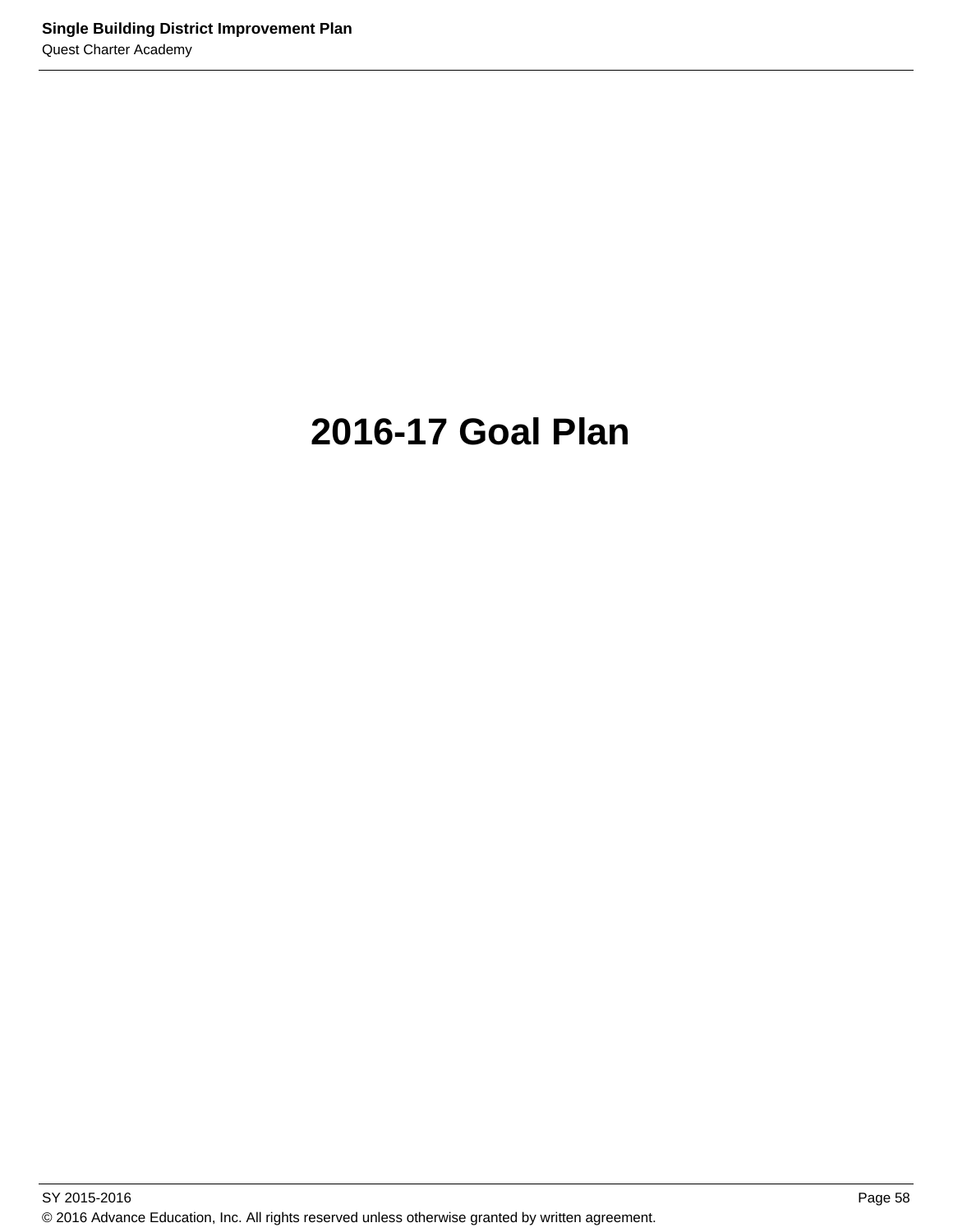# 2016-17 Goal Plan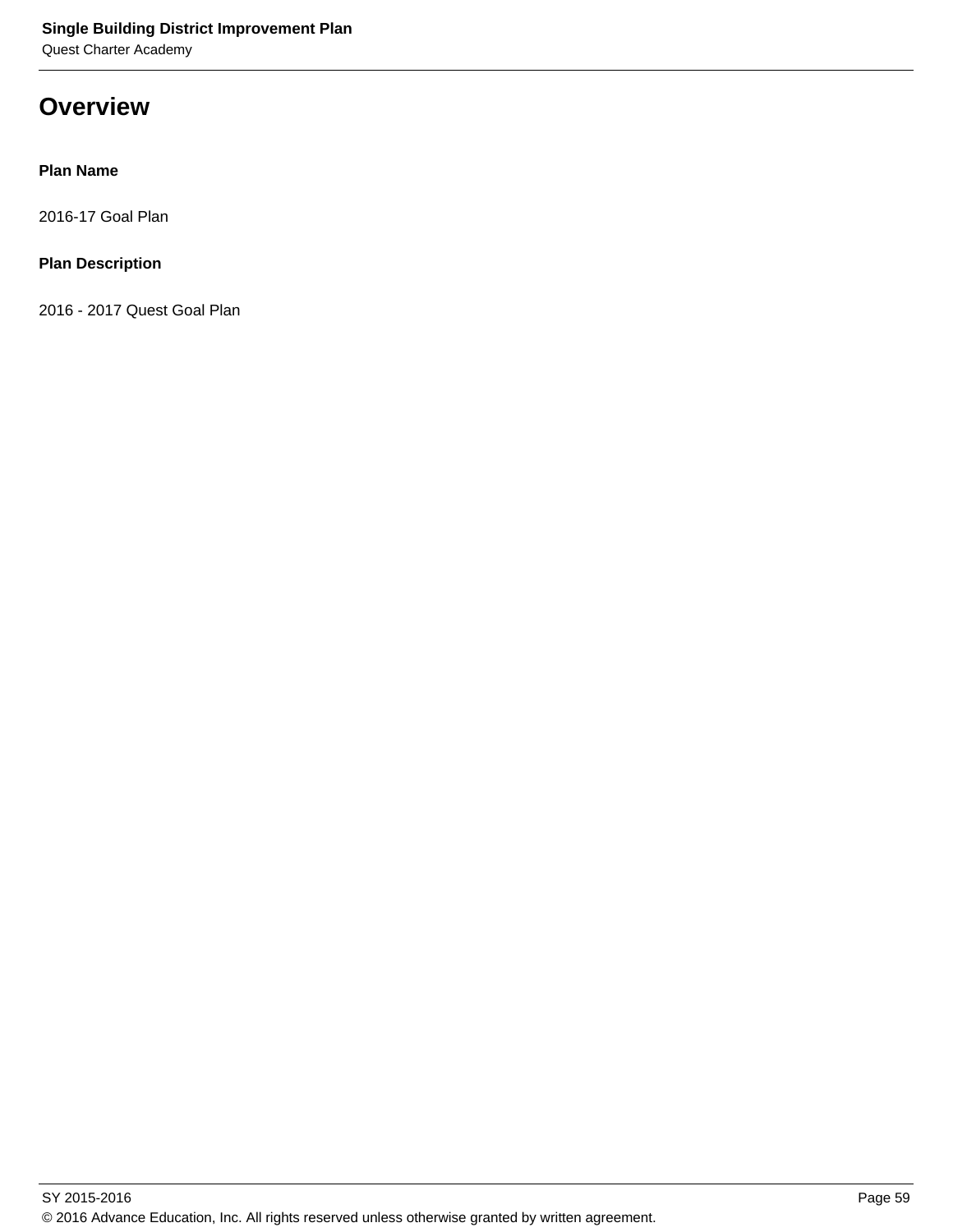# Overview

**Plan Name**

2016-17 Goal Plan

**Plan Description**

2016 - 2017 Quest Goal Plan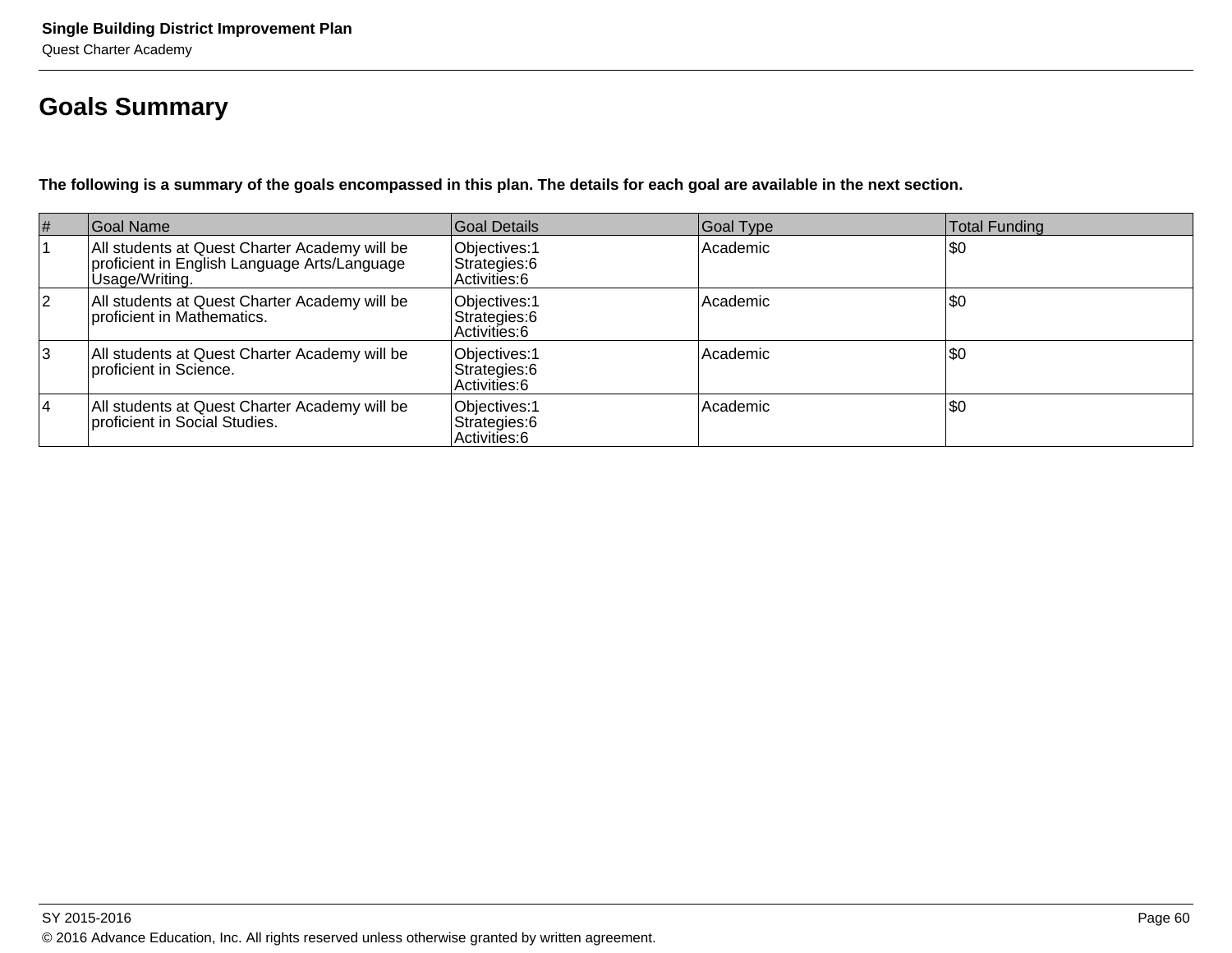# Goals Summary

**The following is a summary of the goals encompassed in this plan. The details for each goal are available in the next section.**

| # | Goal Name | Goal Details | Goal Type | Total Funding |
|---|---|---|---|---|
| 1 | All students at Quest Charter Academy will be proficient in English Language Arts/Language Usage/Writing. | Objectives:1<br>Strategies:6<br>Activities:6 | Academic | $0 |
| 2 | All students at Quest Charter Academy will be proficient in Mathematics. | Objectives:1<br>Strategies:6<br>Activities:6 | Academic | $0 |
| 3 | All students at Quest Charter Academy will be proficient in Science. | Objectives:1<br>Strategies:6<br>Activities:6 | Academic | $0 |
| 4 | All students at Quest Charter Academy will be proficient in Social Studies. | Objectives:1<br>Strategies:6<br>Activities:6 | Academic | $0 |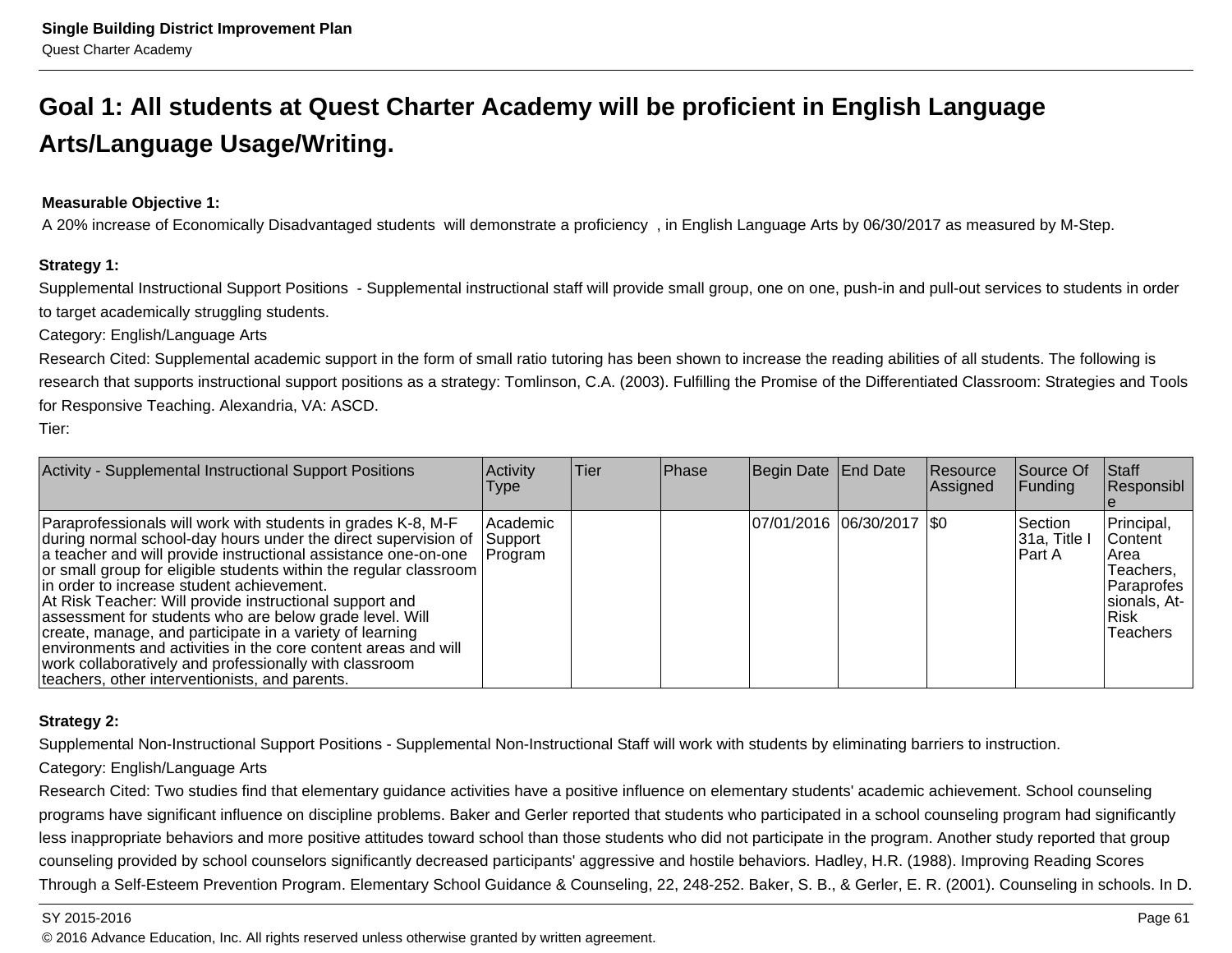## Goal 1: All students at Quest Charter Academy will be proficient in English Language Arts/Language Usage/Writing.

**Measurable Objective 1:**
A 20% increase of Economically Disadvantaged students will demonstrate a proficiency , in English Language Arts by 06/30/2017 as measured by M-Step.

**Strategy 1:**
Supplemental Instructional Support Positions - Supplemental instructional staff will provide small group, one on one, push-in and pull-out services to students in order to target academically struggling students.
Category: English/Language Arts
Research Cited: Supplemental academic support in the form of small ratio tutoring has been shown to increase the reading abilities of all students. The following is research that supports instructional support positions as a strategy: Tomlinson, C.A. (2003). Fulfilling the Promise of the Differentiated Classroom: Strategies and Tools for Responsive Teaching. Alexandria, VA: ASCD.
Tier:

| Activity - Supplemental Instructional Support Positions | Activity Type | Tier | Phase | Begin Date | End Date | Resource Assigned | Source Of Funding | Staff Responsible |
|---|---|---|---|---|---|---|---|---|
| Paraprofessionals will work with students in grades K-8, M-F during normal school-day hours under the direct supervision of a teacher and will provide instructional assistance one-on-one or small group for eligible students within the regular classroom in order to increase student achievement.<br>At Risk Teacher: Will provide instructional support and assessment for students who are below grade level. Will create, manage, and participate in a variety of learning environments and activities in the core content areas and will work collaboratively and professionally with classroom teachers, other interventionists, and parents. | Academic Support Program | | | 07/01/2016 | 06/30/2017 | $0 | Section 31a, Title I Part A | Principal, Content Area Teachers, Paraprofessionals, At-Risk Teachers |

**Strategy 2:**
Supplemental Non-Instructional Support Positions - Supplemental Non-Instructional Staff will work with students by eliminating barriers to instruction.
Category: English/Language Arts
Research Cited: Two studies find that elementary guidance activities have a positive influence on elementary students' academic achievement. School counseling programs have significant influence on discipline problems. Baker and Gerler reported that students who participated in a school counseling program had significantly less inappropriate behaviors and more positive attitudes toward school than those students who did not participate in the program. Another study reported that group counseling provided by school counselors significantly decreased participants' aggressive and hostile behaviors. Hadley, H.R. (1988). Improving Reading Scores Through a Self-Esteem Prevention Program. Elementary School Guidance & Counseling, 22, 248-252. Baker, S. B., & Gerler, E. R. (2001). Counseling in schools. In D.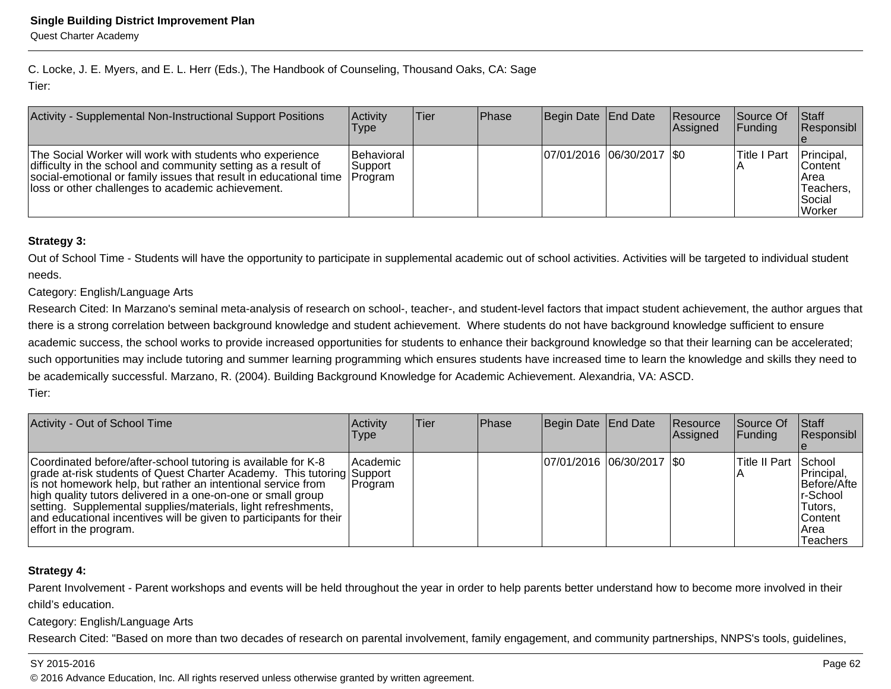C. Locke, J. E. Myers, and E. L. Herr (Eds.), The Handbook of Counseling, Thousand Oaks, CA: Sage

Tier:

| Activity - Supplemental Non-Instructional Support Positions | Activity Type | Tier | Phase | Begin Date | End Date | Resource Assigned | Source Of Funding | Staff Responsible |
|---|---|---|---|---|---|---|---|---|
| The Social Worker will work with students who experience difficulty in the school and community setting as a result of social-emotional or family issues that result in educational time loss or other challenges to academic achievement. | Behavioral Support Program | | | 07/01/2016 | 06/30/2017 | $0 | Title I Part A | Principal, Content Area Teachers, Social Worker |

**Strategy 3:**

Out of School Time - Students will have the opportunity to participate in supplemental academic out of school activities. Activities will be targeted to individual student needs.

Category: English/Language Arts

Research Cited: In Marzano's seminal meta-analysis of research on school-, teacher-, and student-level factors that impact student achievement, the author argues that there is a strong correlation between background knowledge and student achievement. Where students do not have background knowledge sufficient to ensure academic success, the school works to provide increased opportunities for students to enhance their background knowledge so that their learning can be accelerated; such opportunities may include tutoring and summer learning programming which ensures students have increased time to learn the knowledge and skills they need to be academically successful. Marzano, R. (2004). Building Background Knowledge for Academic Achievement. Alexandria, VA: ASCD.

Tier:

| Activity - Out of School Time | Activity Type | Tier | Phase | Begin Date | End Date | Resource Assigned | Source Of Funding | Staff Responsible |
|---|---|---|---|---|---|---|---|---|
| Coordinated before/after-school tutoring is available for K-8 grade at-risk students of Quest Charter Academy. This tutoring is not homework help, but rather an intentional service from high quality tutors delivered in a one-on-one or small group setting. Supplemental supplies/materials, light refreshments, and educational incentives will be given to participants for their effort in the program. | Academic Support Program | | | 07/01/2016 | 06/30/2017 | $0 | Title II Part A | School Principal, Before/After-School Tutors, Content Area Teachers |

**Strategy 4:**

Parent Involvement - Parent workshops and events will be held throughout the year in order to help parents better understand how to become more involved in their child's education.

Category: English/Language Arts

Research Cited: "Based on more than two decades of research on parental involvement, family engagement, and community partnerships, NNPS's tools, guidelines,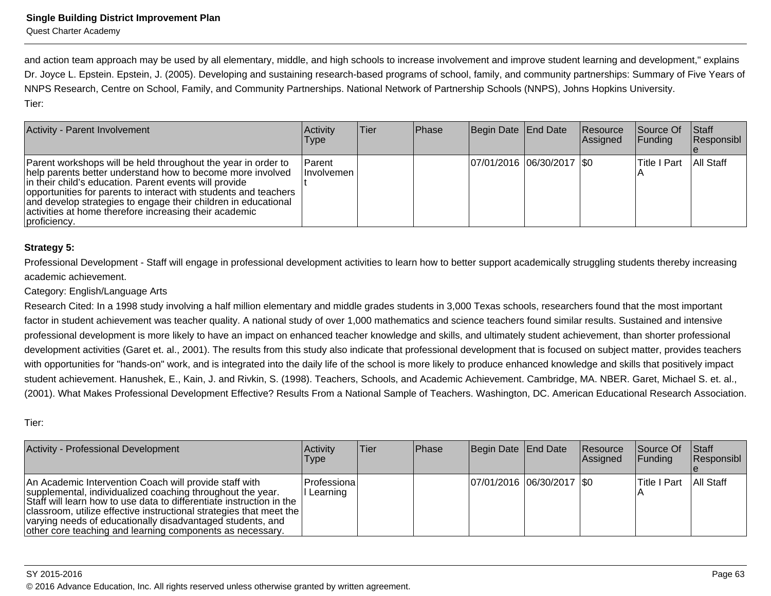and action team approach may be used by all elementary, middle, and high schools to increase involvement and improve student learning and development," explains Dr. Joyce L. Epstein. Epstein, J. (2005). Developing and sustaining research-based programs of school, family, and community partnerships: Summary of Five Years of NNPS Research, Centre on School, Family, and Community Partnerships. National Network of Partnership Schools (NNPS), Johns Hopkins University.

Tier:

| Activity - Parent Involvement | Activity Type | Tier | Phase | Begin Date | End Date | Resource Assigned | Source Of Funding | Staff Responsible |
|---|---|---|---|---|---|---|---|---|
| Parent workshops will be held throughout the year in order to help parents better understand how to become more involved in their child's education. Parent events will provide opportunities for parents to interact with students and teachers and develop strategies to engage their children in educational activities at home therefore increasing their academic proficiency. | Parent Involvement | | | 07/01/2016 | 06/30/2017 | $0 | Title I Part A | All Staff |

**Strategy 5:**

Professional Development - Staff will engage in professional development activities to learn how to better support academically struggling students thereby increasing academic achievement.

Category: English/Language Arts

Research Cited: In a 1998 study involving a half million elementary and middle grades students in 3,000 Texas schools, researchers found that the most important factor in student achievement was teacher quality. A national study of over 1,000 mathematics and science teachers found similar results. Sustained and intensive professional development is more likely to have an impact on enhanced teacher knowledge and skills, and ultimately student achievement, than shorter professional development activities (Garet et. al., 2001). The results from this study also indicate that professional development that is focused on subject matter, provides teachers with opportunities for "hands-on" work, and is integrated into the daily life of the school is more likely to produce enhanced knowledge and skills that positively impact student achievement. Hanushek, E., Kain, J. and Rivkin, S. (1998). Teachers, Schools, and Academic Achievement. Cambridge, MA. NBER. Garet, Michael S. et. al., (2001). What Makes Professional Development Effective? Results From a National Sample of Teachers. Washington, DC. American Educational Research Association.

Tier:

| Activity - Professional Development | Activity Type | Tier | Phase | Begin Date | End Date | Resource Assigned | Source Of Funding | Staff Responsible |
|---|---|---|---|---|---|---|---|---|
| An Academic Intervention Coach will provide staff with supplemental, individualized coaching throughout the year. Staff will learn how to use data to differentiate instruction in the classroom, utilize effective instructional strategies that meet the varying needs of educationally disadvantaged students, and other core teaching and learning components as necessary. | Professional Learning | | | 07/01/2016 | 06/30/2017 | $0 | Title I Part A | All Staff |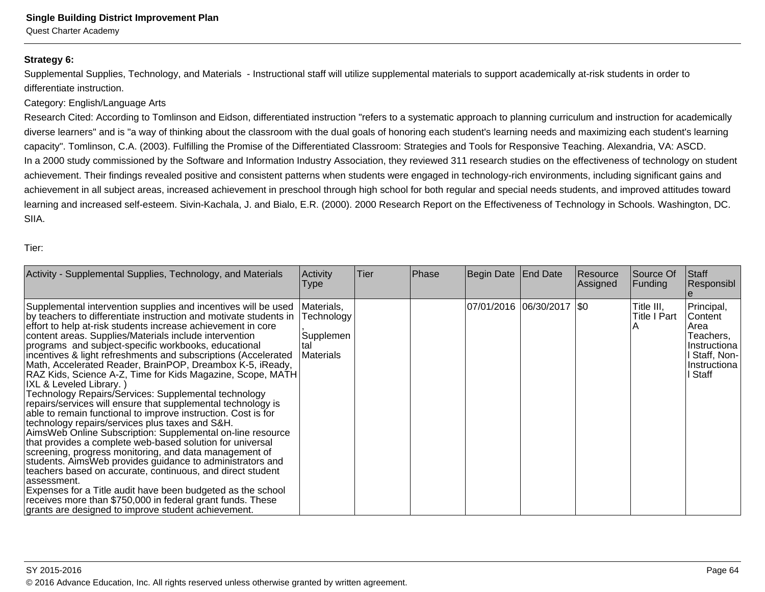**Strategy 6:**

Supplemental Supplies, Technology, and Materials - Instructional staff will utilize supplemental materials to support academically at-risk students in order to differentiate instruction.

Category: English/Language Arts

Research Cited: According to Tomlinson and Eidson, differentiated instruction "refers to a systematic approach to planning curriculum and instruction for academically diverse learners" and is "a way of thinking about the classroom with the dual goals of honoring each student's learning needs and maximizing each student's learning capacity". Tomlinson, C.A. (2003). Fulfilling the Promise of the Differentiated Classroom: Strategies and Tools for Responsive Teaching. Alexandria, VA: ASCD.

In a 2000 study commissioned by the Software and Information Industry Association, they reviewed 311 research studies on the effectiveness of technology on student achievement. Their findings revealed positive and consistent patterns when students were engaged in technology-rich environments, including significant gains and achievement in all subject areas, increased achievement in preschool through high school for both regular and special needs students, and improved attitudes toward learning and increased self-esteem. Sivin-Kachala, J. and Bialo, E.R. (2000). 2000 Research Report on the Effectiveness of Technology in Schools. Washington, DC. SIIA.

Tier:

| Activity - Supplemental Supplies, Technology, and Materials | Activity Type | Tier | Phase | Begin Date | End Date | Resource Assigned | Source Of Funding | Staff Responsible |
|---|---|---|---|---|---|---|---|---|
| Supplemental intervention supplies and incentives will be used by teachers to differentiate instruction and motivate students in effort to help at-risk students increase achievement in core content areas. Supplies/Materials include intervention programs and subject-specific workbooks, educational incentives & light refreshments and subscriptions (Accelerated Math, Accelerated Reader, BrainPOP, Dreambox K-5, iReady, RAZ Kids, Science A-Z, Time for Kids Magazine, Scope, MATH IXL & Leveled Library. ) Technology Repairs/Services: Supplemental technology repairs/services will ensure that supplemental technology is able to remain functional to improve instruction. Cost is for technology repairs/services plus taxes and S&H. AimsWeb Online Subscription: Supplemental on-line resource that provides a complete web-based solution for universal screening, progress monitoring, and data management of students. AimsWeb provides guidance to administrators and teachers based on accurate, continuous, and direct student assessment. Expenses for a Title audit have been budgeted as the school receives more than $750,000 in federal grant funds. These grants are designed to improve student achievement. | Materials, Technology, Supplemental Materials | | | 07/01/2016 | 06/30/2017 | $0 | Title III, Title I Part A | Principal, Content Area Teachers, Instructional Staff, Non-Instructional Staff |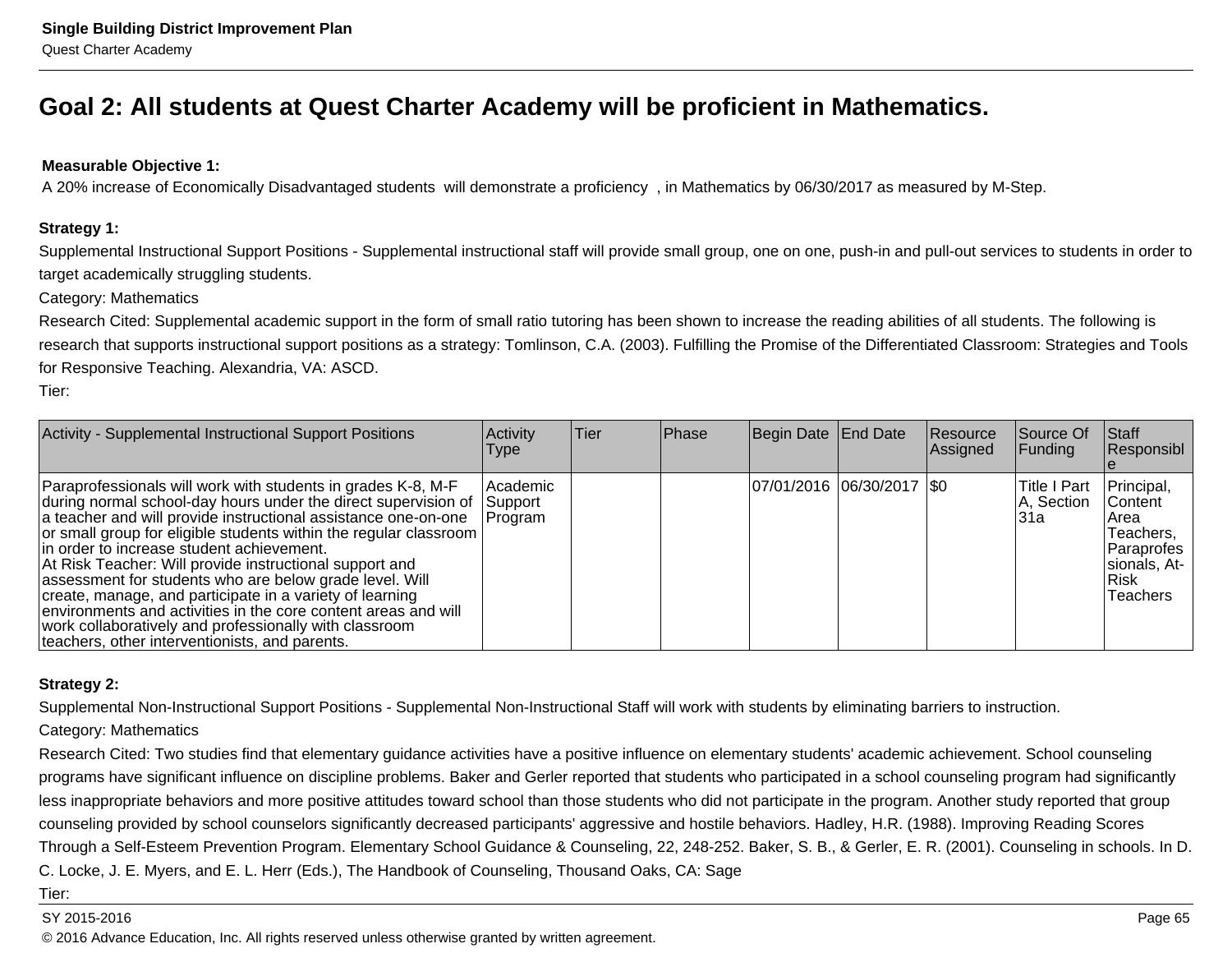# Goal 2: All students at Quest Charter Academy will be proficient in Mathematics.

**Measurable Objective 1:**

A 20% increase of Economically Disadvantaged students will demonstrate a proficiency , in Mathematics by 06/30/2017 as measured by M-Step.

**Strategy 1:**

Supplemental Instructional Support Positions - Supplemental instructional staff will provide small group, one on one, push-in and pull-out services to students in order to target academically struggling students.

Category: Mathematics

Research Cited: Supplemental academic support in the form of small ratio tutoring has been shown to increase the reading abilities of all students. The following is research that supports instructional support positions as a strategy: Tomlinson, C.A. (2003). Fulfilling the Promise of the Differentiated Classroom: Strategies and Tools for Responsive Teaching. Alexandria, VA: ASCD.

Tier:

| Activity - Supplemental Instructional Support Positions | Activity Type | Tier | Phase | Begin Date | End Date | Resource Assigned | Source Of Funding | Staff Responsible |
|---|---|---|---|---|---|---|---|---|
| Paraprofessionals will work with students in grades K-8, M-F during normal school-day hours under the direct supervision of a teacher and will provide instructional assistance one-on-one or small group for eligible students within the regular classroom in order to increase student achievement.<br>At Risk Teacher: Will provide instructional support and assessment for students who are below grade level. Will create, manage, and participate in a variety of learning environments and activities in the core content areas and will work collaboratively and professionally with classroom teachers, other interventionists, and parents. | Academic Support Program | | | 07/01/2016 | 06/30/2017 | $0 | Title I Part A, Section 31a | Principal, Content Area Teachers, Paraprofessionals, At-Risk Teachers |

**Strategy 2:**

Supplemental Non-Instructional Support Positions - Supplemental Non-Instructional Staff will work with students by eliminating barriers to instruction.

Category: Mathematics

Research Cited: Two studies find that elementary guidance activities have a positive influence on elementary students' academic achievement. School counseling programs have significant influence on discipline problems. Baker and Gerler reported that students who participated in a school counseling program had significantly less inappropriate behaviors and more positive attitudes toward school than those students who did not participate in the program. Another study reported that group counseling provided by school counselors significantly decreased participants' aggressive and hostile behaviors. Hadley, H.R. (1988). Improving Reading Scores Through a Self-Esteem Prevention Program. Elementary School Guidance & Counseling, 22, 248-252. Baker, S. B., & Gerler, E. R. (2001). Counseling in schools. In D. C. Locke, J. E. Myers, and E. L. Herr (Eds.), The Handbook of Counseling, Thousand Oaks, CA: Sage

Tier: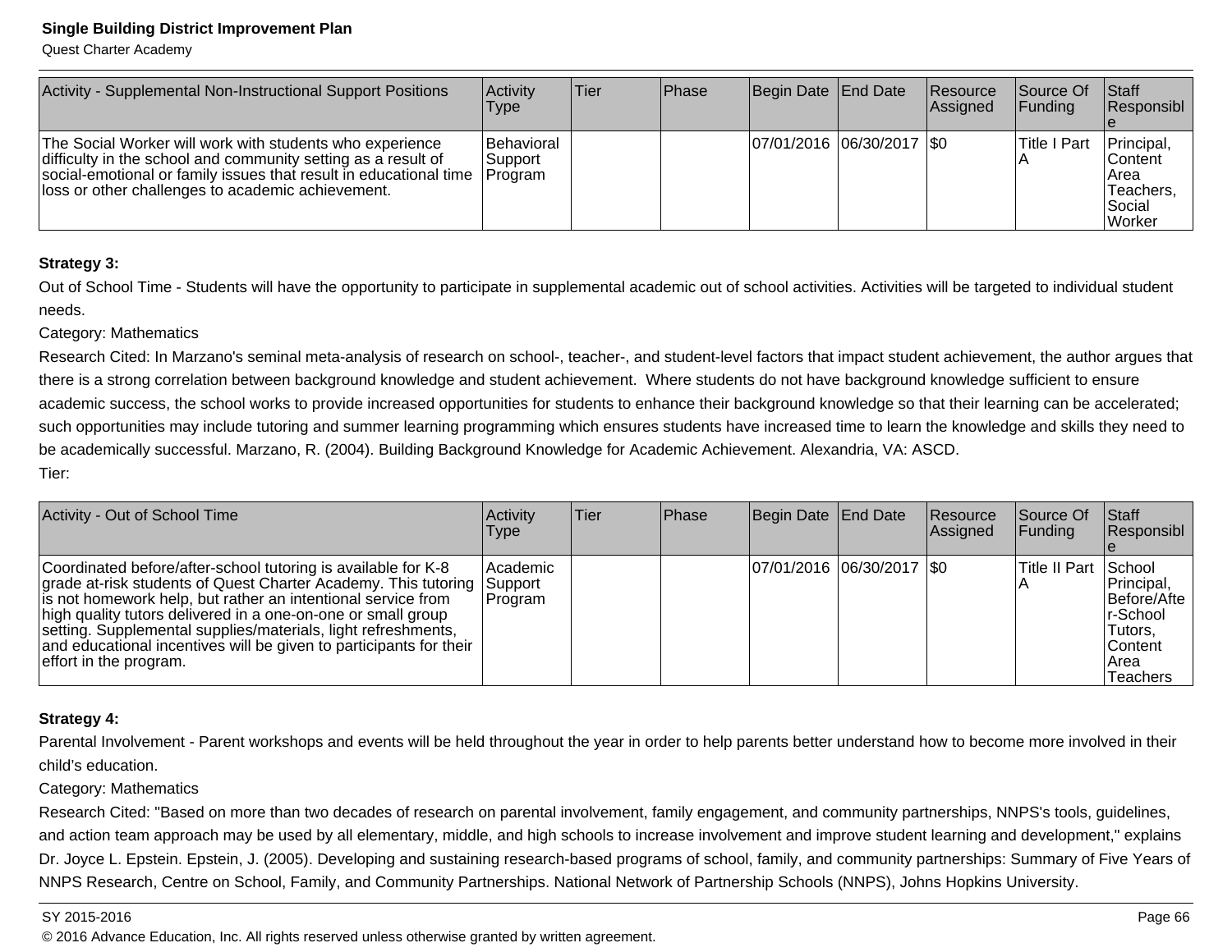| Activity - Supplemental Non-Instructional Support Positions | Activity Type | Tier | Phase | Begin Date | End Date | Resource Assigned | Source Of Funding | Staff Responsible |
|---|---|---|---|---|---|---|---|---|
| The Social Worker will work with students who experience difficulty in the school and community setting as a result of social-emotional or family issues that result in educational time loss or other challenges to academic achievement. | Behavioral Support Program | | | 07/01/2016 | 06/30/2017 | $0 | Title I Part A | Principal, Content Area Teachers, Social Worker |

**Strategy 3:**

Out of School Time - Students will have the opportunity to participate in supplemental academic out of school activities. Activities will be targeted to individual student needs.

Category: Mathematics

Research Cited: In Marzano's seminal meta-analysis of research on school-, teacher-, and student-level factors that impact student achievement, the author argues that there is a strong correlation between background knowledge and student achievement. Where students do not have background knowledge sufficient to ensure academic success, the school works to provide increased opportunities for students to enhance their background knowledge so that their learning can be accelerated; such opportunities may include tutoring and summer learning programming which ensures students have increased time to learn the knowledge and skills they need to be academically successful. Marzano, R. (2004). Building Background Knowledge for Academic Achievement. Alexandria, VA: ASCD.

Tier:

| Activity - Out of School Time | Activity Type | Tier | Phase | Begin Date | End Date | Resource Assigned | Source Of Funding | Staff Responsible |
|---|---|---|---|---|---|---|---|---|
| Coordinated before/after-school tutoring is available for K-8 grade at-risk students of Quest Charter Academy. This tutoring is not homework help, but rather an intentional service from high quality tutors delivered in a one-on-one or small group setting. Supplemental supplies/materials, light refreshments, and educational incentives will be given to participants for their effort in the program. | Academic Support Program | | | 07/01/2016 | 06/30/2017 | $0 | Title II Part A | School Principal, Before/After-School Tutors, Content Area Teachers |

**Strategy 4:**

Parental Involvement - Parent workshops and events will be held throughout the year in order to help parents better understand how to become more involved in their child’s education.

Category: Mathematics

Research Cited: "Based on more than two decades of research on parental involvement, family engagement, and community partnerships, NNPS's tools, guidelines, and action team approach may be used by all elementary, middle, and high schools to increase involvement and improve student learning and development," explains Dr. Joyce L. Epstein. Epstein, J. (2005). Developing and sustaining research-based programs of school, family, and community partnerships: Summary of Five Years of NNPS Research, Centre on School, Family, and Community Partnerships. National Network of Partnership Schools (NNPS), Johns Hopkins University.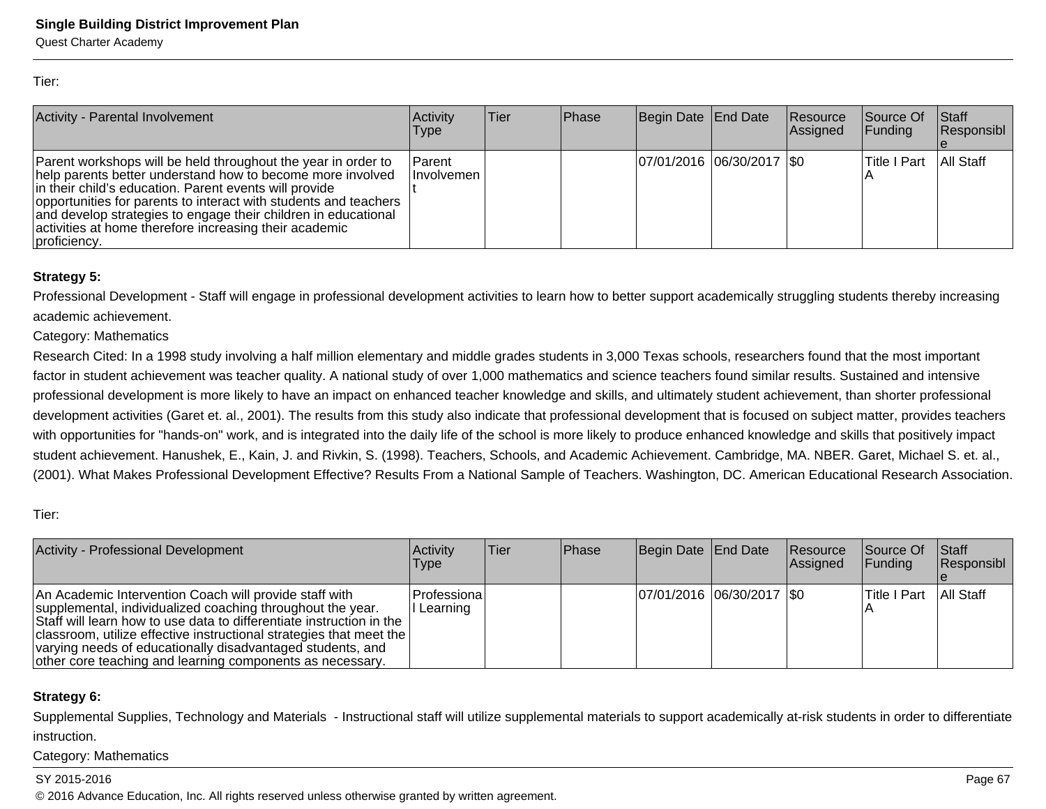Tier:

| Activity - Parental Involvement | Activity Type | Tier | Phase | Begin Date | End Date | Resource Assigned | Source Of Funding | Staff Responsible |
|---|---|---|---|---|---|---|---|---|
| Parent workshops will be held throughout the year in order to help parents better understand how to become more involved in their child's education. Parent events will provide opportunities for parents to interact with students and teachers and develop strategies to engage their children in educational activities at home therefore increasing their academic proficiency. | Parent Involvement | | | 07/01/2016 | 06/30/2017 | $0 | Title I Part A | All Staff |

**Strategy 5:**

Professional Development - Staff will engage in professional development activities to learn how to better support academically struggling students thereby increasing academic achievement.

Category: Mathematics

Research Cited: In a 1998 study involving a half million elementary and middle grades students in 3,000 Texas schools, researchers found that the most important factor in student achievement was teacher quality. A national study of over 1,000 mathematics and science teachers found similar results. Sustained and intensive professional development is more likely to have an impact on enhanced teacher knowledge and skills, and ultimately student achievement, than shorter professional development activities (Garet et. al., 2001). The results from this study also indicate that professional development that is focused on subject matter, provides teachers with opportunities for "hands-on" work, and is integrated into the daily life of the school is more likely to produce enhanced knowledge and skills that positively impact student achievement. Hanushek, E., Kain, J. and Rivkin, S. (1998). Teachers, Schools, and Academic Achievement. Cambridge, MA. NBER. Garet, Michael S. et. al., (2001). What Makes Professional Development Effective? Results From a National Sample of Teachers. Washington, DC. American Educational Research Association.

Tier:

| Activity - Professional Development | Activity Type | Tier | Phase | Begin Date | End Date | Resource Assigned | Source Of Funding | Staff Responsible |
|---|---|---|---|---|---|---|---|---|
| An Academic Intervention Coach will provide staff with supplemental, individualized coaching throughout the year. Staff will learn how to use data to differentiate instruction in the classroom, utilize effective instructional strategies that meet the varying needs of educationally disadvantaged students, and other core teaching and learning components as necessary. | Professional Learning | | | 07/01/2016 | 06/30/2017 | $0 | Title I Part A | All Staff |

**Strategy 6:**

Supplemental Supplies, Technology and Materials - Instructional staff will utilize supplemental materials to support academically at-risk students in order to differentiate instruction.

Category: Mathematics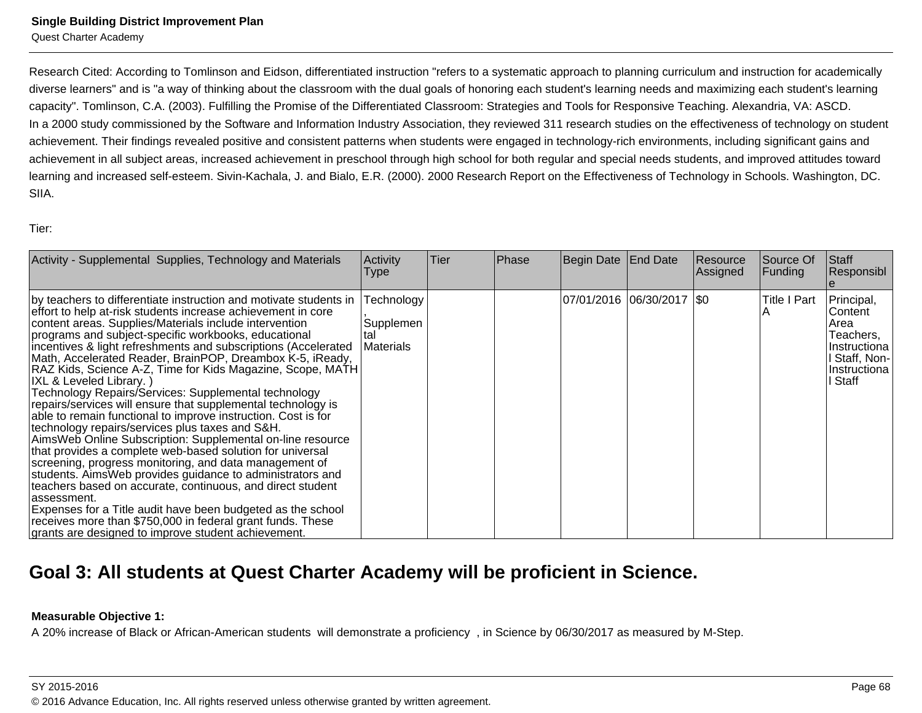Research Cited: According to Tomlinson and Eidson, differentiated instruction "refers to a systematic approach to planning curriculum and instruction for academically diverse learners" and is "a way of thinking about the classroom with the dual goals of honoring each student's learning needs and maximizing each student's learning capacity". Tomlinson, C.A. (2003). Fulfilling the Promise of the Differentiated Classroom: Strategies and Tools for Responsive Teaching. Alexandria, VA: ASCD.
In a 2000 study commissioned by the Software and Information Industry Association, they reviewed 311 research studies on the effectiveness of technology on student achievement. Their findings revealed positive and consistent patterns when students were engaged in technology-rich environments, including significant gains and achievement in all subject areas, increased achievement in preschool through high school for both regular and special needs students, and improved attitudes toward learning and increased self-esteem. Sivin-Kachala, J. and Bialo, E.R. (2000). 2000 Research Report on the Effectiveness of Technology in Schools. Washington, DC. SIIA.

Tier:

| Activity - Supplemental Supplies, Technology and Materials | Activity Type | Tier | Phase | Begin Date | End Date | Resource Assigned | Source Of Funding | Staff Responsible |
|---|---|---|---|---|---|---|---|---|
| by teachers to differentiate instruction and motivate students in effort to help at-risk students increase achievement in core content areas. Supplies/Materials include intervention programs and subject-specific workbooks, educational incentives & light refreshments and subscriptions (Accelerated Math, Accelerated Reader, BrainPOP, Dreambox K-5, iReady, RAZ Kids, Science A-Z, Time for Kids Magazine, Scope, MATH IXL & Leveled Library. )<br>Technology Repairs/Services: Supplemental technology repairs/services will ensure that supplemental technology is able to remain functional to improve instruction. Cost is for technology repairs/services plus taxes and S&H.<br>AimsWeb Online Subscription: Supplemental on-line resource that provides a complete web-based solution for universal screening, progress monitoring, and data management of students. AimsWeb provides guidance to administrators and teachers based on accurate, continuous, and direct student assessment.<br>Expenses for a Title audit have been budgeted as the school receives more than $750,000 in federal grant funds. These grants are designed to improve student achievement. | Technology, Supplemental Materials | | | 07/01/2016 | 06/30/2017 | $0 | Title I Part A | Principal, Content Area Teachers, Instructional Staff, Non-Instructional Staff |

## Goal 3: All students at Quest Charter Academy will be proficient in Science.

**Measurable Objective 1:**
A 20% increase of Black or African-American students will demonstrate a proficiency , in Science by 06/30/2017 as measured by M-Step.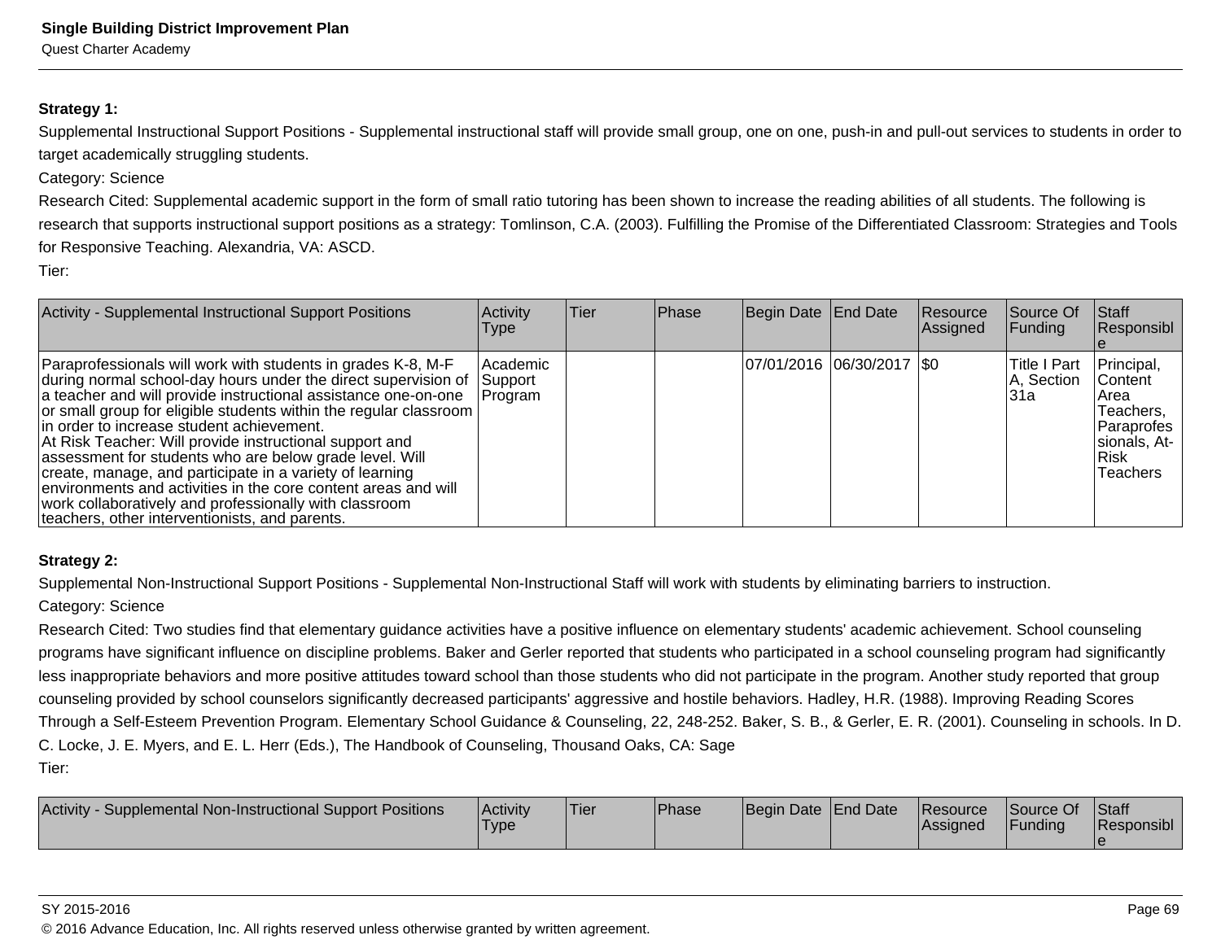**Strategy 1:**

Supplemental Instructional Support Positions - Supplemental instructional staff will provide small group, one on one, push-in and pull-out services to students in order to target academically struggling students.

Category: Science

Research Cited: Supplemental academic support in the form of small ratio tutoring has been shown to increase the reading abilities of all students. The following is research that supports instructional support positions as a strategy: Tomlinson, C.A. (2003). Fulfilling the Promise of the Differentiated Classroom: Strategies and Tools for Responsive Teaching. Alexandria, VA: ASCD.

Tier:

| Activity - Supplemental Instructional Support Positions | Activity Type | Tier | Phase | Begin Date | End Date | Resource Assigned | Source Of Funding | Staff Responsible |
|---|---|---|---|---|---|---|---|---|
| Paraprofessionals will work with students in grades K-8, M-F during normal school-day hours under the direct supervision of a teacher and will provide instructional assistance one-on-one or small group for eligible students within the regular classroom in order to increase student achievement.<br>At Risk Teacher: Will provide instructional support and assessment for students who are below grade level. Will create, manage, and participate in a variety of learning environments and activities in the core content areas and will work collaboratively and professionally with classroom teachers, other interventionists, and parents. | Academic Support Program | | | 07/01/2016 | 06/30/2017 | $0 | Title I Part A, Section 31a | Principal, Content Area Teachers, Paraprofessionals, At-Risk Teachers |

**Strategy 2:**

Supplemental Non-Instructional Support Positions - Supplemental Non-Instructional Staff will work with students by eliminating barriers to instruction.

Category: Science

Research Cited: Two studies find that elementary guidance activities have a positive influence on elementary students' academic achievement. School counseling programs have significant influence on discipline problems. Baker and Gerler reported that students who participated in a school counseling program had significantly less inappropriate behaviors and more positive attitudes toward school than those students who did not participate in the program. Another study reported that group counseling provided by school counselors significantly decreased participants' aggressive and hostile behaviors. Hadley, H.R. (1988). Improving Reading Scores Through a Self-Esteem Prevention Program. Elementary School Guidance & Counseling, 22, 248-252. Baker, S. B., & Gerler, E. R. (2001). Counseling in schools. In D. C. Locke, J. E. Myers, and E. L. Herr (Eds.), The Handbook of Counseling, Thousand Oaks, CA: Sage

Tier:

| Activity - Supplemental Non-Instructional Support Positions | Activity Type | Tier | Phase | Begin Date | End Date | Resource Assigned | Source Of Funding | Staff Responsible |
|---|---|---|---|---|---|---|---|---|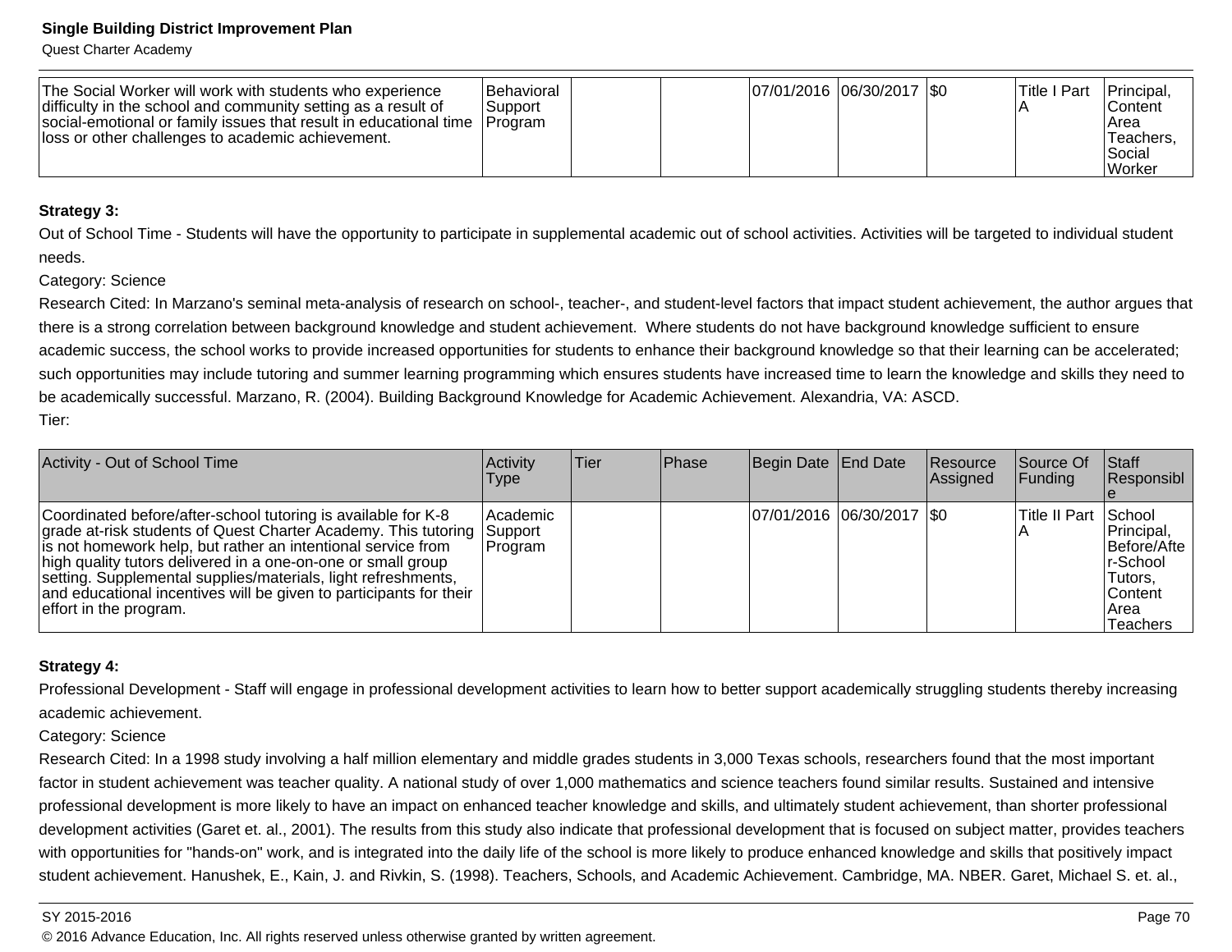| | | | | | | | | |
|---|---|---|---|---|---|---|---|---|
| The Social Worker will work with students who experience difficulty in the school and community setting as a result of social-emotional or family issues that result in educational time loss or other challenges to academic achievement. | Behavioral Support Program | | | 07/01/2016 | 06/30/2017 | $0 | Title I Part A | Principal, Content Area Teachers, Social Worker |

**Strategy 3:**

Out of School Time - Students will have the opportunity to participate in supplemental academic out of school activities. Activities will be targeted to individual student needs.

Category: Science

Research Cited: In Marzano's seminal meta-analysis of research on school-, teacher-, and student-level factors that impact student achievement, the author argues that there is a strong correlation between background knowledge and student achievement.  Where students do not have background knowledge sufficient to ensure academic success, the school works to provide increased opportunities for students to enhance their background knowledge so that their learning can be accelerated; such opportunities may include tutoring and summer learning programming which ensures students have increased time to learn the knowledge and skills they need to be academically successful. Marzano, R. (2004). Building Background Knowledge for Academic Achievement. Alexandria, VA: ASCD.

Tier:

| Activity - Out of School Time | Activity Type | Tier | Phase | Begin Date | End Date | Resource Assigned | Source Of Funding | Staff Responsible |
|---|---|---|---|---|---|---|---|---|
| Coordinated before/after-school tutoring is available for K-8 grade at-risk students of Quest Charter Academy. This tutoring is not homework help, but rather an intentional service from high quality tutors delivered in a one-on-one or small group setting. Supplemental supplies/materials, light refreshments, and educational incentives will be given to participants for their effort in the program. | Academic Support Program | | | 07/01/2016 | 06/30/2017 | $0 | Title II Part A | School Principal, Before/After-School Tutors, Content Area Teachers |

**Strategy 4:**

Professional Development - Staff will engage in professional development activities to learn how to better support academically struggling students thereby increasing academic achievement.

Category: Science

Research Cited: In a 1998 study involving a half million elementary and middle grades students in 3,000 Texas schools, researchers found that the most important factor in student achievement was teacher quality. A national study of over 1,000 mathematics and science teachers found similar results. Sustained and intensive professional development is more likely to have an impact on enhanced teacher knowledge and skills, and ultimately student achievement, than shorter professional development activities (Garet et. al., 2001). The results from this study also indicate that professional development that is focused on subject matter, provides teachers with opportunities for "hands-on" work, and is integrated into the daily life of the school is more likely to produce enhanced knowledge and skills that positively impact student achievement. Hanushek, E., Kain, J. and Rivkin, S. (1998). Teachers, Schools, and Academic Achievement. Cambridge, MA. NBER. Garet, Michael S. et. al.,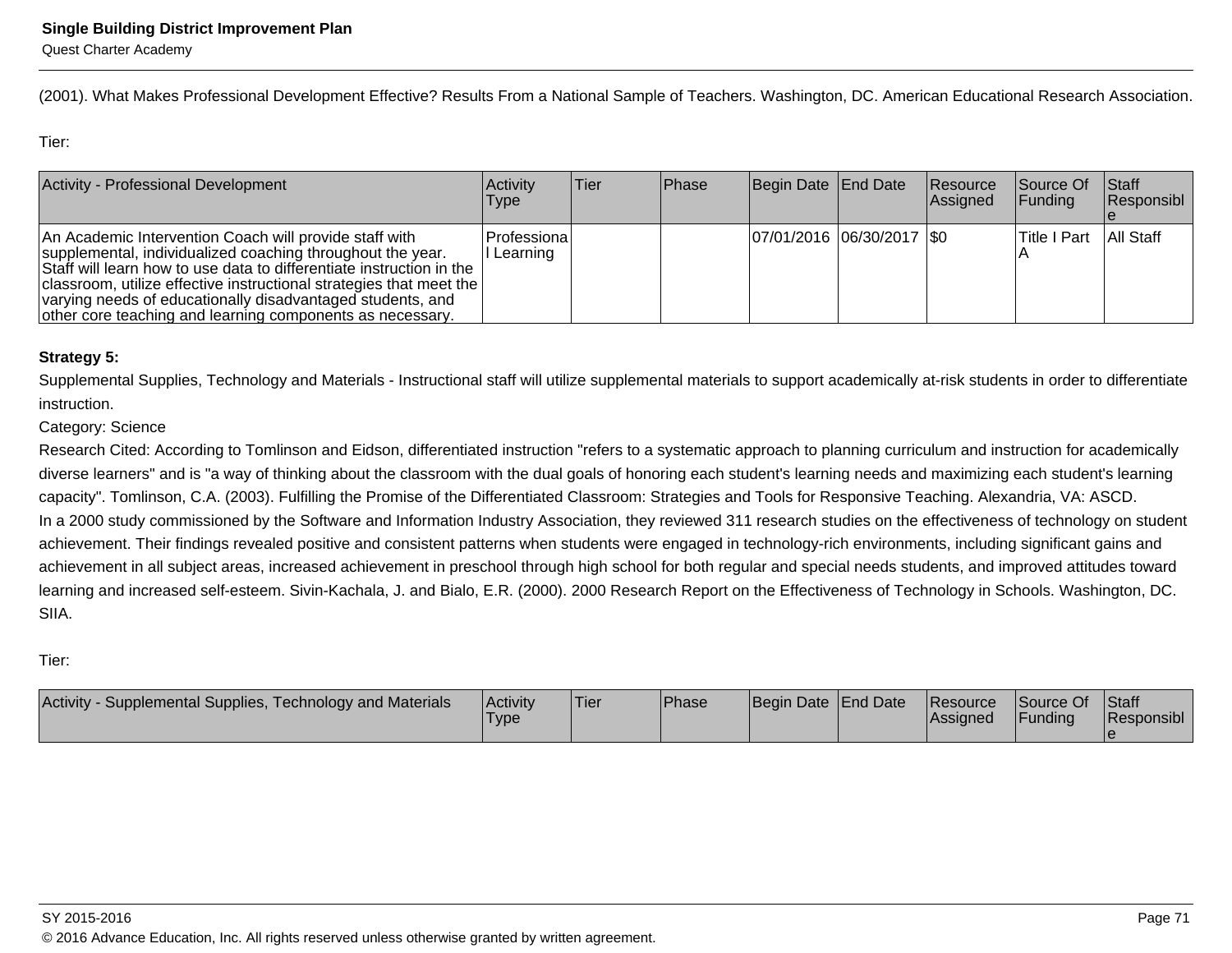(2001). What Makes Professional Development Effective? Results From a National Sample of Teachers. Washington, DC. American Educational Research Association.

Tier:

| Activity - Professional Development | Activity Type | Tier | Phase | Begin Date | End Date | Resource Assigned | Source Of Funding | Staff Responsible |
|---|---|---|---|---|---|---|---|---|
| An Academic Intervention Coach will provide staff with supplemental, individualized coaching throughout the year. Staff will learn how to use data to differentiate instruction in the classroom, utilize effective instructional strategies that meet the varying needs of educationally disadvantaged students, and other core teaching and learning components as necessary. | Professional Learning | | | 07/01/2016 | 06/30/2017 | $0 | Title I Part A | All Staff |

**Strategy 5:**

Supplemental Supplies, Technology and Materials - Instructional staff will utilize supplemental materials to support academically at-risk students in order to differentiate instruction.

Category: Science

Research Cited: According to Tomlinson and Eidson, differentiated instruction "refers to a systematic approach to planning curriculum and instruction for academically diverse learners" and is "a way of thinking about the classroom with the dual goals of honoring each student's learning needs and maximizing each student's learning capacity". Tomlinson, C.A. (2003). Fulfilling the Promise of the Differentiated Classroom: Strategies and Tools for Responsive Teaching. Alexandria, VA: ASCD.

In a 2000 study commissioned by the Software and Information Industry Association, they reviewed 311 research studies on the effectiveness of technology on student achievement. Their findings revealed positive and consistent patterns when students were engaged in technology-rich environments, including significant gains and achievement in all subject areas, increased achievement in preschool through high school for both regular and special needs students, and improved attitudes toward learning and increased self-esteem. Sivin-Kachala, J. and Bialo, E.R. (2000). 2000 Research Report on the Effectiveness of Technology in Schools. Washington, DC. SIIA.

Tier:

| Activity - Supplemental Supplies, Technology and Materials | Activity Type | Tier | Phase | Begin Date | End Date | Resource Assigned | Source Of Funding | Staff Responsible |
|---|---|---|---|---|---|---|---|---|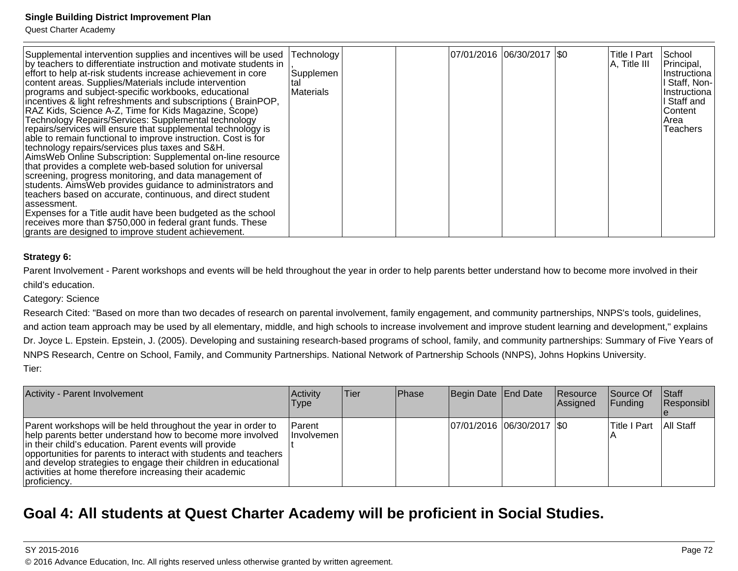| Supplemental intervention supplies and incentives will be used by teachers to differentiate instruction and motivate students in effort to help at-risk students increase achievement in core content areas. Supplies/Materials include intervention programs and subject-specific workbooks, educational incentives & light refreshments and subscriptions ( BrainPOP, RAZ Kids, Science A-Z, Time for Kids Magazine, Scope)<br>Technology Repairs/Services: Supplemental technology repairs/services will ensure that supplemental technology is able to remain functional to improve instruction. Cost is for technology repairs/services plus taxes and S&H.<br>AimsWeb Online Subscription: Supplemental on-line resource that provides a complete web-based solution for universal screening, progress monitoring, and data management of students. AimsWeb provides guidance to administrators and teachers based on accurate, continuous, and direct student assessment.<br>Expenses for a Title audit have been budgeted as the school receives more than $750,000 in federal grant funds. These grants are designed to improve student achievement. | Technology, Supplemental Materials | | | 07/01/2016 | 06/30/2017 | $0 | Title I Part A, Title III | School Principal, Instructional Staff, Non-Instructional Staff and Content Area Teachers |
|---|---|---|---|---|---|---|---|---|

**Strategy 6:**

Parent Involvement - Parent workshops and events will be held throughout the year in order to help parents better understand how to become more involved in their child's education.

Category: Science

Research Cited: "Based on more than two decades of research on parental involvement, family engagement, and community partnerships, NNPS's tools, guidelines, and action team approach may be used by all elementary, middle, and high schools to increase involvement and improve student learning and development," explains Dr. Joyce L. Epstein. Epstein, J. (2005). Developing and sustaining research-based programs of school, family, and community partnerships: Summary of Five Years of NNPS Research, Centre on School, Family, and Community Partnerships. National Network of Partnership Schools (NNPS), Johns Hopkins University.

Tier:

| Activity - Parent Involvement | Activity Type | Tier | Phase | Begin Date | End Date | Resource Assigned | Source Of Funding | Staff Responsible |
|---|---|---|---|---|---|---|---|---|
| Parent workshops will be held throughout the year in order to help parents better understand how to become more involved in their child's education. Parent events will provide opportunities for parents to interact with students and teachers and develop strategies to engage their children in educational activities at home therefore increasing their academic proficiency. | Parent Involvement | | | 07/01/2016 | 06/30/2017 | $0 | Title I Part A | All Staff |

## Goal 4: All students at Quest Charter Academy will be proficient in Social Studies.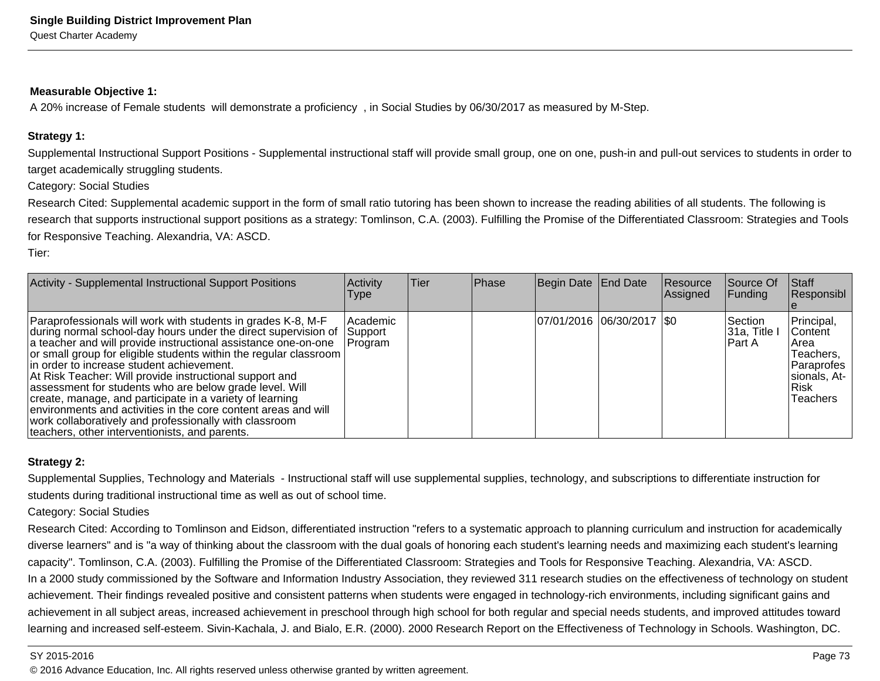**Measurable Objective 1:**

A 20% increase of Female students will demonstrate a proficiency , in Social Studies by 06/30/2017 as measured by M-Step.

**Strategy 1:**

Supplemental Instructional Support Positions - Supplemental instructional staff will provide small group, one on one, push-in and pull-out services to students in order to target academically struggling students.

Category: Social Studies

Research Cited: Supplemental academic support in the form of small ratio tutoring has been shown to increase the reading abilities of all students. The following is research that supports instructional support positions as a strategy: Tomlinson, C.A. (2003). Fulfilling the Promise of the Differentiated Classroom: Strategies and Tools for Responsive Teaching. Alexandria, VA: ASCD.

Tier:

| Activity - Supplemental Instructional Support Positions | Activity Type | Tier | Phase | Begin Date | End Date | Resource Assigned | Source Of Funding | Staff Responsible |
|---|---|---|---|---|---|---|---|---|
| Paraprofessionals will work with students in grades K-8, M-F during normal school-day hours under the direct supervision of a teacher and will provide instructional assistance one-on-one or small group for eligible students within the regular classroom in order to increase student achievement.<br>At Risk Teacher: Will provide instructional support and assessment for students who are below grade level. Will create, manage, and participate in a variety of learning environments and activities in the core content areas and will work collaboratively and professionally with classroom teachers, other interventionists, and parents. | Academic Support Program | | | 07/01/2016 | 06/30/2017 | $0 | Section 31a, Title I Part A | Principal, Content Area Teachers, Paraprofessionals, At-Risk Teachers |

**Strategy 2:**

Supplemental Supplies, Technology and Materials - Instructional staff will use supplemental supplies, technology, and subscriptions to differentiate instruction for students during traditional instructional time as well as out of school time.

Category: Social Studies

Research Cited: According to Tomlinson and Eidson, differentiated instruction "refers to a systematic approach to planning curriculum and instruction for academically diverse learners" and is "a way of thinking about the classroom with the dual goals of honoring each student's learning needs and maximizing each student's learning capacity". Tomlinson, C.A. (2003). Fulfilling the Promise of the Differentiated Classroom: Strategies and Tools for Responsive Teaching. Alexandria, VA: ASCD.

In a 2000 study commissioned by the Software and Information Industry Association, they reviewed 311 research studies on the effectiveness of technology on student achievement. Their findings revealed positive and consistent patterns when students were engaged in technology-rich environments, including significant gains and achievement in all subject areas, increased achievement in preschool through high school for both regular and special needs students, and improved attitudes toward learning and increased self-esteem. Sivin-Kachala, J. and Bialo, E.R. (2000). 2000 Research Report on the Effectiveness of Technology in Schools. Washington, DC.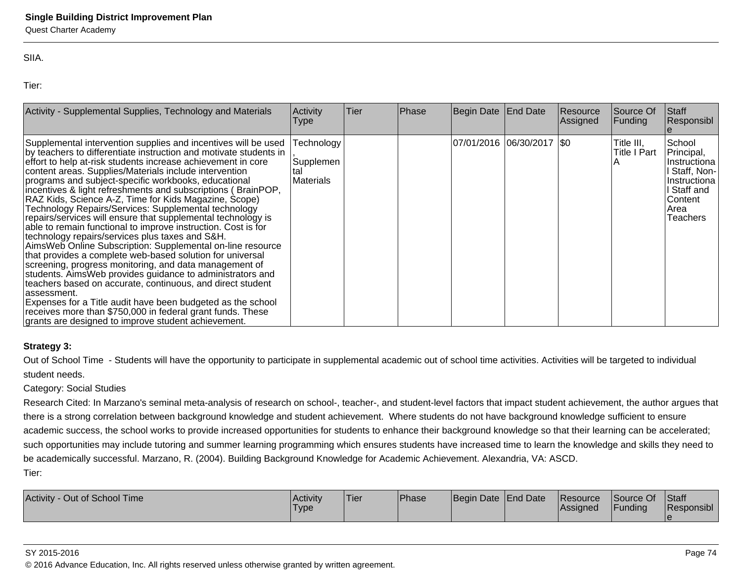SIIA.

Tier:

| Activity - Supplemental Supplies, Technology and Materials | Activity Type | Tier | Phase | Begin Date | End Date | Resource Assigned | Source Of Funding | Staff Responsible |
|---|---|---|---|---|---|---|---|---|
| Supplemental intervention supplies and incentives will be used by teachers to differentiate instruction and motivate students in effort to help at-risk students increase achievement in core content areas. Supplies/Materials include intervention programs and subject-specific workbooks, educational incentives & light refreshments and subscriptions ( BrainPOP, RAZ Kids, Science A-Z, Time for Kids Magazine, Scope) Technology Repairs/Services: Supplemental technology repairs/services will ensure that supplemental technology is able to remain functional to improve instruction. Cost is for technology repairs/services plus taxes and S&H. AimsWeb Online Subscription: Supplemental on-line resource that provides a complete web-based solution for universal screening, progress monitoring, and data management of students. AimsWeb provides guidance to administrators and teachers based on accurate, continuous, and direct student assessment. Expenses for a Title audit have been budgeted as the school receives more than $750,000 in federal grant funds. These grants are designed to improve student achievement. | Technology, Supplemental Materials | | | 07/01/2016 | 06/30/2017 | $0 | Title III, Title I Part A | School Principal, Instructional Staff, Non-Instructional Staff and Content Area Teachers |

**Strategy 3:**

Out of School Time - Students will have the opportunity to participate in supplemental academic out of school time activities. Activities will be targeted to individual student needs.

Category: Social Studies

Research Cited: In Marzano's seminal meta-analysis of research on school-, teacher-, and student-level factors that impact student achievement, the author argues that there is a strong correlation between background knowledge and student achievement. Where students do not have background knowledge sufficient to ensure academic success, the school works to provide increased opportunities for students to enhance their background knowledge so that their learning can be accelerated; such opportunities may include tutoring and summer learning programming which ensures students have increased time to learn the knowledge and skills they need to be academically successful. Marzano, R. (2004). Building Background Knowledge for Academic Achievement. Alexandria, VA: ASCD.

Tier:

| Activity - Out of School Time | Activity Type | Tier | Phase | Begin Date | End Date | Resource Assigned | Source Of Funding | Staff Responsible |
|---|---|---|---|---|---|---|---|---|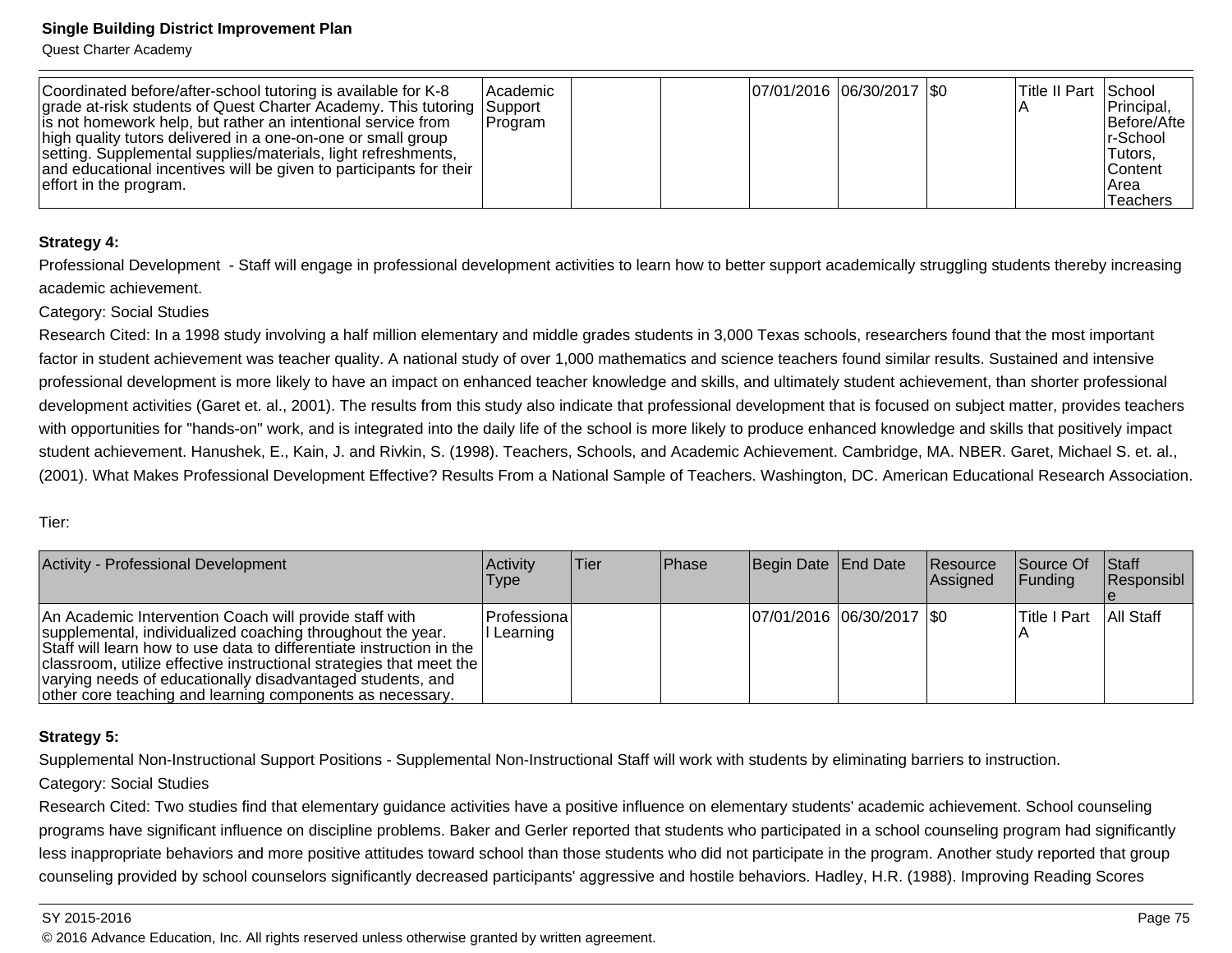| | | | | | | | | |
|---|---|---|---|---|---|---|---|---|
| Coordinated before/after-school tutoring is available for K-8 grade at-risk students of Quest Charter Academy. This tutoring is not homework help, but rather an intentional service from high quality tutors delivered in a one-on-one or small group setting. Supplemental supplies/materials, light refreshments, and educational incentives will be given to participants for their effort in the program. | Academic Support Program | | | 07/01/2016 | 06/30/2017 | $0 | Title II Part A | School Principal, Before/After-School Tutors, Content Area Teachers |

**Strategy 4:**

Professional Development - Staff will engage in professional development activities to learn how to better support academically struggling students thereby increasing academic achievement.

Category: Social Studies

Research Cited: In a 1998 study involving a half million elementary and middle grades students in 3,000 Texas schools, researchers found that the most important factor in student achievement was teacher quality. A national study of over 1,000 mathematics and science teachers found similar results. Sustained and intensive professional development is more likely to have an impact on enhanced teacher knowledge and skills, and ultimately student achievement, than shorter professional development activities (Garet et. al., 2001). The results from this study also indicate that professional development that is focused on subject matter, provides teachers with opportunities for "hands-on" work, and is integrated into the daily life of the school is more likely to produce enhanced knowledge and skills that positively impact student achievement. Hanushek, E., Kain, J. and Rivkin, S. (1998). Teachers, Schools, and Academic Achievement. Cambridge, MA. NBER. Garet, Michael S. et. al., (2001). What Makes Professional Development Effective? Results From a National Sample of Teachers. Washington, DC. American Educational Research Association.

Tier:

| Activity - Professional Development | Activity Type | Tier | Phase | Begin Date | End Date | Resource Assigned | Source Of Funding | Staff Responsible |
|---|---|---|---|---|---|---|---|---|
| An Academic Intervention Coach will provide staff with supplemental, individualized coaching throughout the year. Staff will learn how to use data to differentiate instruction in the classroom, utilize effective instructional strategies that meet the varying needs of educationally disadvantaged students, and other core teaching and learning components as necessary. | Professional Learning | | | 07/01/2016 | 06/30/2017 | $0 | Title I Part A | All Staff |

**Strategy 5:**

Supplemental Non-Instructional Support Positions - Supplemental Non-Instructional Staff will work with students by eliminating barriers to instruction.

Category: Social Studies

Research Cited: Two studies find that elementary guidance activities have a positive influence on elementary students' academic achievement. School counseling programs have significant influence on discipline problems. Baker and Gerler reported that students who participated in a school counseling program had significantly less inappropriate behaviors and more positive attitudes toward school than those students who did not participate in the program. Another study reported that group counseling provided by school counselors significantly decreased participants' aggressive and hostile behaviors. Hadley, H.R. (1988). Improving Reading Scores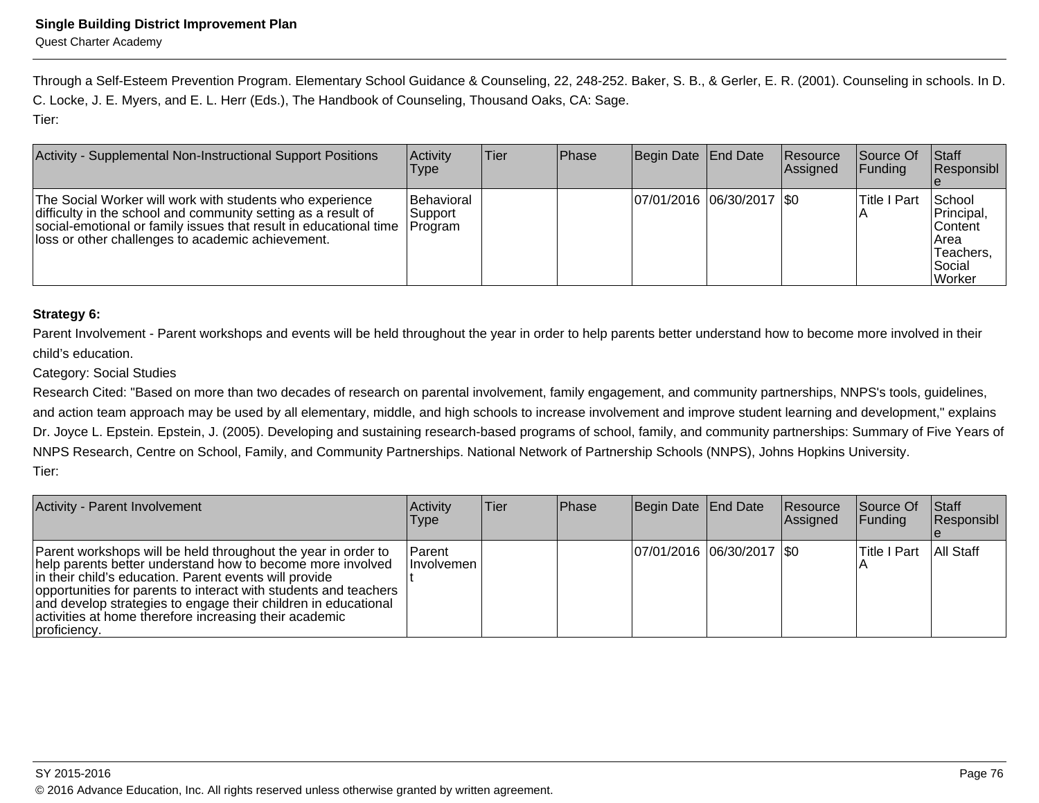Through a Self-Esteem Prevention Program. Elementary School Guidance & Counseling, 22, 248-252. Baker, S. B., & Gerler, E. R. (2001). Counseling in schools. In D. C. Locke, J. E. Myers, and E. L. Herr (Eds.), The Handbook of Counseling, Thousand Oaks, CA: Sage.
Tier:

| Activity - Supplemental Non-Instructional Support Positions | Activity Type | Tier | Phase | Begin Date | End Date | Resource Assigned | Source Of Funding | Staff Responsible |
|---|---|---|---|---|---|---|---|---|
| The Social Worker will work with students who experience difficulty in the school and community setting as a result of social-emotional or family issues that result in educational time loss or other challenges to academic achievement. | Behavioral Support Program | | | 07/01/2016 | 06/30/2017 | $0 | Title I Part A | School Principal, Content Area Teachers, Social Worker |

**Strategy 6:**
Parent Involvement - Parent workshops and events will be held throughout the year in order to help parents better understand how to become more involved in their child's education.
Category: Social Studies
Research Cited: "Based on more than two decades of research on parental involvement, family engagement, and community partnerships, NNPS's tools, guidelines, and action team approach may be used by all elementary, middle, and high schools to increase involvement and improve student learning and development," explains Dr. Joyce L. Epstein. Epstein, J. (2005). Developing and sustaining research-based programs of school, family, and community partnerships: Summary of Five Years of NNPS Research, Centre on School, Family, and Community Partnerships. National Network of Partnership Schools (NNPS), Johns Hopkins University.
Tier:

| Activity - Parent Involvement | Activity Type | Tier | Phase | Begin Date | End Date | Resource Assigned | Source Of Funding | Staff Responsible |
|---|---|---|---|---|---|---|---|---|
| Parent workshops will be held throughout the year in order to help parents better understand how to become more involved in their child's education. Parent events will provide opportunities for parents to interact with students and teachers and develop strategies to engage their children in educational activities at home therefore increasing their academic proficiency. | Parent Involvement | | | 07/01/2016 | 06/30/2017 | $0 | Title I Part A | All Staff |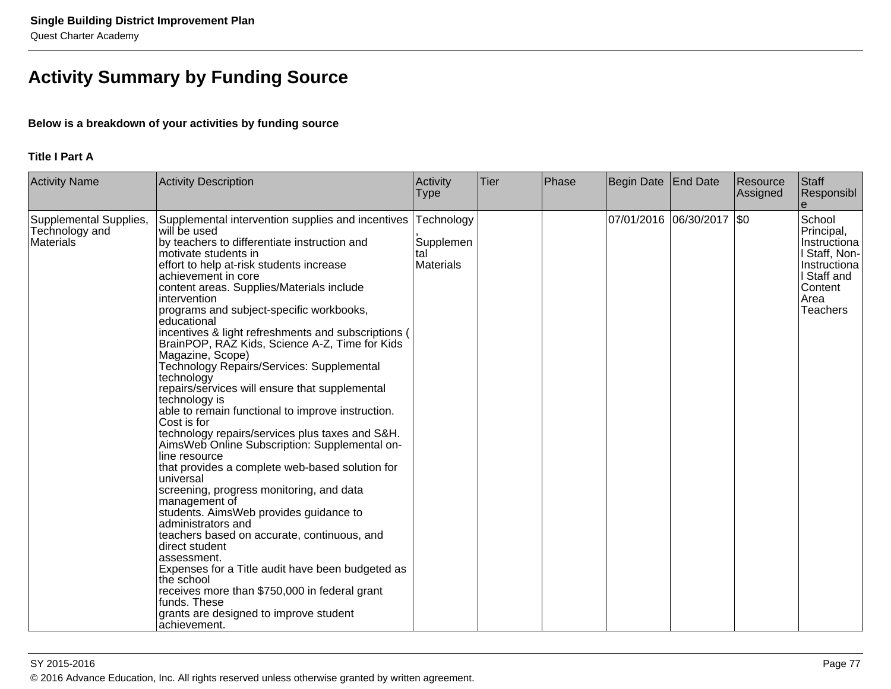## Activity Summary by Funding Source

**Below is a breakdown of your activities by funding source**

**Title I Part A**

| Activity Name | Activity Description | Activity Type | Tier | Phase | Begin Date | End Date | Resource Assigned | Staff Responsible |
|---|---|---|---|---|---|---|---|---|
| Supplemental Supplies, Technology and Materials | Supplemental intervention supplies and incentives will be used by teachers to differentiate instruction and motivate students in effort to help at-risk students increase achievement in core content areas. Supplies/Materials include intervention programs and subject-specific workbooks, educational incentives & light refreshments and subscriptions ( BrainPOP, RAZ Kids, Science A-Z, Time for Kids Magazine, Scope) Technology Repairs/Services: Supplemental technology repairs/services will ensure that supplemental technology is able to remain functional to improve instruction. Cost is for technology repairs/services plus taxes and S&H. AimsWeb Online Subscription: Supplemental on-line resource that provides a complete web-based solution for universal screening, progress monitoring, and data management of students. AimsWeb provides guidance to administrators and teachers based on accurate, continuous, and direct student assessment. Expenses for a Title audit have been budgeted as the school receives more than $750,000 in federal grant funds. These grants are designed to improve student achievement. | Technology, Supplemental Materials | | | 07/01/2016 | 06/30/2017 | $0 | School Principal, Instructional Staff, Non-Instructional Staff and Content Area Teachers |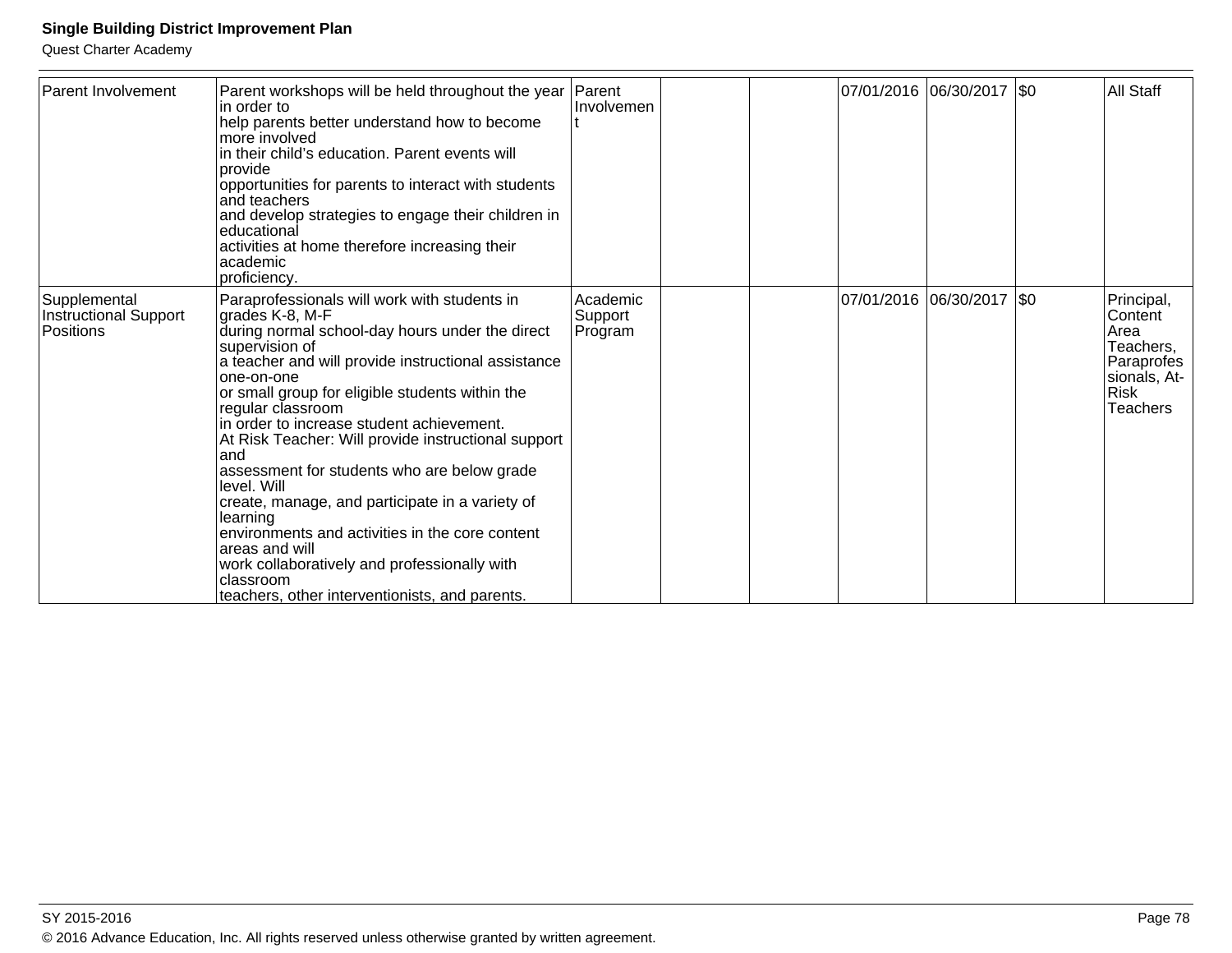| Parent Involvement | Parent workshops will be held throughout the year in order to help parents better understand how to become more involved in their child's education. Parent events will provide opportunities for parents to interact with students and teachers and develop strategies to engage their children in educational activities at home therefore increasing their academic proficiency. | Parent Involvement | | | 07/01/2016 | 06/30/2017 | $0 | All Staff |
|---|---|---|---|---|---|---|---|---|
| Supplemental Instructional Support Positions | Paraprofessionals will work with students in grades K-8, M-F during normal school-day hours under the direct supervision of a teacher and will provide instructional assistance one-on-one or small group for eligible students within the regular classroom in order to increase student achievement. At Risk Teacher: Will provide instructional support and assessment for students who are below grade level. Will create, manage, and participate in a variety of learning environments and activities in the core content areas and will work collaboratively and professionally with classroom teachers, other interventionists, and parents. | Academic Support Program | | | 07/01/2016 | 06/30/2017 | $0 | Principal, Content Area Teachers, Paraprofessionals, At-Risk Teachers |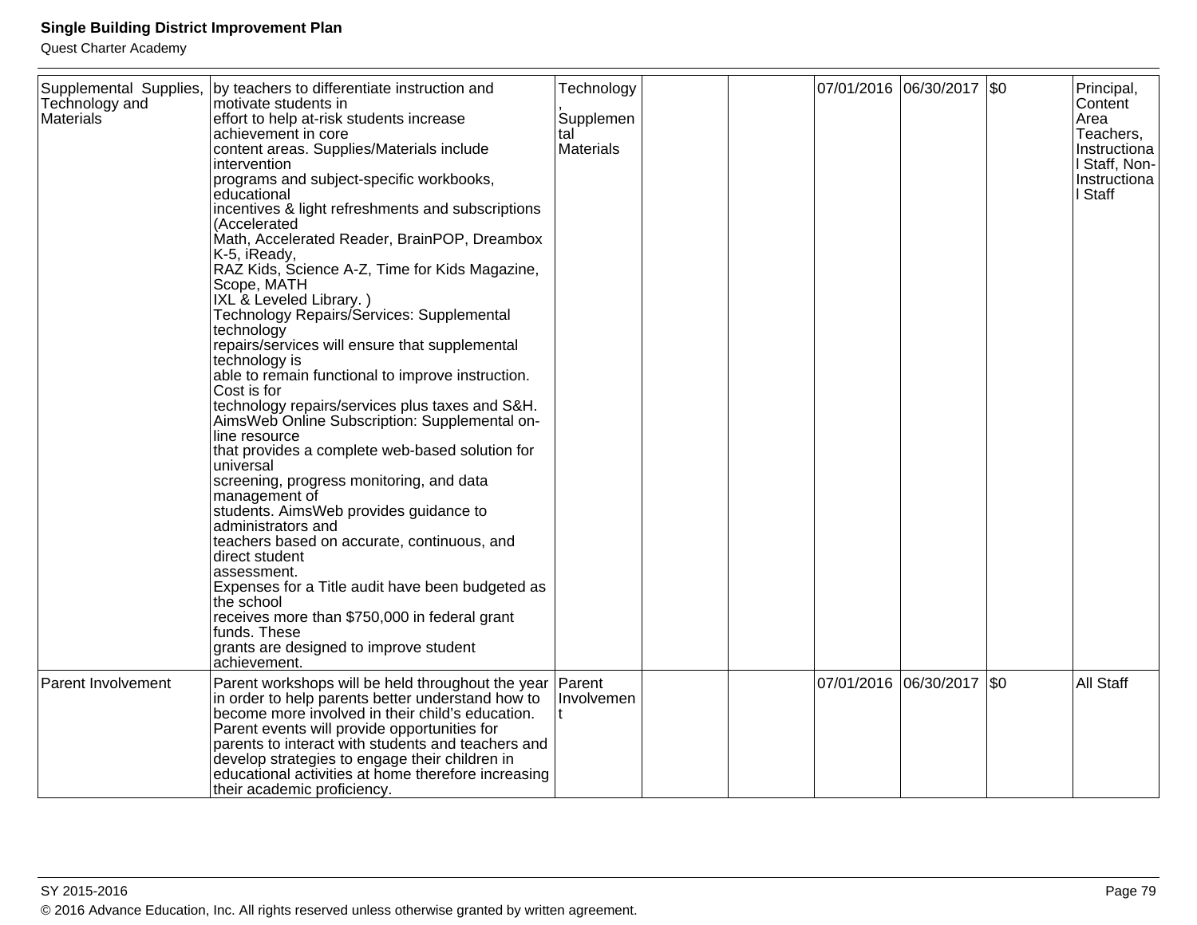| Supplemental Supplies, Technology and Materials | by teachers to differentiate instruction and motivate students in effort to help at-risk students increase achievement in core content areas. Supplies/Materials include intervention programs and subject-specific workbooks, educational incentives & light refreshments and subscriptions (Accelerated Math, Accelerated Reader, BrainPOP, Dreambox K-5, iReady, RAZ Kids, Science A-Z, Time for Kids Magazine, Scope, MATH IXL & Leveled Library. ) Technology Repairs/Services: Supplemental technology repairs/services will ensure that supplemental technology is able to remain functional to improve instruction. Cost is for technology repairs/services plus taxes and S&H. AimsWeb Online Subscription: Supplemental on-line resource that provides a complete web-based solution for universal screening, progress monitoring, and data management of students. AimsWeb provides guidance to administrators and teachers based on accurate, continuous, and direct student assessment. Expenses for a Title audit have been budgeted as the school receives more than $750,000 in federal grant funds. These grants are designed to improve student achievement. | Technology, Supplemental Materials | | | 07/01/2016 | 06/30/2017 | $0 | Principal, Content Area Teachers, Instructional Staff, Non-Instructional Staff |
|---|---|---|---|---|---|---|---|---|
| Parent Involvement | Parent workshops will be held throughout the year in order to help parents better understand how to become more involved in their child's education. Parent events will provide opportunities for parents to interact with students and teachers and develop strategies to engage their children in educational activities at home therefore increasing their academic proficiency. | Parent Involvement | | | 07/01/2016 | 06/30/2017 | $0 | All Staff |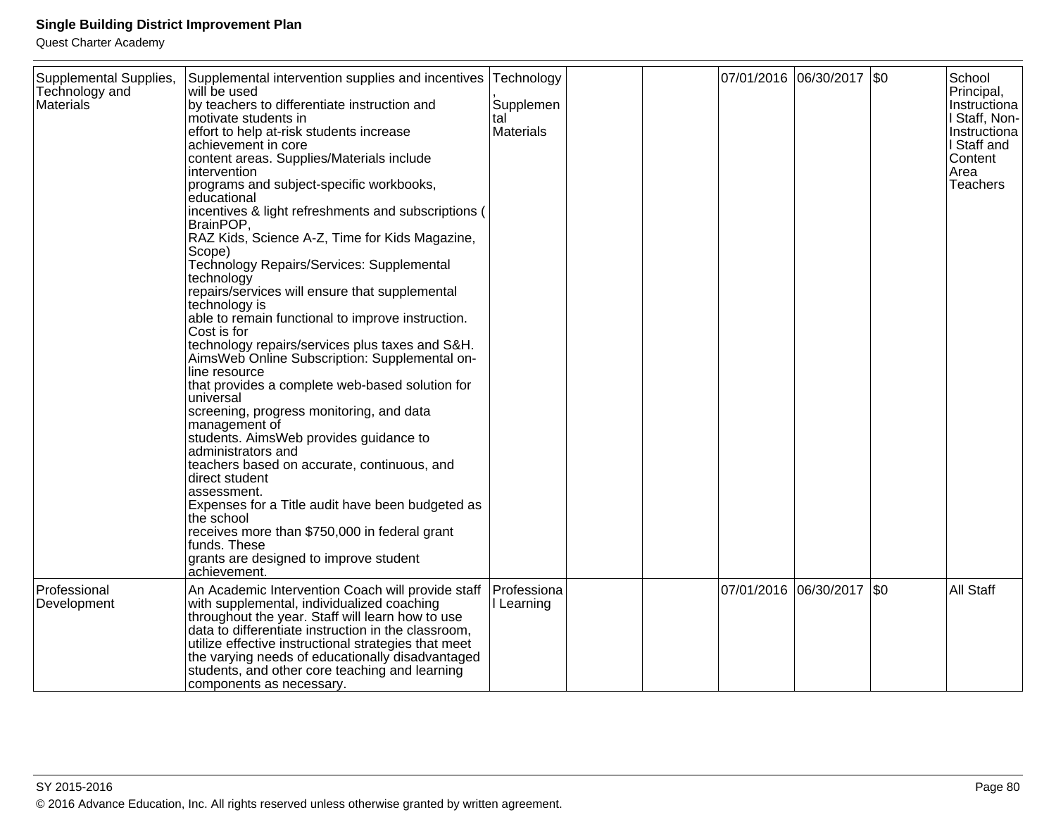| Supplemental Supplies, Technology and Materials | Supplemental intervention supplies and incentives will be used by teachers to differentiate instruction and motivate students in effort to help at-risk students increase achievement in core content areas. Supplies/Materials include intervention programs and subject-specific workbooks, educational incentives & light refreshments and subscriptions ( BrainPOP, RAZ Kids, Science A-Z, Time for Kids Magazine, Scope)<br>Technology Repairs/Services: Supplemental technology repairs/services will ensure that supplemental technology is able to remain functional to improve instruction. Cost is for technology repairs/services plus taxes and S&H.<br>AimsWeb Online Subscription: Supplemental on-line resource that provides a complete web-based solution for universal screening, progress monitoring, and data management of students. AimsWeb provides guidance to administrators and teachers based on accurate, continuous, and direct student assessment.<br>Expenses for a Title audit have been budgeted as the school receives more than $750,000 in federal grant funds. These grants are designed to improve student achievement. | Technology, Supplemental Materials | | | 07/01/2016 | 06/30/2017 | $0 | School Principal, Instructional Staff, Non-Instructional Staff and Content Area Teachers |
|---|---|---|---|---|---|---|---|---|
| Professional Development | An Academic Intervention Coach will provide staff with supplemental, individualized coaching throughout the year. Staff will learn how to use data to differentiate instruction in the classroom, utilize effective instructional strategies that meet the varying needs of educationally disadvantaged students, and other core teaching and learning components as necessary. | Professional Learning | | | 07/01/2016 | 06/30/2017 | $0 | All Staff |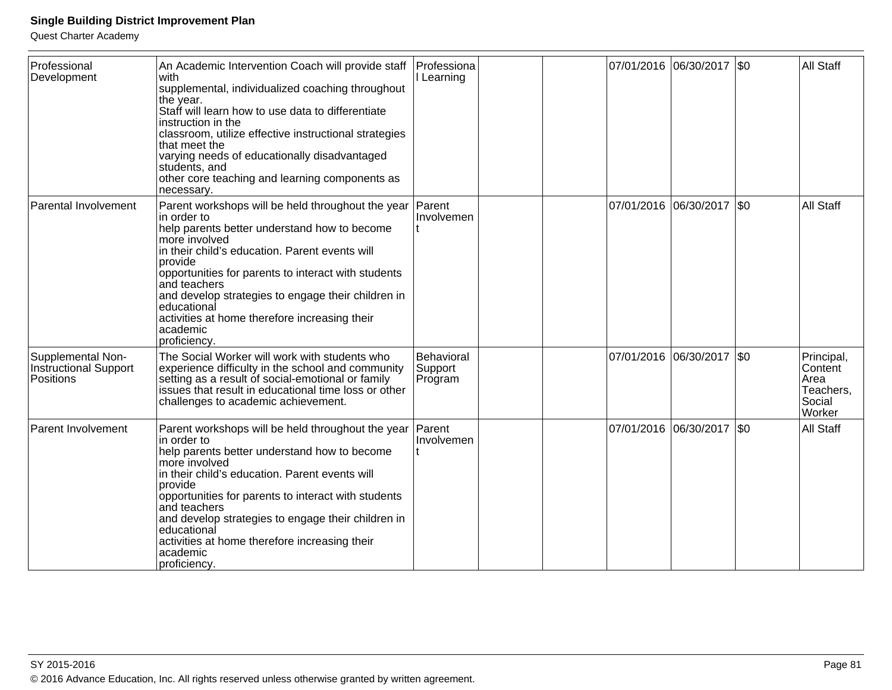| Professional Development | An Academic Intervention Coach will provide staff with supplemental, individualized coaching throughout the year. Staff will learn how to use data to differentiate instruction in the classroom, utilize effective instructional strategies that meet the varying needs of educationally disadvantaged students, and other core teaching and learning components as necessary. | Professional Learning | | | 07/01/2016 | 06/30/2017 | $0 | All Staff |
|---|---|---|---|---|---|---|---|---|
| Parental Involvement | Parent workshops will be held throughout the year in order to help parents better understand how to become more involved in their child's education. Parent events will provide opportunities for parents to interact with students and teachers and develop strategies to engage their children in educational activities at home therefore increasing their academic proficiency. | Parent Involvement | | | 07/01/2016 | 06/30/2017 | $0 | All Staff |
| Supplemental Non-Instructional Support Positions | The Social Worker will work with students who experience difficulty in the school and community setting as a result of social-emotional or family issues that result in educational time loss or other challenges to academic achievement. | Behavioral Support Program | | | 07/01/2016 | 06/30/2017 | $0 | Principal, Content Area Teachers, Social Worker |
| Parent Involvement | Parent workshops will be held throughout the year in order to help parents better understand how to become more involved in their child's education. Parent events will provide opportunities for parents to interact with students and teachers and develop strategies to engage their children in educational activities at home therefore increasing their academic proficiency. | Parent Involvement | | | 07/01/2016 | 06/30/2017 | $0 | All Staff |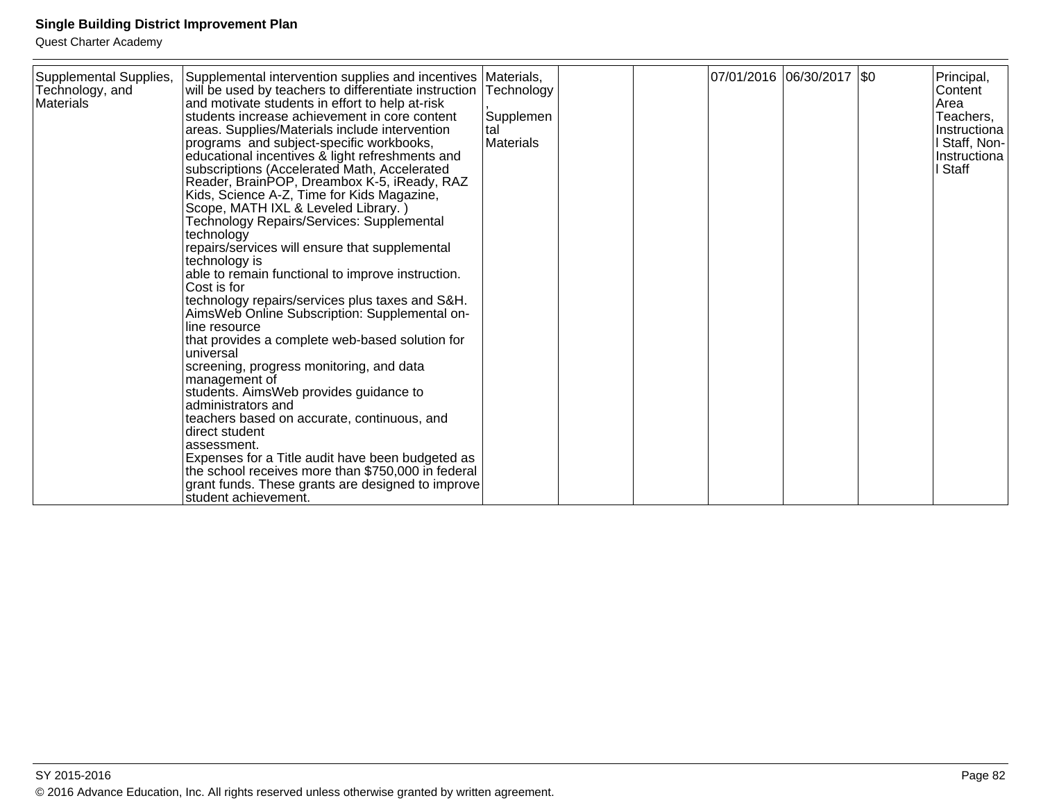| Supplemental Supplies, Technology, and Materials | Supplemental intervention supplies and incentives will be used by teachers to differentiate instruction and motivate students in effort to help at-risk students increase achievement in core content areas. Supplies/Materials include intervention programs and subject-specific workbooks, educational incentives & light refreshments and subscriptions (Accelerated Math, Accelerated Reader, BrainPOP, Dreambox K-5, iReady, RAZ Kids, Science A-Z, Time for Kids Magazine, Scope, MATH IXL & Leveled Library. ) Technology Repairs/Services: Supplemental technology repairs/services will ensure that supplemental technology is able to remain functional to improve instruction. Cost is for technology repairs/services plus taxes and S&H. AimsWeb Online Subscription: Supplemental on-line resource that provides a complete web-based solution for universal screening, progress monitoring, and data management of students. AimsWeb provides guidance to administrators and teachers based on accurate, continuous, and direct student assessment. Expenses for a Title audit have been budgeted as the school receives more than $750,000 in federal grant funds. These grants are designed to improve student achievement. | Materials, Technology, Supplemental Materials | | | 07/01/2016 | 06/30/2017 | $0 | Principal, Content Area Teachers, Instructional Staff, Non-Instructional Staff |
|---|---|---|---|---|---|---|---|---|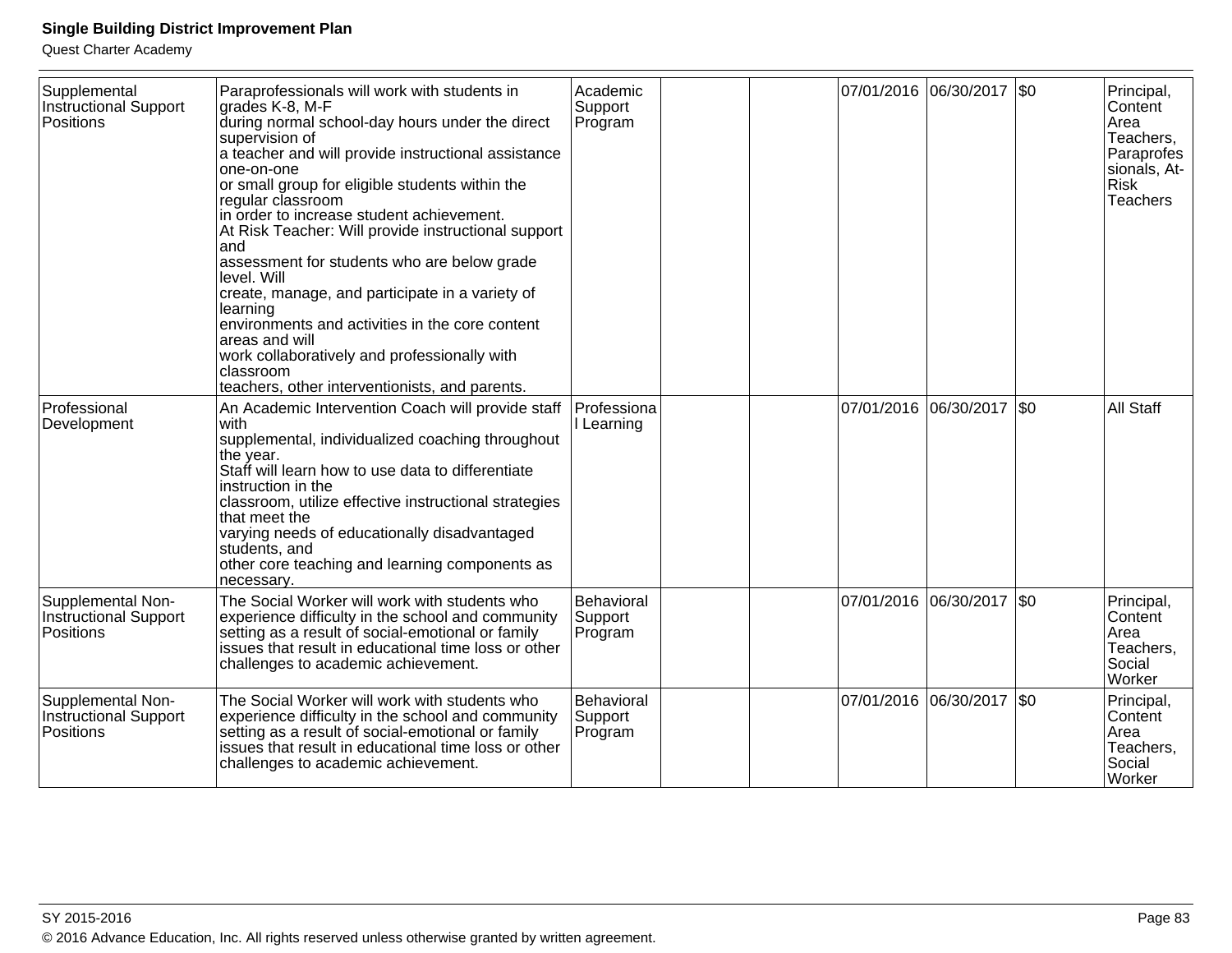| | | | | | | | | |
|---|---|---|---|---|---|---|---|---|
| Supplemental Instructional Support Positions | Paraprofessionals will work with students in grades K-8, M-F during normal school-day hours under the direct supervision of a teacher and will provide instructional assistance one-on-one or small group for eligible students within the regular classroom in order to increase student achievement. At Risk Teacher: Will provide instructional support and assessment for students who are below grade level. Will create, manage, and participate in a variety of learning environments and activities in the core content areas and will work collaboratively and professionally with classroom teachers, other interventionists, and parents. | Academic Support Program | | | 07/01/2016 | 06/30/2017 | $0 | Principal, Content Area Teachers, Paraprofessionals, At-Risk Teachers |
| Professional Development | An Academic Intervention Coach will provide staff with supplemental, individualized coaching throughout the year. Staff will learn how to use data to differentiate instruction in the classroom, utilize effective instructional strategies that meet the varying needs of educationally disadvantaged students, and other core teaching and learning components as necessary. | Professional Learning | | | 07/01/2016 | 06/30/2017 | $0 | All Staff |
| Supplemental Non-Instructional Support Positions | The Social Worker will work with students who experience difficulty in the school and community setting as a result of social-emotional or family issues that result in educational time loss or other challenges to academic achievement. | Behavioral Support Program | | | 07/01/2016 | 06/30/2017 | $0 | Principal, Content Area Teachers, Social Worker |
| Supplemental Non-Instructional Support Positions | The Social Worker will work with students who experience difficulty in the school and community setting as a result of social-emotional or family issues that result in educational time loss or other challenges to academic achievement. | Behavioral Support Program | | | 07/01/2016 | 06/30/2017 | $0 | Principal, Content Area Teachers, Social Worker |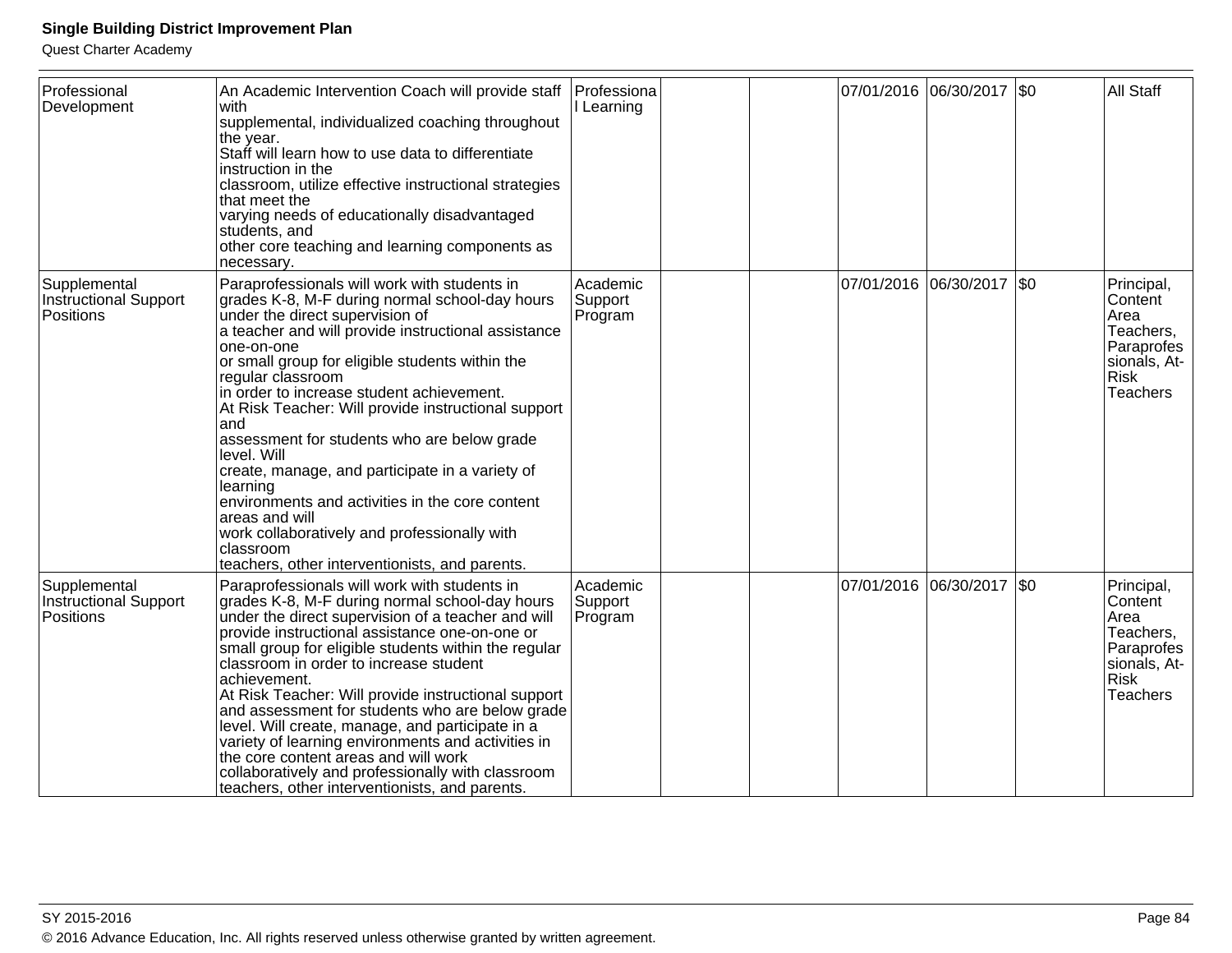| | | | | | | | | |
|---|---|---|---|---|---|---|---|---|
| Professional Development | An Academic Intervention Coach will provide staff with supplemental, individualized coaching throughout the year. Staff will learn how to use data to differentiate instruction in the classroom, utilize effective instructional strategies that meet the varying needs of educationally disadvantaged students, and other core teaching and learning components as necessary. | Professional Learning | | | 07/01/2016 | 06/30/2017 | $0 | All Staff |
| Supplemental Instructional Support Positions | Paraprofessionals will work with students in grades K-8, M-F during normal school-day hours under the direct supervision of a teacher and will provide instructional assistance one-on-one or small group for eligible students within the regular classroom in order to increase student achievement. At Risk Teacher: Will provide instructional support and assessment for students who are below grade level. Will create, manage, and participate in a variety of learning environments and activities in the core content areas and will work collaboratively and professionally with classroom teachers, other interventionists, and parents. | Academic Support Program | | | 07/01/2016 | 06/30/2017 | $0 | Principal, Content Area Teachers, Paraprofessionals, At-Risk Teachers |
| Supplemental Instructional Support Positions | Paraprofessionals will work with students in grades K-8, M-F during normal school-day hours under the direct supervision of a teacher and will provide instructional assistance one-on-one or small group for eligible students within the regular classroom in order to increase student achievement. At Risk Teacher: Will provide instructional support and assessment for students who are below grade level. Will create, manage, and participate in a variety of learning environments and activities in the core content areas and will work collaboratively and professionally with classroom teachers, other interventionists, and parents. | Academic Support Program | | | 07/01/2016 | 06/30/2017 | $0 | Principal, Content Area Teachers, Paraprofessionals, At-Risk Teachers |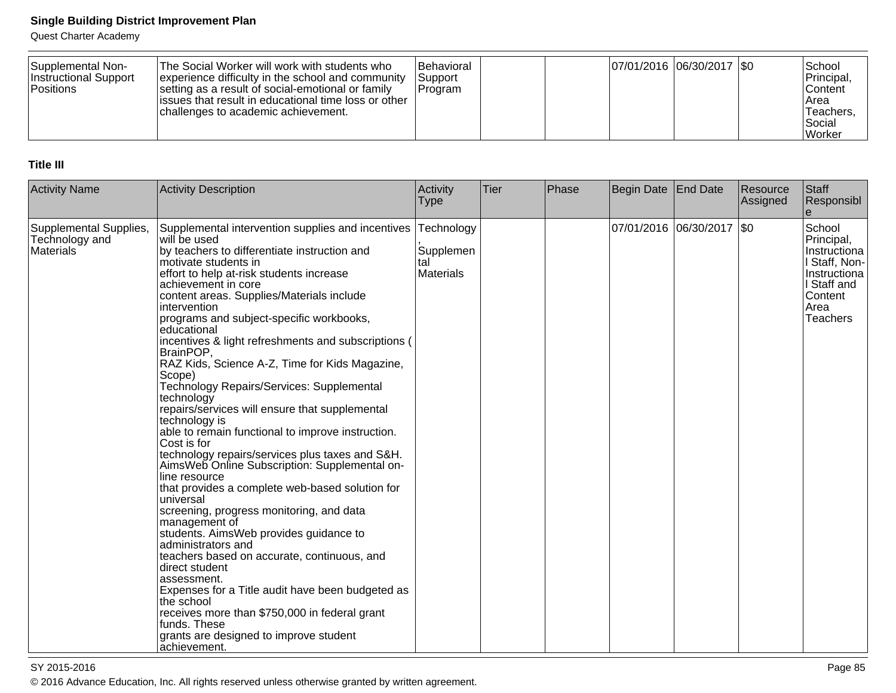| Supplemental Non-Instructional Support Positions | The Social Worker will work with students who experience difficulty in the school and community setting as a result of social-emotional or family issues that result in educational time loss or other challenges to academic achievement. | Behavioral Support Program | | | 07/01/2016 | 06/30/2017 | $0 | School Principal, Content Area Teachers, Social Worker |
|---|---|---|---|---|---|---|---|---|

**Title III**

| Activity Name | Activity Description | Activity Type | Tier | Phase | Begin Date | End Date | Resource Assigned | Staff Responsible |
|---|---|---|---|---|---|---|---|---|
| Supplemental Supplies, Technology and Materials | Supplemental intervention supplies and incentives will be used by teachers to differentiate instruction and motivate students in effort to help at-risk students increase achievement in core content areas. Supplies/Materials include intervention programs and subject-specific workbooks, educational incentives & light refreshments and subscriptions ( BrainPOP, RAZ Kids, Science A-Z, Time for Kids Magazine, Scope) Technology Repairs/Services: Supplemental technology repairs/services will ensure that supplemental technology is able to remain functional to improve instruction. Cost is for technology repairs/services plus taxes and S&H. AimsWeb Online Subscription: Supplemental on-line resource that provides a complete web-based solution for universal screening, progress monitoring, and data management of students. AimsWeb provides guidance to administrators and teachers based on accurate, continuous, and direct student assessment. Expenses for a Title audit have been budgeted as the school receives more than $750,000 in federal grant funds. These grants are designed to improve student achievement. | Technology, Supplemental Materials | | | 07/01/2016 | 06/30/2017 | $0 | School Principal, Instructional Staff, Non-Instructional Staff and Content Area Teachers |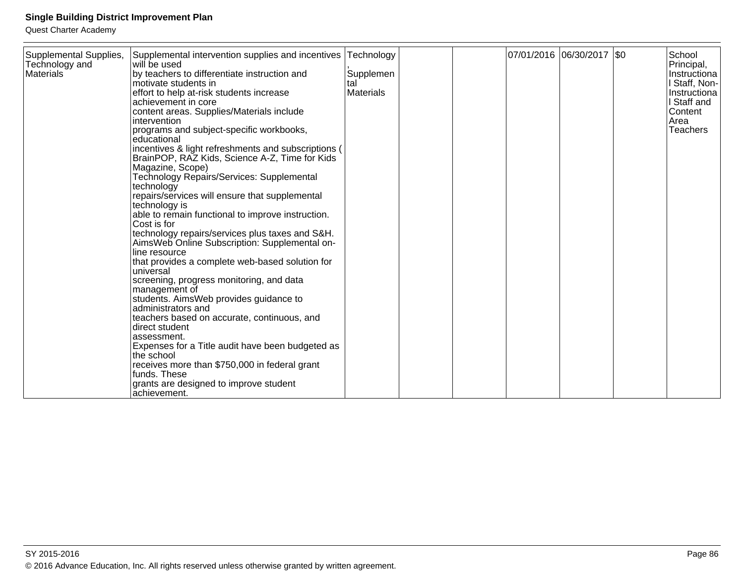| Supplemental Supplies, Technology and Materials | Supplemental intervention supplies and incentives will be used by teachers to differentiate instruction and motivate students in effort to help at-risk students increase achievement in core content areas. Supplies/Materials include intervention programs and subject-specific workbooks, educational incentives & light refreshments and subscriptions ( BrainPOP, RAZ Kids, Science A-Z, Time for Kids Magazine, Scope) Technology Repairs/Services: Supplemental technology repairs/services will ensure that supplemental technology is able to remain functional to improve instruction. Cost is for technology repairs/services plus taxes and S&H. AimsWeb Online Subscription: Supplemental on-line resource that provides a complete web-based solution for universal screening, progress monitoring, and data management of students. AimsWeb provides guidance to administrators and teachers based on accurate, continuous, and direct student assessment. Expenses for a Title audit have been budgeted as the school receives more than $750,000 in federal grant funds. These grants are designed to improve student achievement. | Technology, Supplemental Materials | | | 07/01/2016 | 06/30/2017 | $0 | School Principal, Instructional Staff, Non-Instructional Staff and Content Area Teachers |
|---|---|---|---|---|---|---|---|---|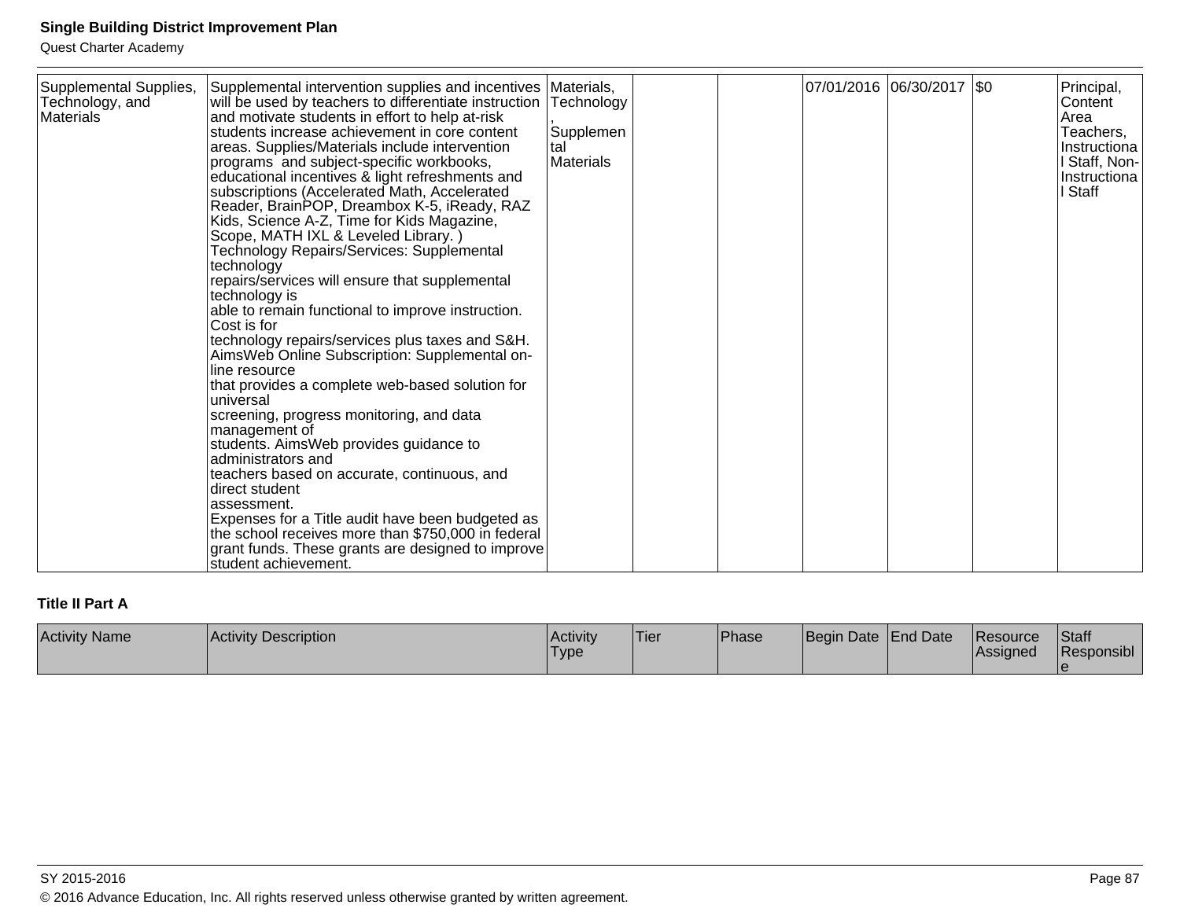| Supplemental Supplies, Technology, and Materials | Supplemental intervention supplies and incentives will be used by teachers to differentiate instruction and motivate students in effort to help at-risk students increase achievement in core content areas. Supplies/Materials include intervention programs and subject-specific workbooks, educational incentives & light refreshments and subscriptions (Accelerated Math, Accelerated Reader, BrainPOP, Dreambox K-5, iReady, RAZ Kids, Science A-Z, Time for Kids Magazine, Scope, MATH IXL & Leveled Library. ) Technology Repairs/Services: Supplemental technology repairs/services will ensure that supplemental technology is able to remain functional to improve instruction. Cost is for technology repairs/services plus taxes and S&H. AimsWeb Online Subscription: Supplemental on-line resource that provides a complete web-based solution for universal screening, progress monitoring, and data management of students. AimsWeb provides guidance to administrators and teachers based on accurate, continuous, and direct student assessment. Expenses for a Title audit have been budgeted as the school receives more than $750,000 in federal grant funds. These grants are designed to improve student achievement. | Materials, Technology, Supplemental Materials | | | 07/01/2016 | 06/30/2017 | $0 | Principal, Content Area Teachers, Instructional Staff, Non-Instructional Staff |
|---|---|---|---|---|---|---|---|---|

**Title II Part A**

| Activity Name | Activity Description | Activity Type | Tier | Phase | Begin Date | End Date | Resource Assigned | Staff Responsible |
|---|---|---|---|---|---|---|---|---|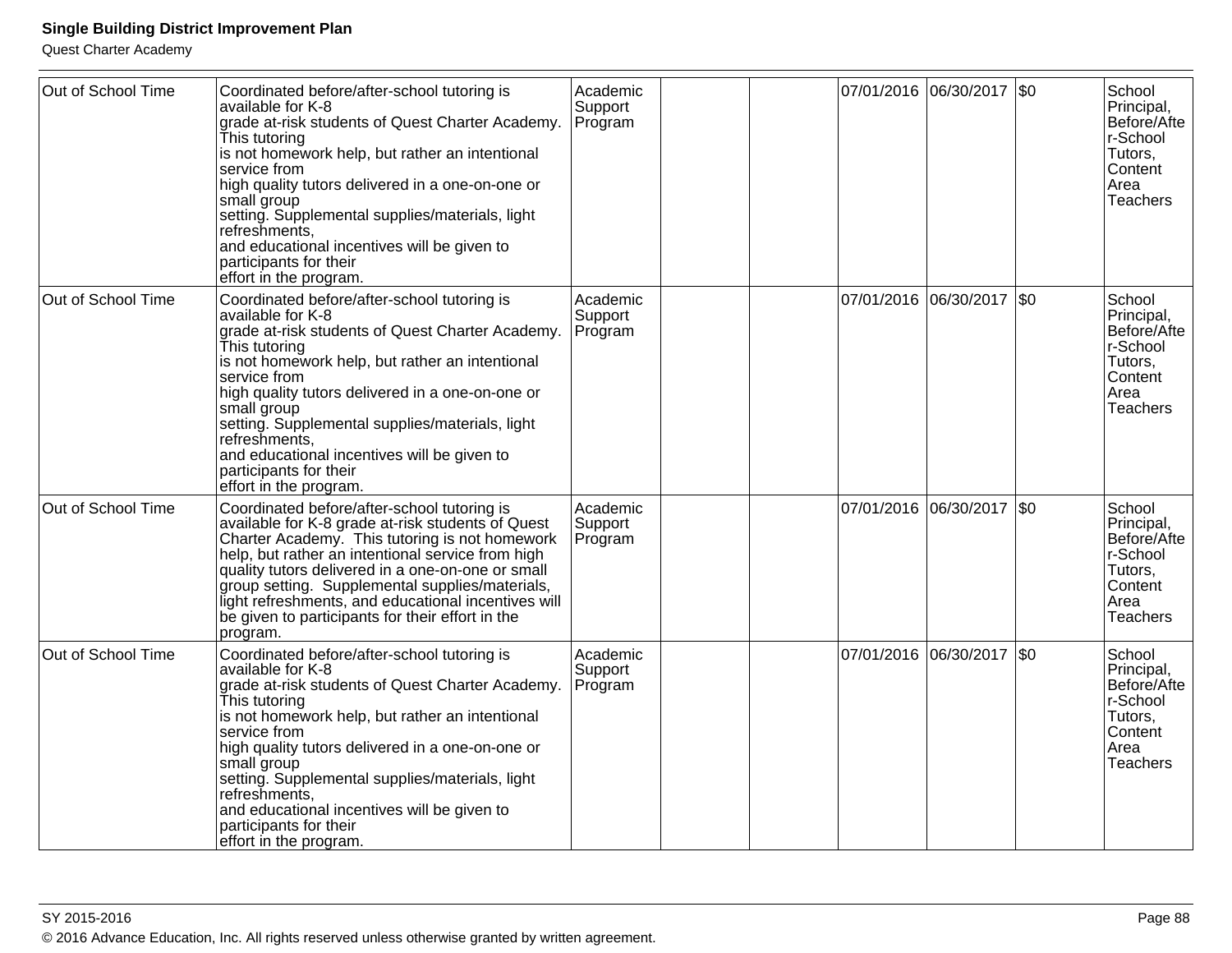| Out of School Time | Coordinated before/after-school tutoring is available for K-8 grade at-risk students of Quest Charter Academy. This tutoring is not homework help, but rather an intentional service from high quality tutors delivered in a one-on-one or small group setting. Supplemental supplies/materials, light refreshments, and educational incentives will be given to participants for their effort in the program. | Academic Support Program | | | 07/01/2016 | 06/30/2017 | $0 | School Principal, Before/After-School Tutors, Content Area Teachers |
|---|---|---|---|---|---|---|---|---|
| Out of School Time | Coordinated before/after-school tutoring is available for K-8 grade at-risk students of Quest Charter Academy. This tutoring is not homework help, but rather an intentional service from high quality tutors delivered in a one-on-one or small group setting. Supplemental supplies/materials, light refreshments, and educational incentives will be given to participants for their effort in the program. | Academic Support Program | | | 07/01/2016 | 06/30/2017 | $0 | School Principal, Before/After-School Tutors, Content Area Teachers |
| Out of School Time | Coordinated before/after-school tutoring is available for K-8 grade at-risk students of Quest Charter Academy. This tutoring is not homework help, but rather an intentional service from high quality tutors delivered in a one-on-one or small group setting. Supplemental supplies/materials, light refreshments, and educational incentives will be given to participants for their effort in the program. | Academic Support Program | | | 07/01/2016 | 06/30/2017 | $0 | School Principal, Before/After-School Tutors, Content Area Teachers |
| Out of School Time | Coordinated before/after-school tutoring is available for K-8 grade at-risk students of Quest Charter Academy. This tutoring is not homework help, but rather an intentional service from high quality tutors delivered in a one-on-one or small group setting. Supplemental supplies/materials, light refreshments, and educational incentives will be given to participants for their effort in the program. | Academic Support Program | | | 07/01/2016 | 06/30/2017 | $0 | School Principal, Before/After-School Tutors, Content Area Teachers |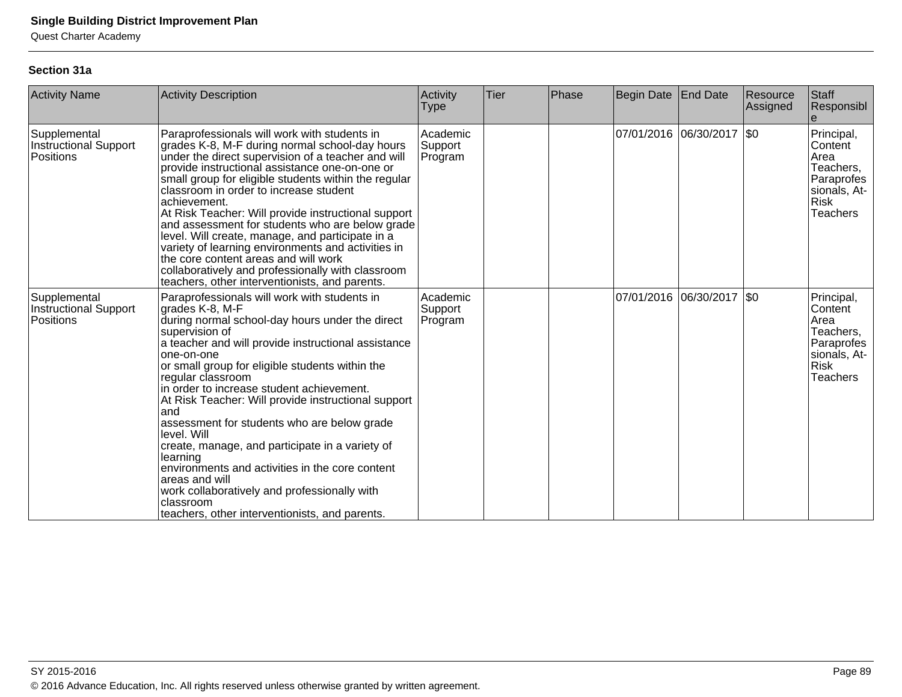**Section 31a**

| Activity Name | Activity Description | Activity Type | Tier | Phase | Begin Date | End Date | Resource Assigned | Staff Responsible |
|---|---|---|---|---|---|---|---|---|
| Supplemental Instructional Support Positions | Paraprofessionals will work with students in grades K-8, M-F during normal school-day hours under the direct supervision of a teacher and will provide instructional assistance one-on-one or small group for eligible students within the regular classroom in order to increase student achievement.<br>At Risk Teacher: Will provide instructional support and assessment for students who are below grade level. Will create, manage, and participate in a variety of learning environments and activities in the core content areas and will work collaboratively and professionally with classroom teachers, other interventionists, and parents. | Academic Support Program | | | 07/01/2016 | 06/30/2017 | $0 | Principal, Content Area Teachers, Paraprofessionals, At-Risk Teachers |
| Supplemental Instructional Support Positions | Paraprofessionals will work with students in grades K-8, M-F<br>during normal school-day hours under the direct supervision of<br>a teacher and will provide instructional assistance one-on-one<br>or small group for eligible students within the regular classroom<br>in order to increase student achievement.<br>At Risk Teacher: Will provide instructional support and<br>assessment for students who are below grade level. Will<br>create, manage, and participate in a variety of learning<br>environments and activities in the core content areas and will<br>work collaboratively and professionally with classroom<br>teachers, other interventionists, and parents. | Academic Support Program | | | 07/01/2016 | 06/30/2017 | $0 | Principal, Content Area Teachers, Paraprofessionals, At-Risk Teachers |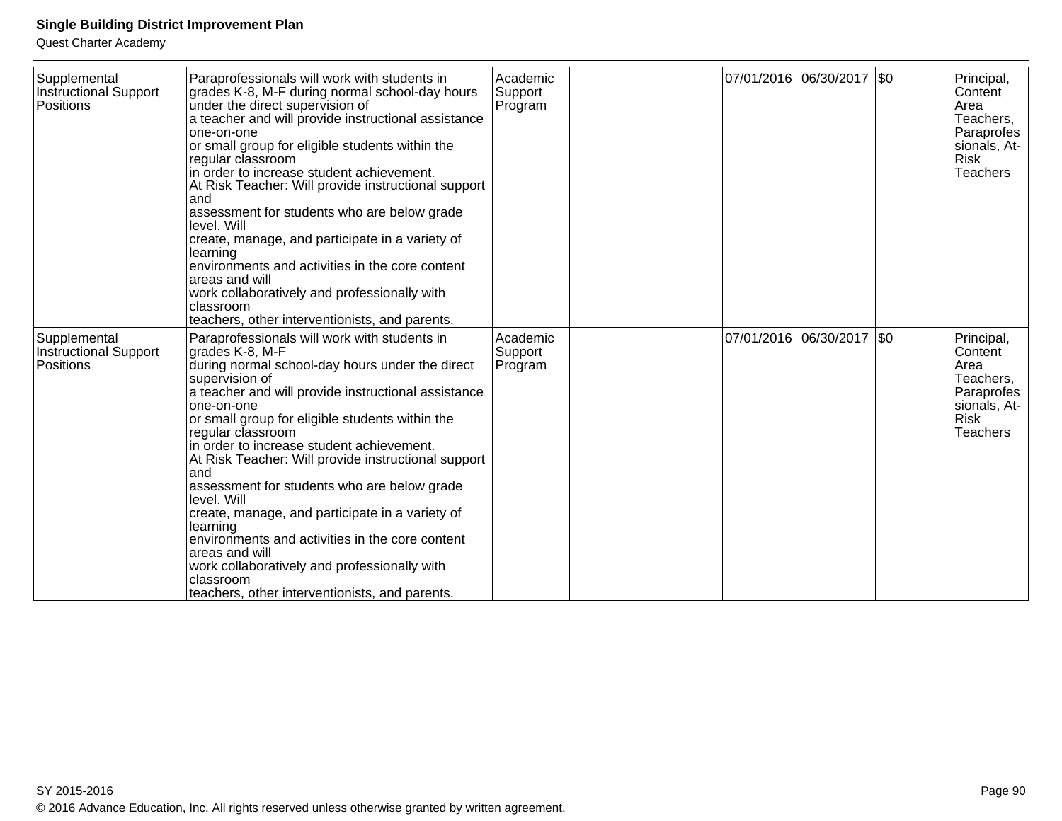| | | | | | | | | |
|---|---|---|---|---|---|---|---|---|
| Supplemental Instructional Support Positions | Paraprofessionals will work with students in grades K-8, M-F during normal school-day hours under the direct supervision of a teacher and will provide instructional assistance one-on-one or small group for eligible students within the regular classroom in order to increase student achievement. At Risk Teacher: Will provide instructional support and assessment for students who are below grade level. Will create, manage, and participate in a variety of learning environments and activities in the core content areas and will work collaboratively and professionally with classroom teachers, other interventionists, and parents. | Academic Support Program | | | 07/01/2016 | 06/30/2017 | $0 | Principal, Content Area Teachers, Paraprofessionals, At-Risk Teachers |
| Supplemental Instructional Support Positions | Paraprofessionals will work with students in grades K-8, M-F during normal school-day hours under the direct supervision of a teacher and will provide instructional assistance one-on-one or small group for eligible students within the regular classroom in order to increase student achievement. At Risk Teacher: Will provide instructional support and assessment for students who are below grade level. Will create, manage, and participate in a variety of learning environments and activities in the core content areas and will work collaboratively and professionally with classroom teachers, other interventionists, and parents. | Academic Support Program | | | 07/01/2016 | 06/30/2017 | $0 | Principal, Content Area Teachers, Paraprofessionals, At-Risk Teachers |